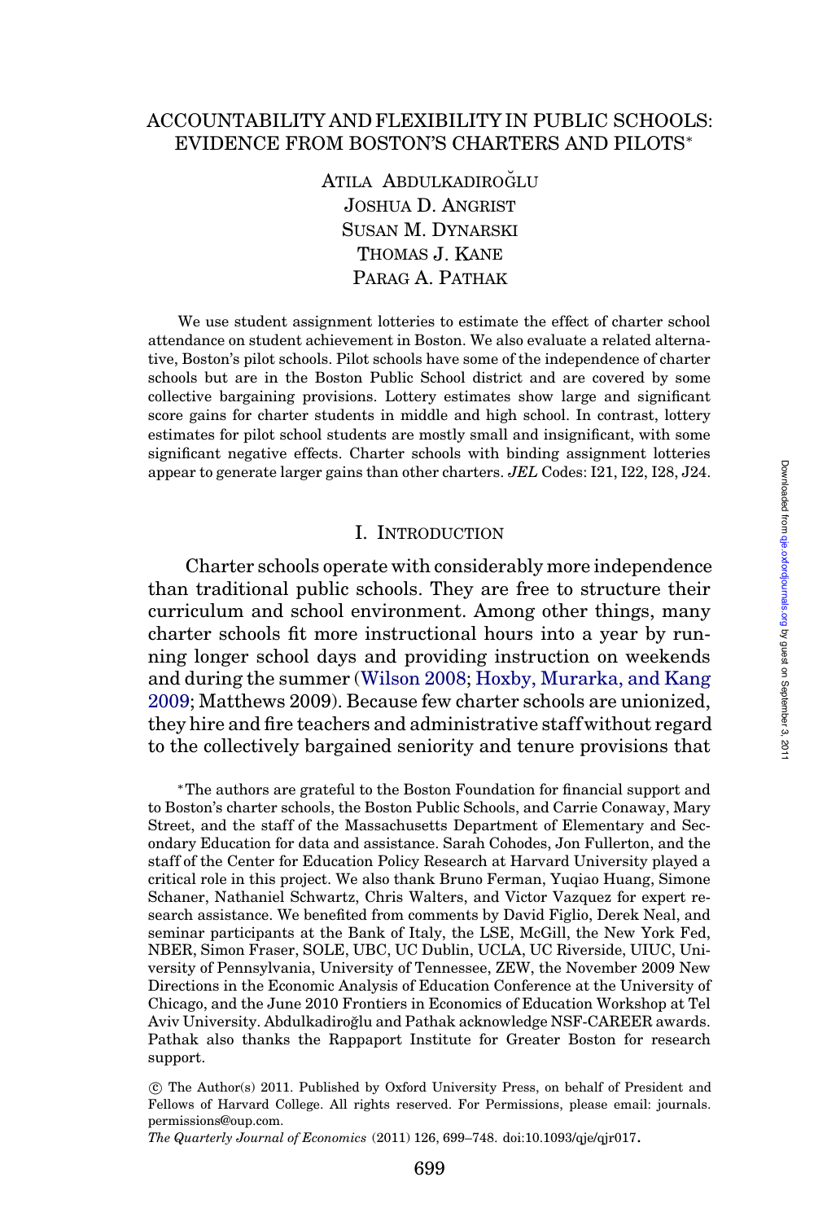# ACCOUNTABILITY AND FLEXIBILITY IN PUBLIC SCHOOLS: EVIDENCE FROM BOSTON'S CHARTERS AND PILOTS*

ATILA ABDULKADIROĞLU
JOSHUA D. ANGRIST
SUSAN M. DYNARSKI
THOMAS J. KANE
PARAG A. PATHAK

We use student assignment lotteries to estimate the effect of charter school attendance on student achievement in Boston. We also evaluate a related alternative, Boston's pilot schools. Pilot schools have some of the independence of charter schools but are in the Boston Public School district and are covered by some collective bargaining provisions. Lottery estimates show large and significant score gains for charter students in middle and high school. In contrast, lottery estimates for pilot school students are mostly small and insignificant, with some significant negative effects. Charter schools with binding assignment lotteries appear to generate larger gains than other charters. *JEL* Codes: I21, I22, I28, J24.

## I. INTRODUCTION

Charter schools operate with considerably more independence than traditional public schools. They are free to structure their curriculum and school environment. Among other things, many charter schools fit more instructional hours into a year by running longer school days and providing instruction on weekends and during the summer (Wilson 2008; Hoxby, Murarka, and Kang 2009; Matthews 2009). Because few charter schools are unionized, they hire and fire teachers and administrative staff without regard to the collectively bargained seniority and tenure provisions that

*The authors are grateful to the Boston Foundation for financial support and to Boston's charter schools, the Boston Public Schools, and Carrie Conaway, Mary Street, and the staff of the Massachusetts Department of Elementary and Secondary Education for data and assistance. Sarah Cohodes, Jon Fullerton, and the staff of the Center for Education Policy Research at Harvard University played a critical role in this project. We also thank Bruno Ferman, Yuqiao Huang, Simone Schaner, Nathaniel Schwartz, Chris Walters, and Victor Vazquez for expert research assistance. We benefited from comments by David Figlio, Derek Neal, and seminar participants at the Bank of Italy, the LSE, McGill, the New York Fed, NBER, Simon Fraser, SOLE, UBC, UC Dublin, UCLA, UC Riverside, UIUC, University of Pennsylvania, University of Tennessee, ZEW, the November 2009 New Directions in the Economic Analysis of Education Conference at the University of Chicago, and the June 2010 Frontiers in Economics of Education Workshop at Tel Aviv University. Abdulkadiroğlu and Pathak acknowledge NSF-CAREER awards. Pathak also thanks the Rappaport Institute for Greater Boston for research support.

© The Author(s) 2011. Published by Oxford University Press, on behalf of President and Fellows of Harvard College. All rights reserved. For Permissions, please email: journals.permissions@oup.com.

*The Quarterly Journal of Economics* (2011) 126, 699–748. doi:10.1093/qje/qjr017.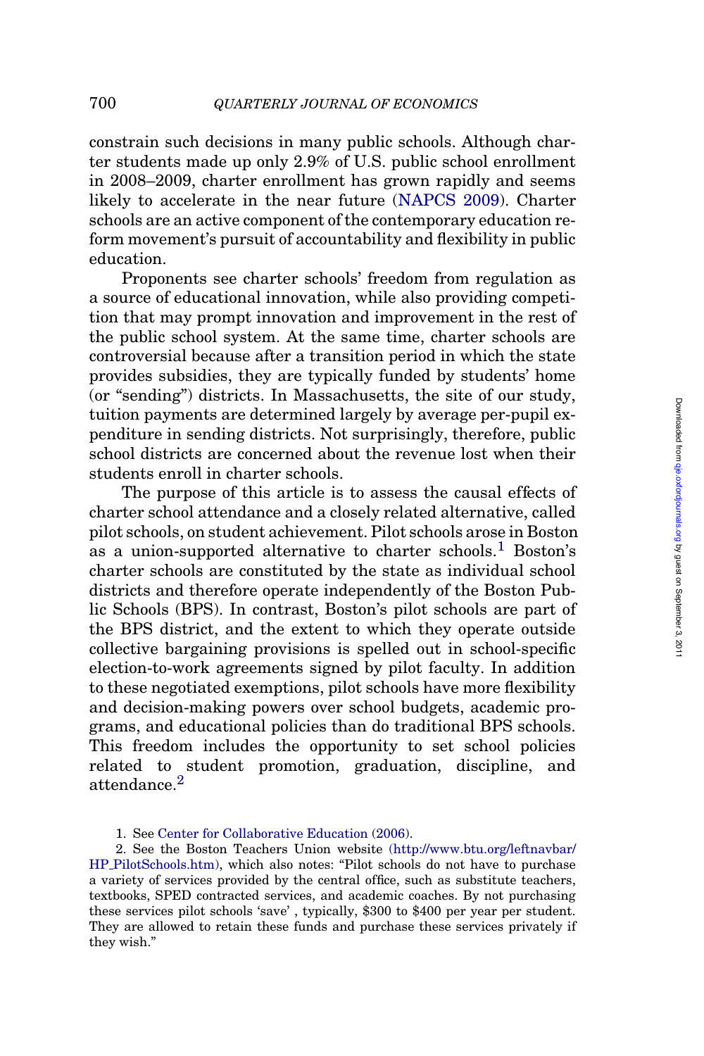constrain such decisions in many public schools. Although charter students made up only 2.9% of U.S. public school enrollment in 2008–2009, charter enrollment has grown rapidly and seems likely to accelerate in the near future (NAPCS 2009). Charter schools are an active component of the contemporary education reform movement's pursuit of accountability and flexibility in public education.

Proponents see charter schools' freedom from regulation as a source of educational innovation, while also providing competition that may prompt innovation and improvement in the rest of the public school system. At the same time, charter schools are controversial because after a transition period in which the state provides subsidies, they are typically funded by students' home (or "sending") districts. In Massachusetts, the site of our study, tuition payments are determined largely by average per-pupil expenditure in sending districts. Not surprisingly, therefore, public school districts are concerned about the revenue lost when their students enroll in charter schools.

The purpose of this article is to assess the causal effects of charter school attendance and a closely related alternative, called pilot schools, on student achievement. Pilot schools arose in Boston as a union-supported alternative to charter schools.[1] Boston's charter schools are constituted by the state as individual school districts and therefore operate independently of the Boston Public Schools (BPS). In contrast, Boston's pilot schools are part of the BPS district, and the extent to which they operate outside collective bargaining provisions is spelled out in school-specific election-to-work agreements signed by pilot faculty. In addition to these negotiated exemptions, pilot schools have more flexibility and decision-making powers over school budgets, academic programs, and educational policies than do traditional BPS schools. This freedom includes the opportunity to set school policies related to student promotion, graduation, discipline, and attendance.[2]

1. See Center for Collaborative Education (2006).

2. See the Boston Teachers Union website (http://www.btu.org/leftnavbar/HP_PilotSchools.htm), which also notes: "Pilot schools do not have to purchase a variety of services provided by the central office, such as substitute teachers, textbooks, SPED contracted services, and academic coaches. By not purchasing these services pilot schools 'save' , typically, $300 to $400 per year per student. They are allowed to retain these funds and purchase these services privately if they wish."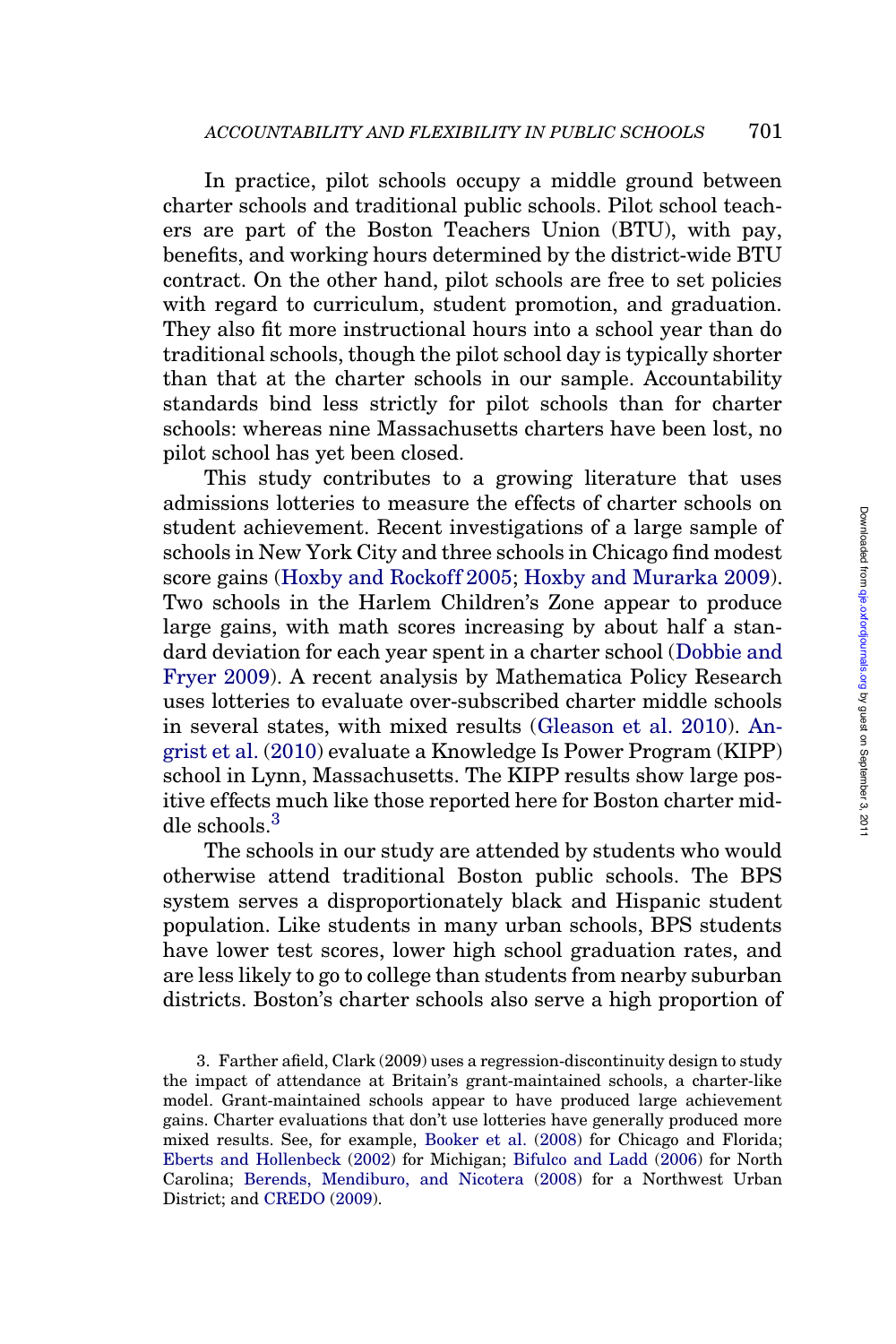In practice, pilot schools occupy a middle ground between charter schools and traditional public schools. Pilot school teachers are part of the Boston Teachers Union (BTU), with pay, benefits, and working hours determined by the district-wide BTU contract. On the other hand, pilot schools are free to set policies with regard to curriculum, student promotion, and graduation. They also fit more instructional hours into a school year than do traditional schools, though the pilot school day is typically shorter than that at the charter schools in our sample. Accountability standards bind less strictly for pilot schools than for charter schools: whereas nine Massachusetts charters have been lost, no pilot school has yet been closed.

This study contributes to a growing literature that uses admissions lotteries to measure the effects of charter schools on student achievement. Recent investigations of a large sample of schools in New York City and three schools in Chicago find modest score gains (Hoxby and Rockoff 2005; Hoxby and Murarka 2009). Two schools in the Harlem Children's Zone appear to produce large gains, with math scores increasing by about half a standard deviation for each year spent in a charter school (Dobbie and Fryer 2009). A recent analysis by Mathematica Policy Research uses lotteries to evaluate over-subscribed charter middle schools in several states, with mixed results (Gleason et al. 2010). Angrist et al. (2010) evaluate a Knowledge Is Power Program (KIPP) school in Lynn, Massachusetts. The KIPP results show large positive effects much like those reported here for Boston charter middle schools.[3]

The schools in our study are attended by students who would otherwise attend traditional Boston public schools. The BPS system serves a disproportionately black and Hispanic student population. Like students in many urban schools, BPS students have lower test scores, lower high school graduation rates, and are less likely to go to college than students from nearby suburban districts. Boston's charter schools also serve a high proportion of

3. Farther afield, Clark (2009) uses a regression-discontinuity design to study the impact of attendance at Britain's grant-maintained schools, a charter-like model. Grant-maintained schools appear to have produced large achievement gains. Charter evaluations that don't use lotteries have generally produced more mixed results. See, for example, Booker et al. (2008) for Chicago and Florida; Eberts and Hollenbeck (2002) for Michigan; Bifulco and Ladd (2006) for North Carolina; Berends, Mendiburo, and Nicotera (2008) for a Northwest Urban District; and CREDO (2009).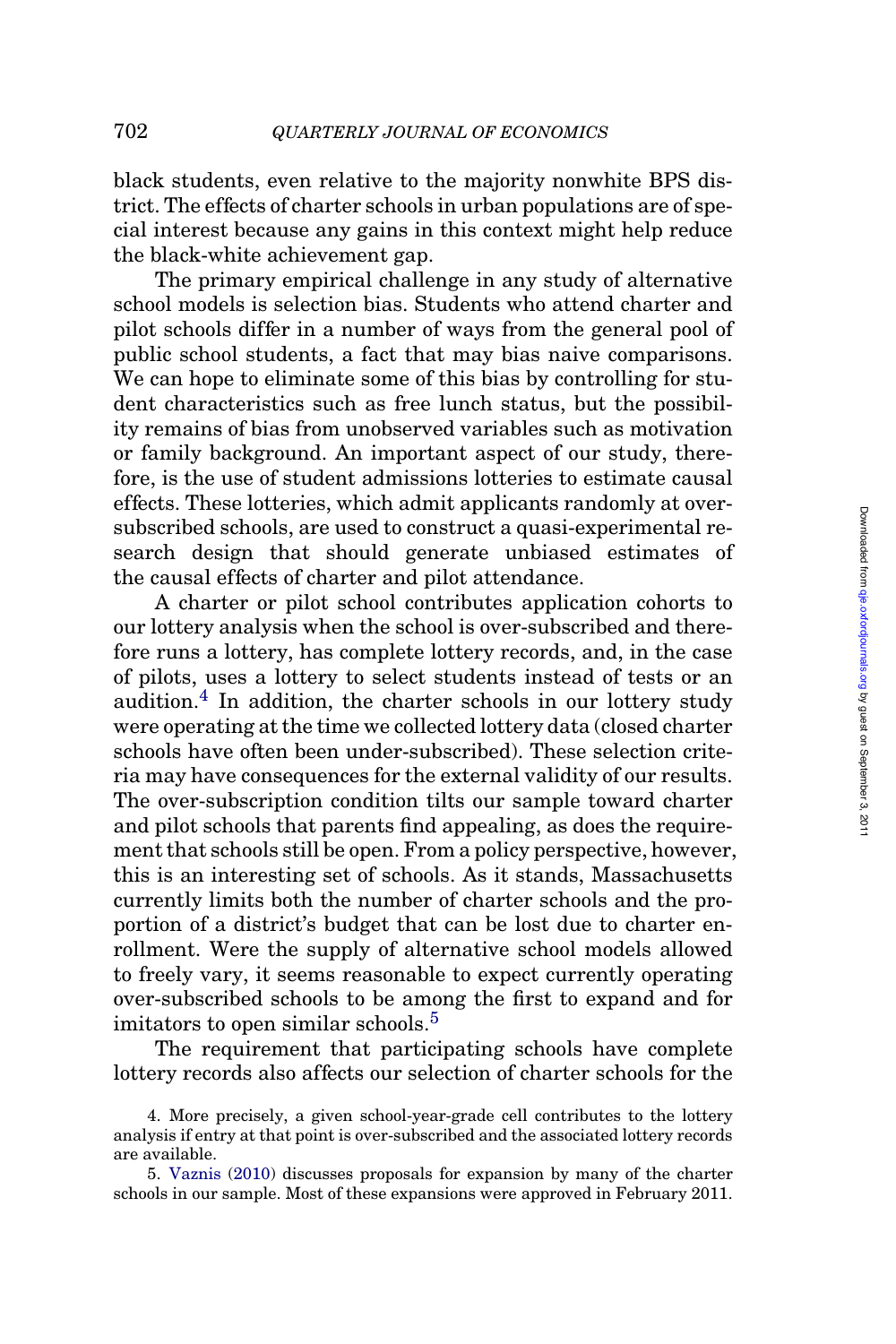black students, even relative to the majority nonwhite BPS district. The effects of charter schools in urban populations are of special interest because any gains in this context might help reduce the black-white achievement gap.

The primary empirical challenge in any study of alternative school models is selection bias. Students who attend charter and pilot schools differ in a number of ways from the general pool of public school students, a fact that may bias naive comparisons. We can hope to eliminate some of this bias by controlling for student characteristics such as free lunch status, but the possibility remains of bias from unobserved variables such as motivation or family background. An important aspect of our study, therefore, is the use of student admissions lotteries to estimate causal effects. These lotteries, which admit applicants randomly at over-subscribed schools, are used to construct a quasi-experimental research design that should generate unbiased estimates of the causal effects of charter and pilot attendance.

A charter or pilot school contributes application cohorts to our lottery analysis when the school is over-subscribed and therefore runs a lottery, has complete lottery records, and, in the case of pilots, uses a lottery to select students instead of tests or an audition.[4] In addition, the charter schools in our lottery study were operating at the time we collected lottery data (closed charter schools have often been under-subscribed). These selection criteria may have consequences for the external validity of our results. The over-subscription condition tilts our sample toward charter and pilot schools that parents find appealing, as does the requirement that schools still be open. From a policy perspective, however, this is an interesting set of schools. As it stands, Massachusetts currently limits both the number of charter schools and the proportion of a district's budget that can be lost due to charter enrollment. Were the supply of alternative school models allowed to freely vary, it seems reasonable to expect currently operating over-subscribed schools to be among the first to expand and for imitators to open similar schools.[5]

The requirement that participating schools have complete lottery records also affects our selection of charter schools for the

4. More precisely, a given school-year-grade cell contributes to the lottery analysis if entry at that point is over-subscribed and the associated lottery records are available.

5. Vaznis (2010) discusses proposals for expansion by many of the charter schools in our sample. Most of these expansions were approved in February 2011.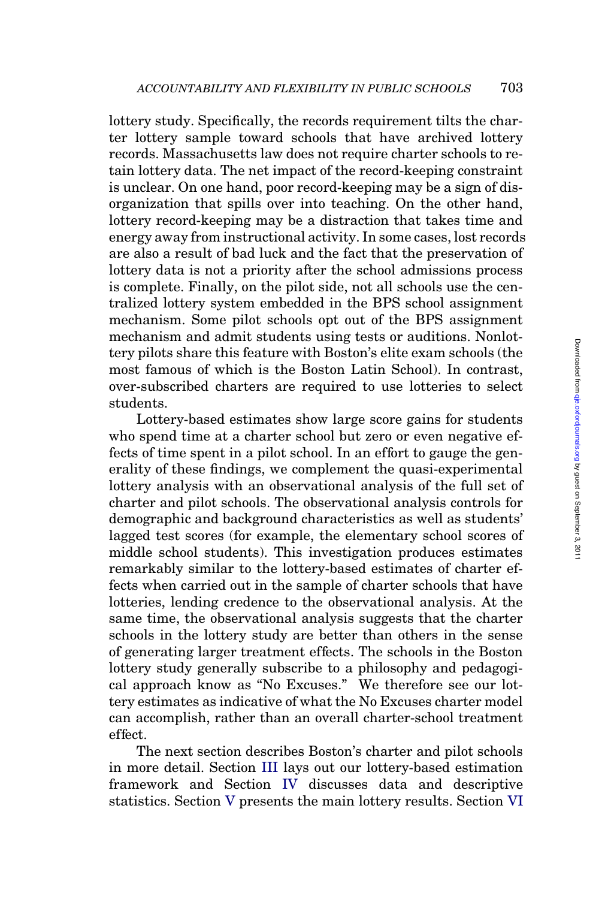lottery study. Specifically, the records requirement tilts the charter lottery sample toward schools that have archived lottery records. Massachusetts law does not require charter schools to retain lottery data. The net impact of the record-keeping constraint is unclear. On one hand, poor record-keeping may be a sign of disorganization that spills over into teaching. On the other hand, lottery record-keeping may be a distraction that takes time and energy away from instructional activity. In some cases, lost records are also a result of bad luck and the fact that the preservation of lottery data is not a priority after the school admissions process is complete. Finally, on the pilot side, not all schools use the centralized lottery system embedded in the BPS school assignment mechanism. Some pilot schools opt out of the BPS assignment mechanism and admit students using tests or auditions. Nonlottery pilots share this feature with Boston's elite exam schools (the most famous of which is the Boston Latin School). In contrast, over-subscribed charters are required to use lotteries to select students.

Lottery-based estimates show large score gains for students who spend time at a charter school but zero or even negative effects of time spent in a pilot school. In an effort to gauge the generality of these findings, we complement the quasi-experimental lottery analysis with an observational analysis of the full set of charter and pilot schools. The observational analysis controls for demographic and background characteristics as well as students' lagged test scores (for example, the elementary school scores of middle school students). This investigation produces estimates remarkably similar to the lottery-based estimates of charter effects when carried out in the sample of charter schools that have lotteries, lending credence to the observational analysis. At the same time, the observational analysis suggests that the charter schools in the lottery study are better than others in the sense of generating larger treatment effects. The schools in the Boston lottery study generally subscribe to a philosophy and pedagogical approach know as "No Excuses." We therefore see our lottery estimates as indicative of what the No Excuses charter model can accomplish, rather than an overall charter-school treatment effect.

The next section describes Boston's charter and pilot schools in more detail. Section III lays out our lottery-based estimation framework and Section IV discusses data and descriptive statistics. Section V presents the main lottery results. Section VI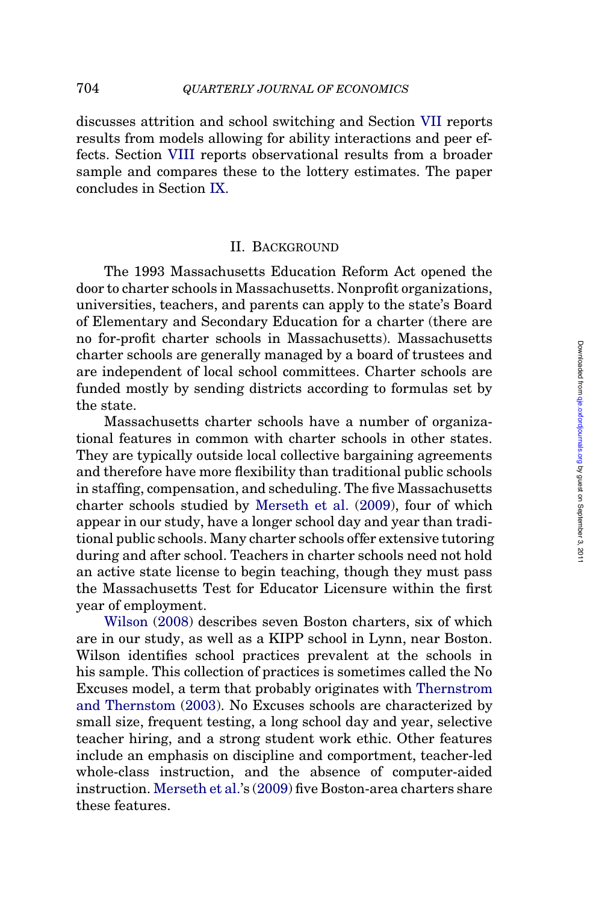discusses attrition and school switching and Section VII reports results from models allowing for ability interactions and peer effects. Section VIII reports observational results from a broader sample and compares these to the lottery estimates. The paper concludes in Section IX.

## II. Background

The 1993 Massachusetts Education Reform Act opened the door to charter schools in Massachusetts. Nonprofit organizations, universities, teachers, and parents can apply to the state's Board of Elementary and Secondary Education for a charter (there are no for-profit charter schools in Massachusetts). Massachusetts charter schools are generally managed by a board of trustees and are independent of local school committees. Charter schools are funded mostly by sending districts according to formulas set by the state.

Massachusetts charter schools have a number of organizational features in common with charter schools in other states. They are typically outside local collective bargaining agreements and therefore have more flexibility than traditional public schools in staffing, compensation, and scheduling. The five Massachusetts charter schools studied by Merseth et al. (2009), four of which appear in our study, have a longer school day and year than traditional public schools. Many charter schools offer extensive tutoring during and after school. Teachers in charter schools need not hold an active state license to begin teaching, though they must pass the Massachusetts Test for Educator Licensure within the first year of employment.

Wilson (2008) describes seven Boston charters, six of which are in our study, as well as a KIPP school in Lynn, near Boston. Wilson identifies school practices prevalent at the schools in his sample. This collection of practices is sometimes called the No Excuses model, a term that probably originates with Thernstrom and Thernstom (2003). No Excuses schools are characterized by small size, frequent testing, a long school day and year, selective teacher hiring, and a strong student work ethic. Other features include an emphasis on discipline and comportment, teacher-led whole-class instruction, and the absence of computer-aided instruction. Merseth et al.'s (2009) five Boston-area charters share these features.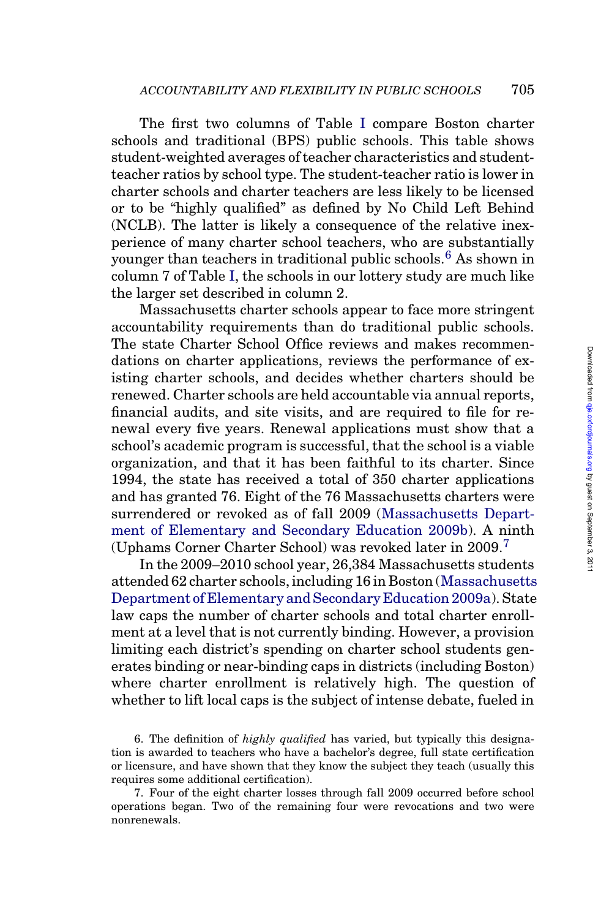The first two columns of Table I compare Boston charter schools and traditional (BPS) public schools. This table shows student-weighted averages of teacher characteristics and student-teacher ratios by school type. The student-teacher ratio is lower in charter schools and charter teachers are less likely to be licensed or to be "highly qualified" as defined by No Child Left Behind (NCLB). The latter is likely a consequence of the relative inexperience of many charter school teachers, who are substantially younger than teachers in traditional public schools.[6] As shown in column 7 of Table I, the schools in our lottery study are much like the larger set described in column 2.

Massachusetts charter schools appear to face more stringent accountability requirements than do traditional public schools. The state Charter School Office reviews and makes recommendations on charter applications, reviews the performance of existing charter schools, and decides whether charters should be renewed. Charter schools are held accountable via annual reports, financial audits, and site visits, and are required to file for renewal every five years. Renewal applications must show that a school's academic program is successful, that the school is a viable organization, and that it has been faithful to its charter. Since 1994, the state has received a total of 350 charter applications and has granted 76. Eight of the 76 Massachusetts charters were surrendered or revoked as of fall 2009 (Massachusetts Department of Elementary and Secondary Education 2009b). A ninth (Uphams Corner Charter School) was revoked later in 2009.[7]

In the 2009–2010 school year, 26,384 Massachusetts students attended 62 charter schools, including 16 in Boston (Massachusetts Department of Elementary and Secondary Education 2009a). State law caps the number of charter schools and total charter enrollment at a level that is not currently binding. However, a provision limiting each district's spending on charter school students generates binding or near-binding caps in districts (including Boston) where charter enrollment is relatively high. The question of whether to lift local caps is the subject of intense debate, fueled in

6. The definition of *highly qualified* has varied, but typically this designation is awarded to teachers who have a bachelor's degree, full state certification or licensure, and have shown that they know the subject they teach (usually this requires some additional certification).

7. Four of the eight charter losses through fall 2009 occurred before school operations began. Two of the remaining four were revocations and two were nonrenewals.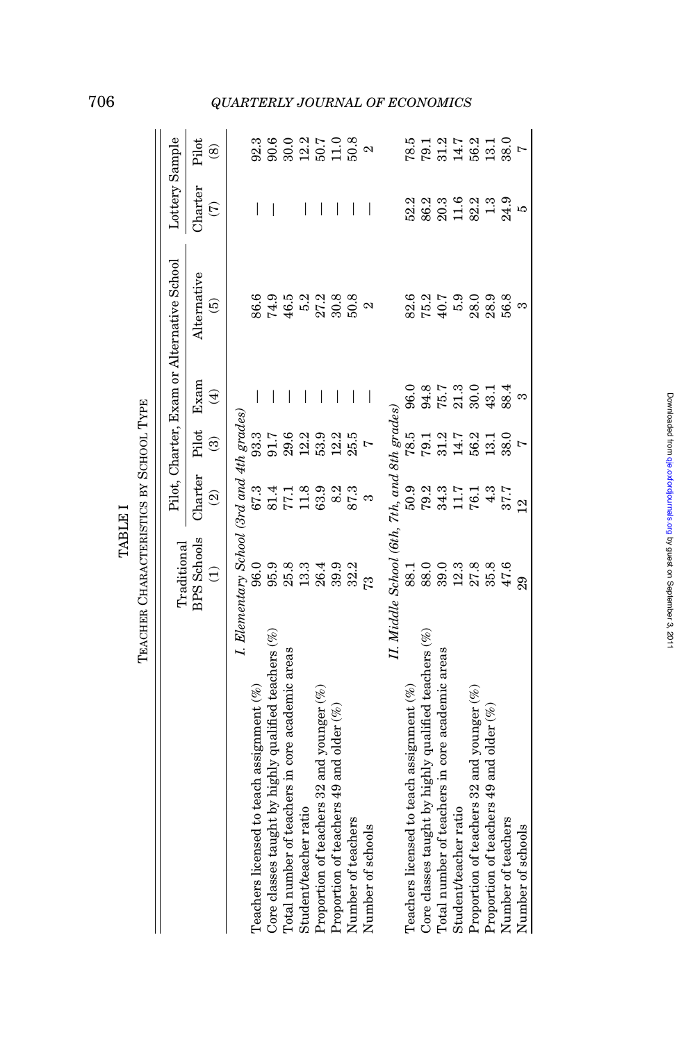TABLE I

TEACHER CHARACTERISTICS BY SCHOOL TYPE

| | Traditional BPS Schools | Pilot, Charter, Exam or Alternative School | | | | Lottery Sample | |
|---|---|---|---|---|---|---|---|
| | | Charter | Pilot | Exam | Alternative | Charter | Pilot |
| | (1) | (2) | (3) | (4) | (5) | (7) | (8) |
| *I. Elementary School (3rd and 4th grades)* | | | | | | | |
| Teachers licensed to teach assignment (%) | 96.0 | 67.3 | 93.3 | — | 86.6 | — | 92.3 |
| Core classes taught by highly qualified teachers (%) | 95.9 | 81.4 | 91.7 | — | 74.9 | — | 90.6 |
| Total number of teachers in core academic areas | 25.8 | 77.1 | 29.6 | — | 46.5 | | 30.0 |
| Student/teacher ratio | 13.3 | 11.8 | 12.2 | — | 5.2 | — | 12.2 |
| Proportion of teachers 32 and younger (%) | 26.4 | 63.9 | 53.9 | — | 27.2 | — | 50.7 |
| Proportion of teachers 49 and older (%) | 39.9 | 8.2 | 12.2 | — | 30.8 | — | 11.0 |
| Number of teachers | 32.2 | 87.3 | 25.5 | — | 50.8 | — | 50.8 |
| Number of schools | 73 | 3 | 7 | — | 2 | — | 2 |
| *II. Middle School (6th, 7th, and 8th grades)* | | | | | | | |
| Teachers licensed to teach assignment (%) | 88.1 | 50.9 | 78.5 | 96.0 | 82.6 | 52.2 | 78.5 |
| Core classes taught by highly qualified teachers (%) | 88.0 | 79.2 | 79.1 | 94.8 | 75.2 | 86.2 | 79.1 |
| Total number of teachers in core academic areas | 39.0 | 34.3 | 31.2 | 75.7 | 40.7 | 20.3 | 31.2 |
| Student/teacher ratio | 12.3 | 11.7 | 14.7 | 21.3 | 5.9 | 11.6 | 14.7 |
| Proportion of teachers 32 and younger (%) | 27.8 | 76.1 | 56.2 | 30.0 | 28.0 | 82.2 | 56.2 |
| Proportion of teachers 49 and older (%) | 35.8 | 4.3 | 13.1 | 43.1 | 28.9 | 1.3 | 13.1 |
| Number of teachers | 47.6 | 37.7 | 38.0 | 88.4 | 56.8 | 24.9 | 38.0 |
| Number of schools | 29 | 12 | 7 | 3 | 3 | 5 | 7 |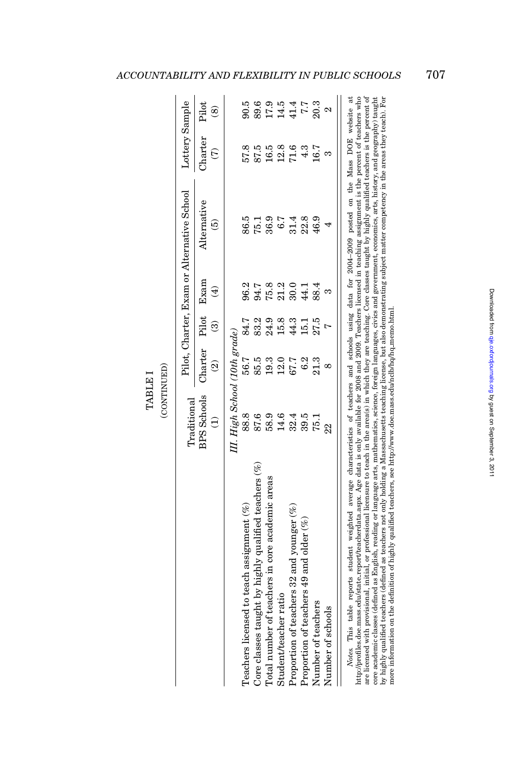TABLE I
(CONTINUED)

| | Traditional BPS Schools | Pilot, Charter, Exam or Alternative School | | | | Lottery Sample | |
|---|---|---|---|---|---|---|---|
| | | Charter | Pilot | Exam | Alternative | Charter | Pilot |
| | (1) | (2) | (3) | (4) | (5) | (7) | (8) |
| *III. High School (10th grade)* | | | | | | | |
| Teachers licensed to teach assignment (%) | 88.8 | 56.7 | 84.7 | 96.2 | 86.5 | 57.8 | 90.5 |
| Core classes taught by highly qualified teachers (%) | 87.6 | 85.5 | 83.2 | 94.7 | 75.1 | 87.5 | 89.6 |
| Total number of teachers in core academic areas | 58.9 | 19.3 | 24.9 | 75.8 | 36.9 | 16.5 | 17.9 |
| Student/teacher ratio | 14.6 | 12.0 | 15.8 | 21.2 | 6.7 | 12.8 | 14.5 |
| Proportion of teachers 32 and younger (%) | 32.4 | 67.7 | 44.3 | 30.0 | 31.4 | 71.6 | 41.4 |
| Proportion of teachers 49 and older (%) | 39.5 | 6.2 | 15.1 | 44.1 | 22.8 | 4.3 | 7.7 |
| Number of teachers | 75.1 | 21.3 | 27.5 | 88.4 | 46.9 | 16.7 | 20.3 |
| Number of schools | 22 | 8 | 7 | 3 | 4 | 3 | 2 |

*Notes.* This table reports student weighted average characteristics of teachers and schools using data for 2004–2009 posted on the Mass DOE website at http://profiles.doe.mass.edu/state_report/teacherdata.aspx. Age data is only available for 2008 and 2009. Teachers licensed in teaching assignment is the percent of teachers who are licensed with provisional, initial, or professional licensure to teach in the area(s) in which they are teaching. Core classes taught by highly qualified teachers is the percent of core academic classes (defined as English, reading or language arts, mathematics, science, foreign languages, civics and government, economics, arts, history, and geography) taught by highly qualified teachers (defined as teachers not only holding a Massachusetts teaching license, but also demonstrating subject matter competency in the areas they teach). For more information on the definition of highly qualified teachers, see http://www.doe.mass.edu/nclb/hq/hq_memo.html.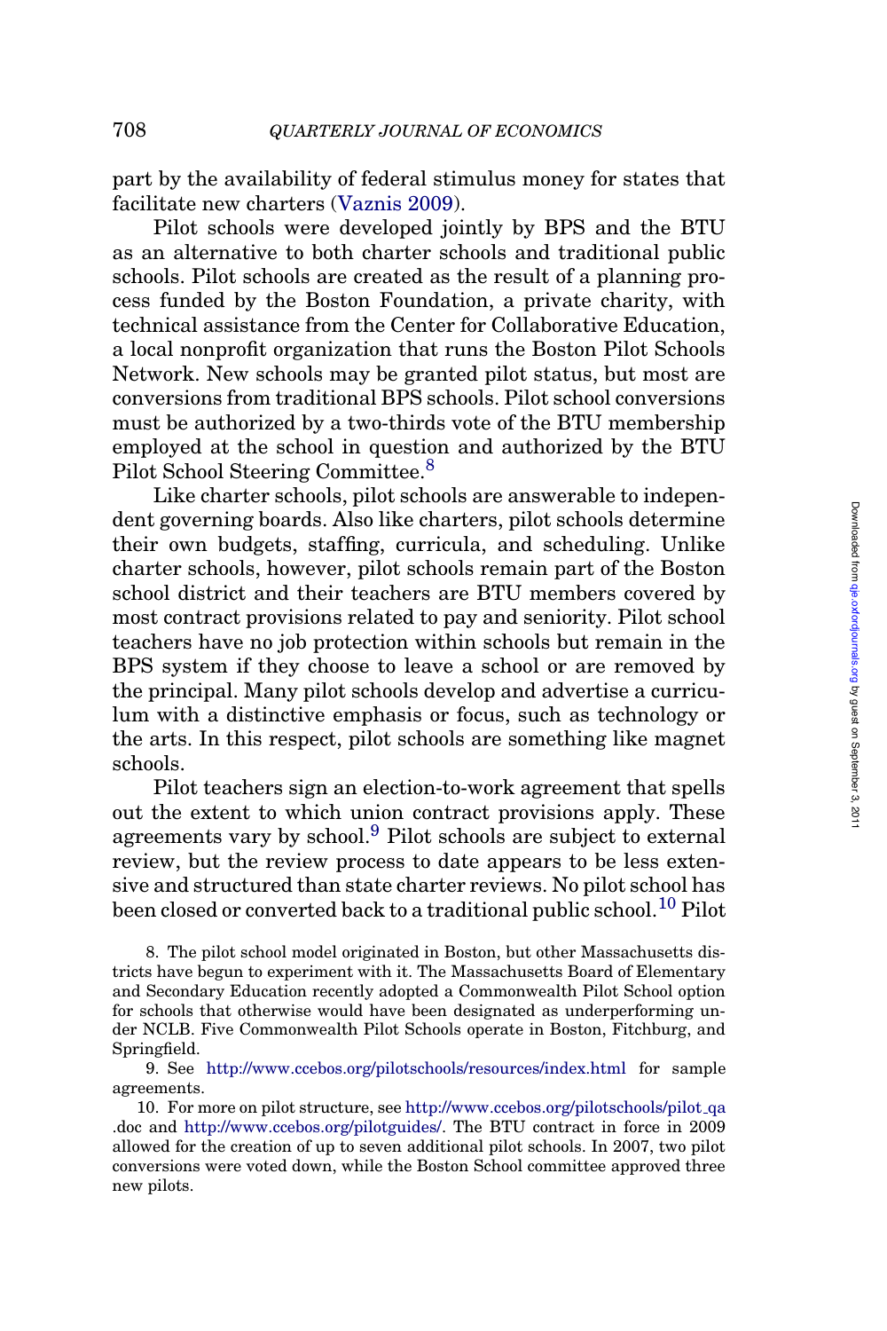part by the availability of federal stimulus money for states that facilitate new charters (Vaznis 2009).

Pilot schools were developed jointly by BPS and the BTU as an alternative to both charter schools and traditional public schools. Pilot schools are created as the result of a planning process funded by the Boston Foundation, a private charity, with technical assistance from the Center for Collaborative Education, a local nonprofit organization that runs the Boston Pilot Schools Network. New schools may be granted pilot status, but most are conversions from traditional BPS schools. Pilot school conversions must be authorized by a two-thirds vote of the BTU membership employed at the school in question and authorized by the BTU Pilot School Steering Committee.[8]

Like charter schools, pilot schools are answerable to independent governing boards. Also like charters, pilot schools determine their own budgets, staffing, curricula, and scheduling. Unlike charter schools, however, pilot schools remain part of the Boston school district and their teachers are BTU members covered by most contract provisions related to pay and seniority. Pilot school teachers have no job protection within schools but remain in the BPS system if they choose to leave a school or are removed by the principal. Many pilot schools develop and advertise a curriculum with a distinctive emphasis or focus, such as technology or the arts. In this respect, pilot schools are something like magnet schools.

Pilot teachers sign an election-to-work agreement that spells out the extent to which union contract provisions apply. These agreements vary by school.[9] Pilot schools are subject to external review, but the review process to date appears to be less extensive and structured than state charter reviews. No pilot school has been closed or converted back to a traditional public school.[10] Pilot

8. The pilot school model originated in Boston, but other Massachusetts districts have begun to experiment with it. The Massachusetts Board of Elementary and Secondary Education recently adopted a Commonwealth Pilot School option for schools that otherwise would have been designated as underperforming under NCLB. Five Commonwealth Pilot Schools operate in Boston, Fitchburg, and Springfield.

9. See http://www.ccebos.org/pilotschools/resources/index.html for sample agreements.

10. For more on pilot structure, see http://www.ccebos.org/pilotschools/pilot_qa.doc and http://www.ccebos.org/pilotguides/. The BTU contract in force in 2009 allowed for the creation of up to seven additional pilot schools. In 2007, two pilot conversions were voted down, while the Boston School committee approved three new pilots.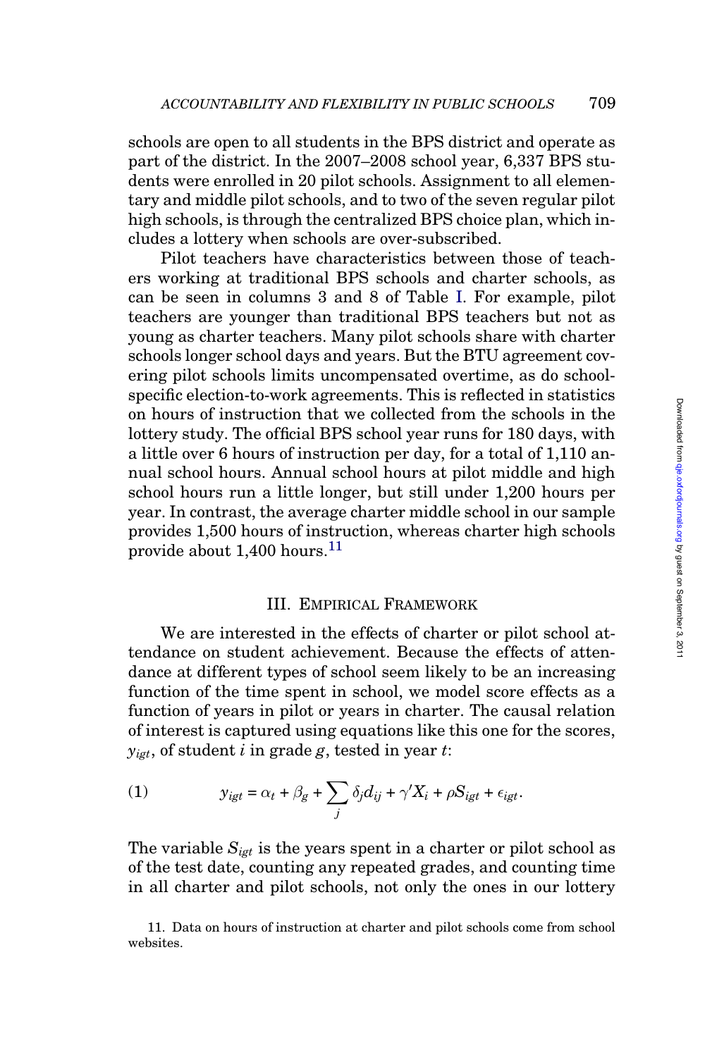schools are open to all students in the BPS district and operate as part of the district. In the 2007–2008 school year, 6,337 BPS students were enrolled in 20 pilot schools. Assignment to all elementary and middle pilot schools, and to two of the seven regular pilot high schools, is through the centralized BPS choice plan, which includes a lottery when schools are over-subscribed.

Pilot teachers have characteristics between those of teachers working at traditional BPS schools and charter schools, as can be seen in columns 3 and 8 of Table I. For example, pilot teachers are younger than traditional BPS teachers but not as young as charter teachers. Many pilot schools share with charter schools longer school days and years. But the BTU agreement covering pilot schools limits uncompensated overtime, as do school-specific election-to-work agreements. This is reflected in statistics on hours of instruction that we collected from the schools in the lottery study. The official BPS school year runs for 180 days, with a little over 6 hours of instruction per day, for a total of 1,110 annual school hours. Annual school hours at pilot middle and high school hours run a little longer, but still under 1,200 hours per year. In contrast, the average charter middle school in our sample provides 1,500 hours of instruction, whereas charter high schools provide about 1,400 hours.[11]

## III. Empirical Framework

We are interested in the effects of charter or pilot school attendance on student achievement. Because the effects of attendance at different types of school seem likely to be an increasing function of the time spent in school, we model score effects as a function of years in pilot or years in charter. The causal relation of interest is captured using equations like this one for the scores, $y_{igt}$, of student $i$ in grade $g$, tested in year $t$:

$$y_{igt} = \alpha_t + \beta_g + \sum_j \delta_j d_{ij} + \gamma' X_i + \rho S_{igt} + \epsilon_{igt}. \tag{1}$$

The variable $S_{igt}$ is the years spent in a charter or pilot school as of the test date, counting any repeated grades, and counting time in all charter and pilot schools, not only the ones in our lottery

11. Data on hours of instruction at charter and pilot schools come from school websites.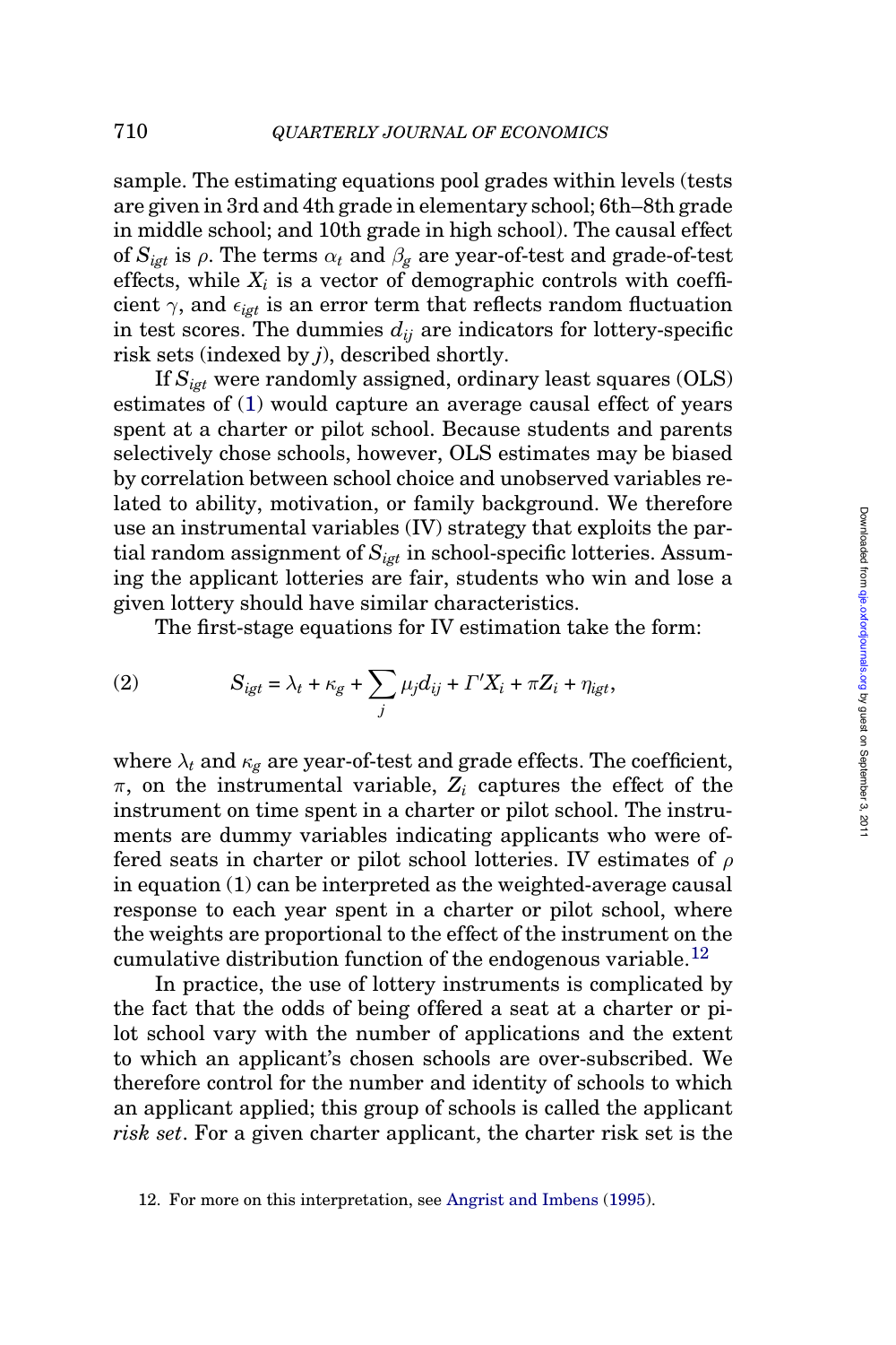sample. The estimating equations pool grades within levels (tests are given in 3rd and 4th grade in elementary school; 6th–8th grade in middle school; and 10th grade in high school). The causal effect of $S_{igt}$ is $\rho$. The terms $\alpha_t$ and $\beta_g$ are year-of-test and grade-of-test effects, while $X_i$ is a vector of demographic controls with coefficient $\gamma$, and $\epsilon_{igt}$ is an error term that reflects random fluctuation in test scores. The dummies $d_{ij}$ are indicators for lottery-specific risk sets (indexed by $j$), described shortly.

If $S_{igt}$ were randomly assigned, ordinary least squares (OLS) estimates of (1) would capture an average causal effect of years spent at a charter or pilot school. Because students and parents selectively chose schools, however, OLS estimates may be biased by correlation between school choice and unobserved variables related to ability, motivation, or family background. We therefore use an instrumental variables (IV) strategy that exploits the partial random assignment of $S_{igt}$ in school-specific lotteries. Assuming the applicant lotteries are fair, students who win and lose a given lottery should have similar characteristics.

The first-stage equations for IV estimation take the form:

$$S_{igt} = \lambda_t + \kappa_g + \sum_j \mu_j d_{ij} + \Gamma' X_i + \pi Z_i + \eta_{igt}, \tag{2}$$

where $\lambda_t$ and $\kappa_g$ are year-of-test and grade effects. The coefficient, $\pi$, on the instrumental variable, $Z_i$ captures the effect of the instrument on time spent in a charter or pilot school. The instruments are dummy variables indicating applicants who were offered seats in charter or pilot school lotteries. IV estimates of $\rho$ in equation (1) can be interpreted as the weighted-average causal response to each year spent in a charter or pilot school, where the weights are proportional to the effect of the instrument on the cumulative distribution function of the endogenous variable.[12]

In practice, the use of lottery instruments is complicated by the fact that the odds of being offered a seat at a charter or pilot school vary with the number of applications and the extent to which an applicant's chosen schools are over-subscribed. We therefore control for the number and identity of schools to which an applicant applied; this group of schools is called the applicant *risk set*. For a given charter applicant, the charter risk set is the

12. For more on this interpretation, see Angrist and Imbens (1995).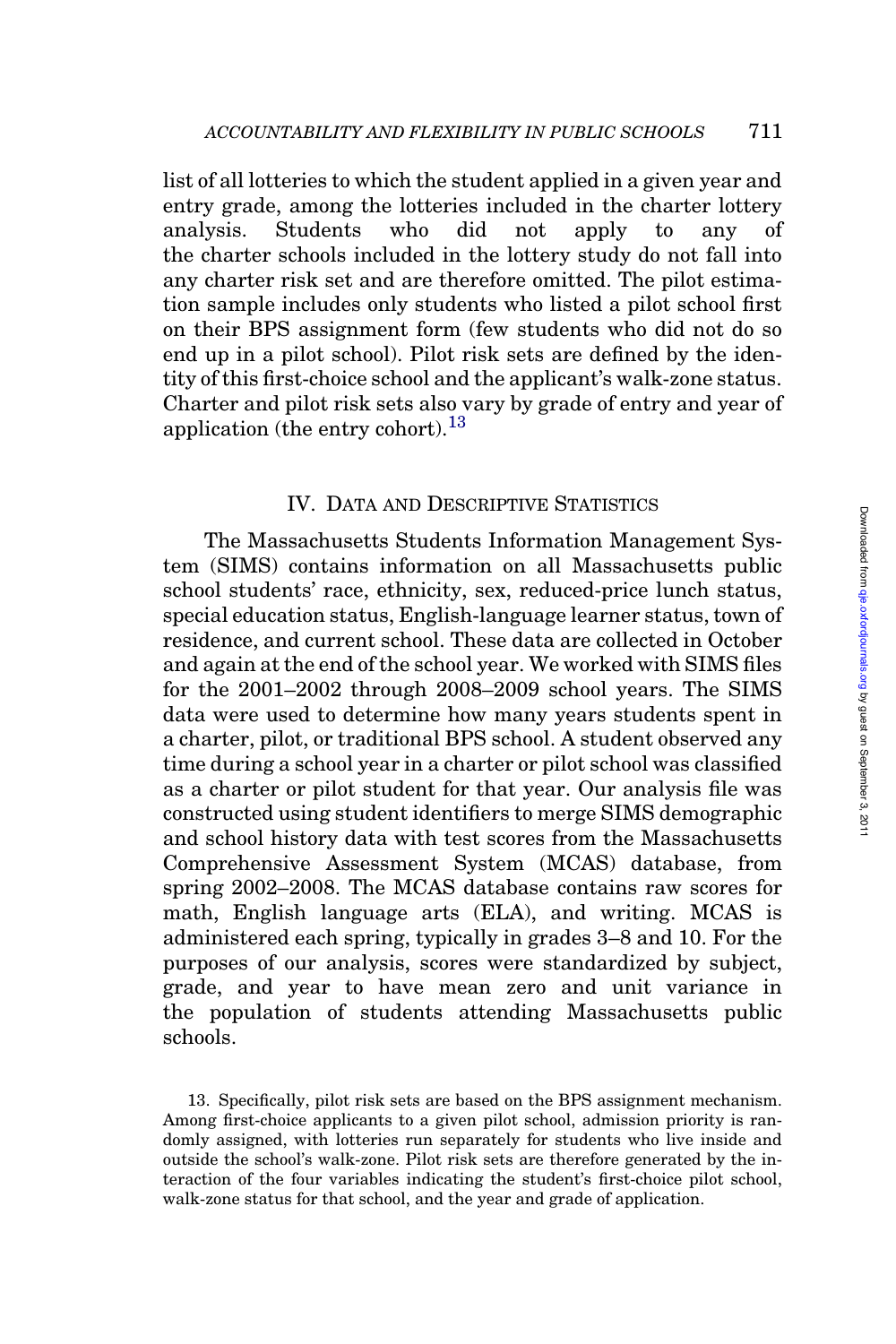list of all lotteries to which the student applied in a given year and entry grade, among the lotteries included in the charter lottery analysis. Students who did not apply to any of the charter schools included in the lottery study do not fall into any charter risk set and are therefore omitted. The pilot estimation sample includes only students who listed a pilot school first on their BPS assignment form (few students who did not do so end up in a pilot school). Pilot risk sets are defined by the identity of this first-choice school and the applicant's walk-zone status. Charter and pilot risk sets also vary by grade of entry and year of application (the entry cohort).[13]

## IV. Data and Descriptive Statistics

The Massachusetts Students Information Management System (SIMS) contains information on all Massachusetts public school students' race, ethnicity, sex, reduced-price lunch status, special education status, English-language learner status, town of residence, and current school. These data are collected in October and again at the end of the school year. We worked with SIMS files for the 2001–2002 through 2008–2009 school years. The SIMS data were used to determine how many years students spent in a charter, pilot, or traditional BPS school. A student observed any time during a school year in a charter or pilot school was classified as a charter or pilot student for that year. Our analysis file was constructed using student identifiers to merge SIMS demographic and school history data with test scores from the Massachusetts Comprehensive Assessment System (MCAS) database, from spring 2002–2008. The MCAS database contains raw scores for math, English language arts (ELA), and writing. MCAS is administered each spring, typically in grades 3–8 and 10. For the purposes of our analysis, scores were standardized by subject, grade, and year to have mean zero and unit variance in the population of students attending Massachusetts public schools.

13. Specifically, pilot risk sets are based on the BPS assignment mechanism. Among first-choice applicants to a given pilot school, admission priority is randomly assigned, with lotteries run separately for students who live inside and outside the school's walk-zone. Pilot risk sets are therefore generated by the interaction of the four variables indicating the student's first-choice pilot school, walk-zone status for that school, and the year and grade of application.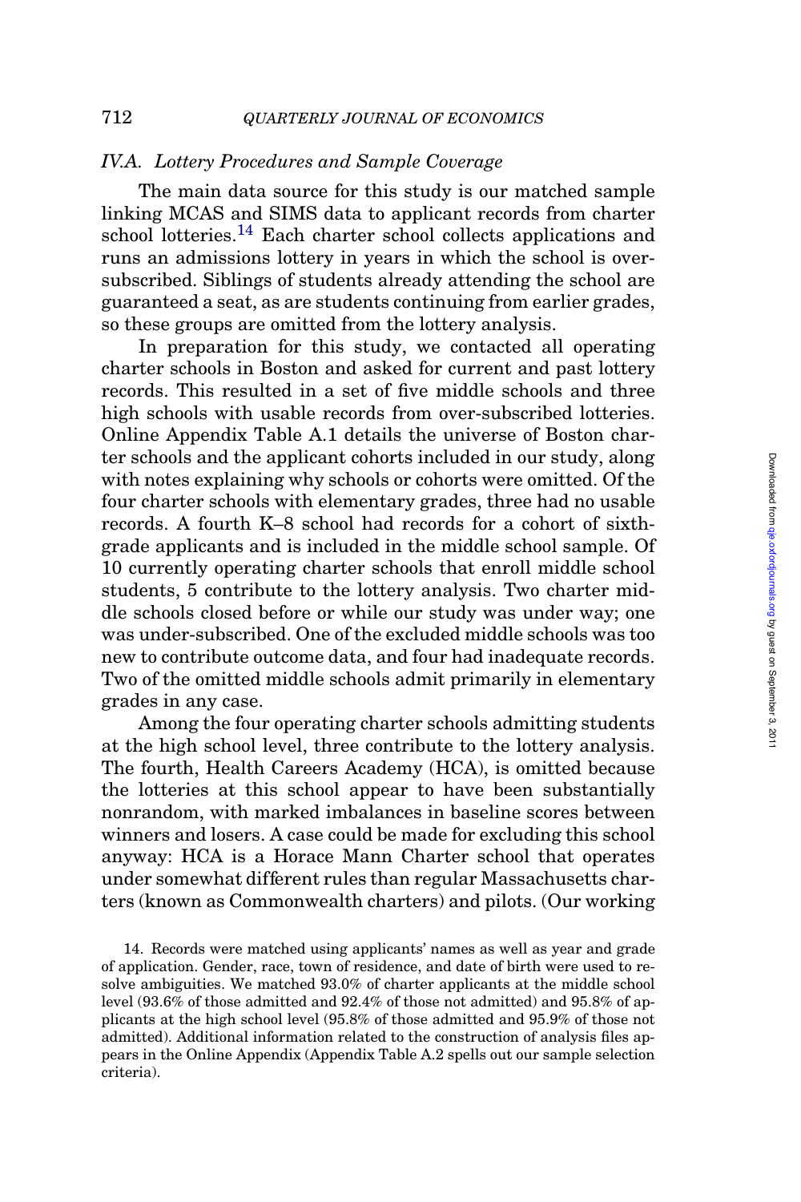### *IV.A. Lottery Procedures and Sample Coverage*

The main data source for this study is our matched sample linking MCAS and SIMS data to applicant records from charter school lotteries.[14] Each charter school collects applications and runs an admissions lottery in years in which the school is oversubscribed. Siblings of students already attending the school are guaranteed a seat, as are students continuing from earlier grades, so these groups are omitted from the lottery analysis.

In preparation for this study, we contacted all operating charter schools in Boston and asked for current and past lottery records. This resulted in a set of five middle schools and three high schools with usable records from over-subscribed lotteries. Online Appendix Table A.1 details the universe of Boston charter schools and the applicant cohorts included in our study, along with notes explaining why schools or cohorts were omitted. Of the four charter schools with elementary grades, three had no usable records. A fourth K–8 school had records for a cohort of sixth-grade applicants and is included in the middle school sample. Of 10 currently operating charter schools that enroll middle school students, 5 contribute to the lottery analysis. Two charter middle schools closed before or while our study was under way; one was under-subscribed. One of the excluded middle schools was too new to contribute outcome data, and four had inadequate records. Two of the omitted middle schools admit primarily in elementary grades in any case.

Among the four operating charter schools admitting students at the high school level, three contribute to the lottery analysis. The fourth, Health Careers Academy (HCA), is omitted because the lotteries at this school appear to have been substantially nonrandom, with marked imbalances in baseline scores between winners and losers. A case could be made for excluding this school anyway: HCA is a Horace Mann Charter school that operates under somewhat different rules than regular Massachusetts charters (known as Commonwealth charters) and pilots. (Our working

14. Records were matched using applicants' names as well as year and grade of application. Gender, race, town of residence, and date of birth were used to resolve ambiguities. We matched 93.0% of charter applicants at the middle school level (93.6% of those admitted and 92.4% of those not admitted) and 95.8% of applicants at the high school level (95.8% of those admitted and 95.9% of those not admitted). Additional information related to the construction of analysis files appears in the Online Appendix (Appendix Table A.2 spells out our sample selection criteria).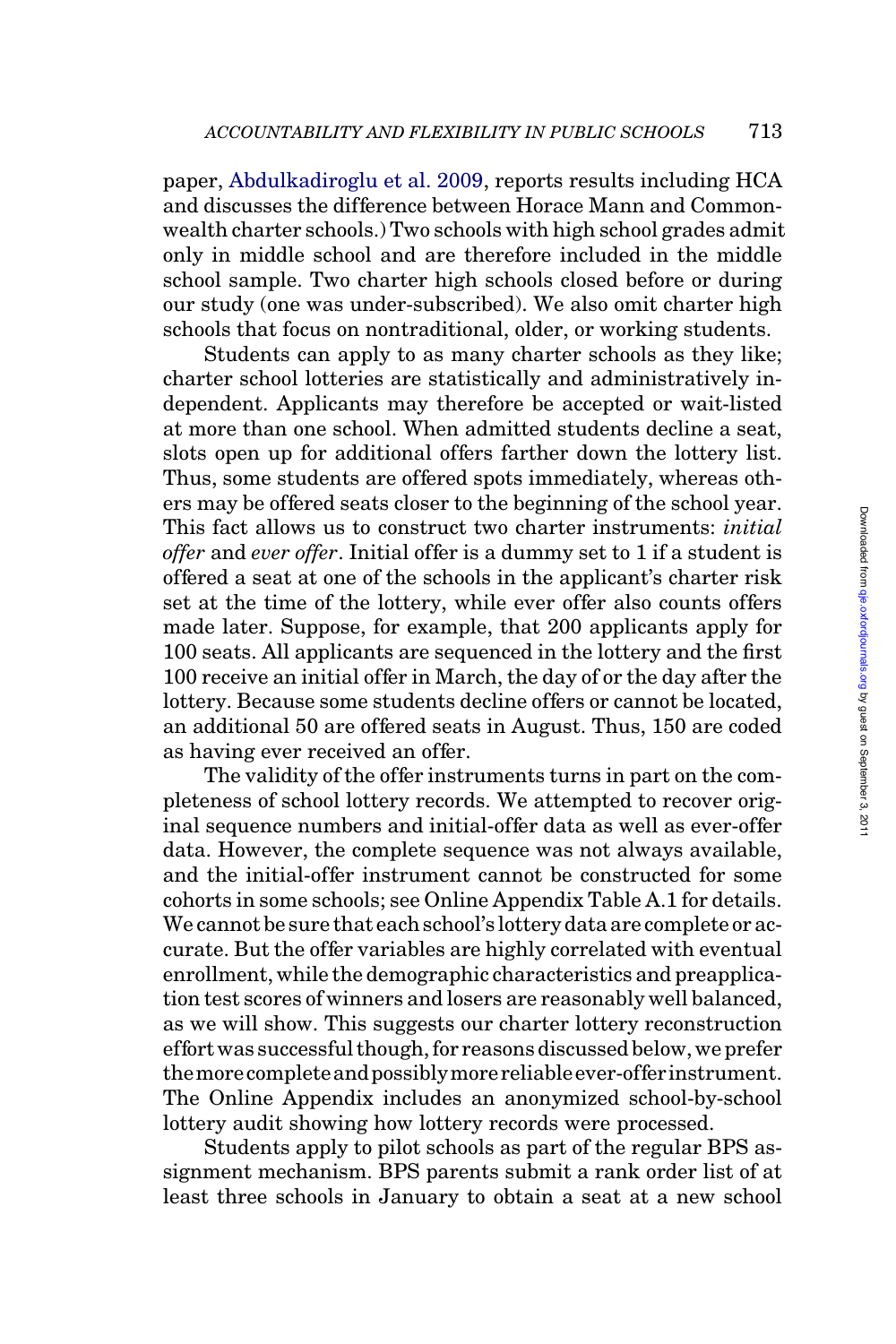paper, Abdulkadiroglu et al. 2009, reports results including HCA and discusses the difference between Horace Mann and Commonwealth charter schools.) Two schools with high school grades admit only in middle school and are therefore included in the middle school sample. Two charter high schools closed before or during our study (one was under-subscribed). We also omit charter high schools that focus on nontraditional, older, or working students.

Students can apply to as many charter schools as they like; charter school lotteries are statistically and administratively independent. Applicants may therefore be accepted or wait-listed at more than one school. When admitted students decline a seat, slots open up for additional offers farther down the lottery list. Thus, some students are offered spots immediately, whereas others may be offered seats closer to the beginning of the school year. This fact allows us to construct two charter instruments: *initial offer* and *ever offer*. Initial offer is a dummy set to 1 if a student is offered a seat at one of the schools in the applicant's charter risk set at the time of the lottery, while ever offer also counts offers made later. Suppose, for example, that 200 applicants apply for 100 seats. All applicants are sequenced in the lottery and the first 100 receive an initial offer in March, the day of or the day after the lottery. Because some students decline offers or cannot be located, an additional 50 are offered seats in August. Thus, 150 are coded as having ever received an offer.

The validity of the offer instruments turns in part on the completeness of school lottery records. We attempted to recover original sequence numbers and initial-offer data as well as ever-offer data. However, the complete sequence was not always available, and the initial-offer instrument cannot be constructed for some cohorts in some schools; see Online Appendix Table A.1 for details. We cannot be sure that each school's lottery data are complete or accurate. But the offer variables are highly correlated with eventual enrollment, while the demographic characteristics and preapplication test scores of winners and losers are reasonably well balanced, as we will show. This suggests our charter lottery reconstruction effort was successful though, for reasons discussed below, we prefer the more complete and possibly more reliable ever-offer instrument. The Online Appendix includes an anonymized school-by-school lottery audit showing how lottery records were processed.

Students apply to pilot schools as part of the regular BPS assignment mechanism. BPS parents submit a rank order list of at least three schools in January to obtain a seat at a new school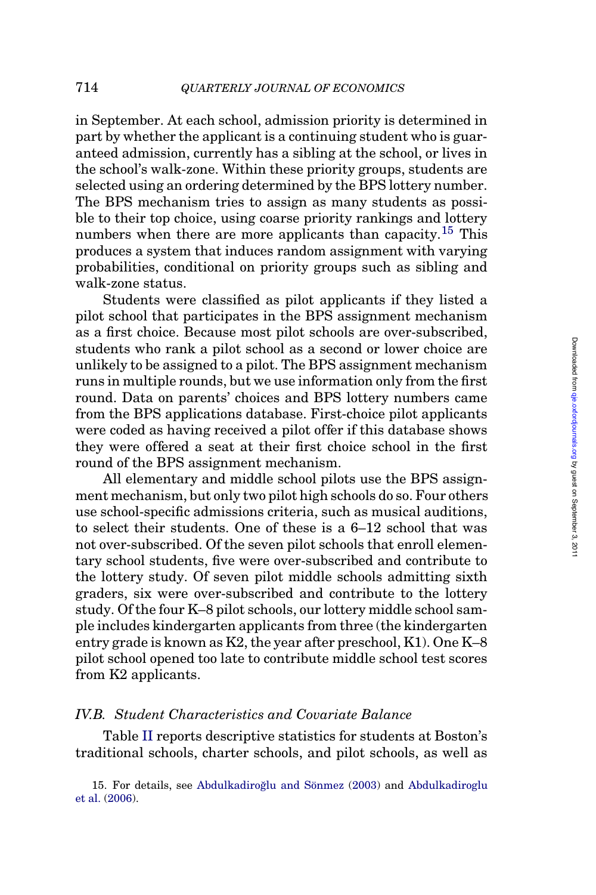in September. At each school, admission priority is determined in part by whether the applicant is a continuing student who is guaranteed admission, currently has a sibling at the school, or lives in the school's walk-zone. Within these priority groups, students are selected using an ordering determined by the BPS lottery number. The BPS mechanism tries to assign as many students as possible to their top choice, using coarse priority rankings and lottery numbers when there are more applicants than capacity.[15] This produces a system that induces random assignment with varying probabilities, conditional on priority groups such as sibling and walk-zone status.

Students were classified as pilot applicants if they listed a pilot school that participates in the BPS assignment mechanism as a first choice. Because most pilot schools are over-subscribed, students who rank a pilot school as a second or lower choice are unlikely to be assigned to a pilot. The BPS assignment mechanism runs in multiple rounds, but we use information only from the first round. Data on parents' choices and BPS lottery numbers came from the BPS applications database. First-choice pilot applicants were coded as having received a pilot offer if this database shows they were offered a seat at their first choice school in the first round of the BPS assignment mechanism.

All elementary and middle school pilots use the BPS assignment mechanism, but only two pilot high schools do so. Four others use school-specific admissions criteria, such as musical auditions, to select their students. One of these is a 6–12 school that was not over-subscribed. Of the seven pilot schools that enroll elementary school students, five were over-subscribed and contribute to the lottery study. Of seven pilot middle schools admitting sixth graders, six were over-subscribed and contribute to the lottery study. Of the four K–8 pilot schools, our lottery middle school sample includes kindergarten applicants from three (the kindergarten entry grade is known as K2, the year after preschool, K1). One K–8 pilot school opened too late to contribute middle school test scores from K2 applicants.

### IV.B. *Student Characteristics and Covariate Balance*

Table II reports descriptive statistics for students at Boston's traditional schools, charter schools, and pilot schools, as well as

15. For details, see Abdulkadiroğlu and Sönmez (2003) and Abdulkadiroglu et al. (2006).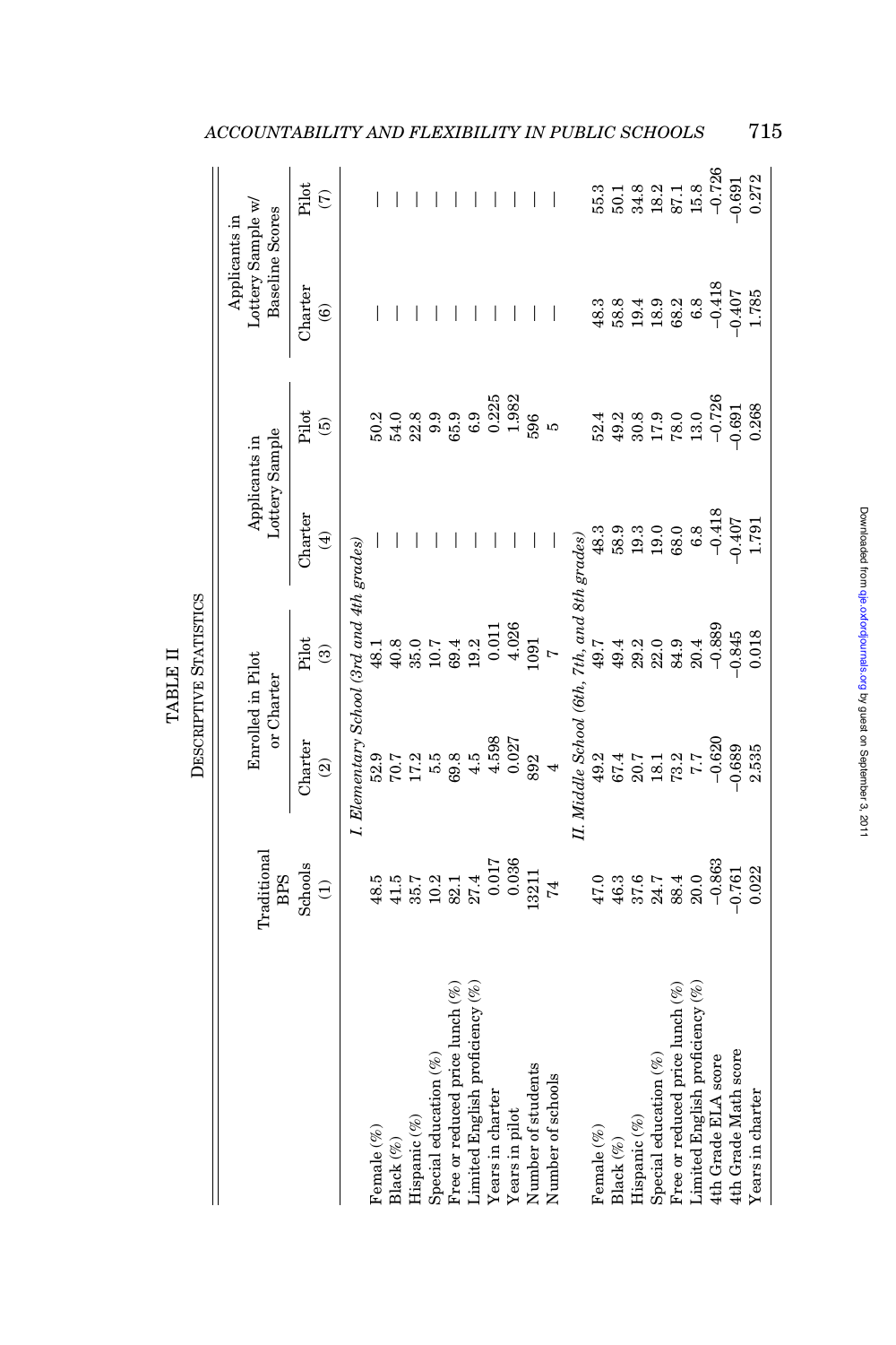TABLE II

DESCRIPTIVE STATISTICS

| | Traditional BPS Schools | Enrolled in Pilot or Charter | | Applicants in Lottery Sample | | Applicants in Lottery Sample w/ Baseline Scores | |
|---|---|---|---|---|---|---|---|
| | | Charter | Pilot | Charter | Pilot | Charter | Pilot |
| | (1) | (2) | (3) | (4) | (5) | (6) | (7) |
| *I. Elementary School (3rd and 4th grades)* | | | | | | | |
| Female (%) | 48.5 | 52.9 | 48.1 | — | 50.2 | — | — |
| Black (%) | 41.5 | 70.7 | 40.8 | — | 54.0 | — | — |
| Hispanic (%) | 35.7 | 17.2 | 35.0 | — | 22.8 | — | — |
| Special education (%) | 10.2 | 5.5 | 10.7 | — | 9.9 | — | — |
| Free or reduced price lunch (%) | 82.1 | 69.8 | 69.4 | — | 65.9 | — | — |
| Limited English proficiency (%) | 27.4 | 4.5 | 19.2 | — | 6.9 | — | — |
| Years in charter | 0.017 | 4.598 | 0.011 | — | 0.225 | — | — |
| Years in pilot | 0.036 | 0.027 | 4.026 | — | 1.982 | — | — |
| Number of students | 13211 | 892 | 1091 | — | 596 | — | — |
| Number of schools | 74 | 4 | 7 | — | 5 | — | — |
| *II. Middle School (6th, 7th, and 8th grades)* | | | | | | | |
| Female (%) | 47.0 | 49.2 | 49.7 | 48.3 | 52.4 | 48.3 | 55.3 |
| Black (%) | 46.3 | 67.4 | 49.4 | 58.9 | 49.2 | 58.8 | 50.1 |
| Hispanic (%) | 37.6 | 20.7 | 29.2 | 19.3 | 30.8 | 19.4 | 34.8 |
| Special education (%) | 24.7 | 18.1 | 22.0 | 19.0 | 17.9 | 18.9 | 18.2 |
| Free or reduced price lunch (%) | 88.4 | 73.2 | 84.9 | 68.0 | 78.0 | 68.2 | 87.1 |
| Limited English proficiency (%) | 20.0 | 7.7 | 20.4 | 6.8 | 13.0 | 6.8 | 15.8 |
| 4th Grade ELA score | −0.863 | −0.620 | −0.889 | −0.418 | −0.726 | −0.418 | −0.726 |
| 4th Grade Math score | −0.761 | −0.689 | −0.845 | −0.407 | −0.691 | −0.407 | −0.691 |
| Years in charter | 0.022 | 2.535 | 0.018 | 1.791 | 0.268 | 1.785 | 0.272 |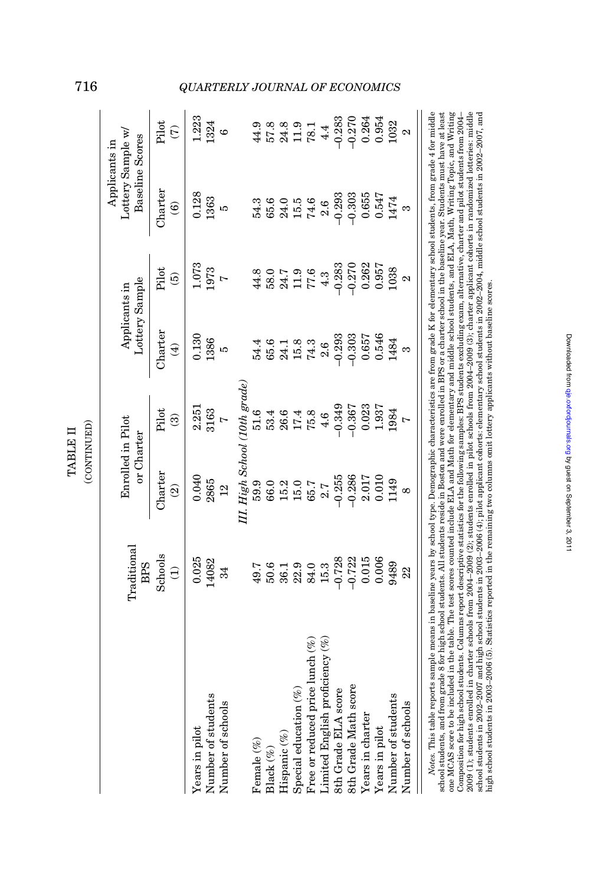TABLE II
(CONTINUED)

| | Traditional BPS Schools | Enrolled in Pilot or Charter | | Applicants in Lottery Sample | | Applicants in Lottery Sample w/ Baseline Scores | |
|---|---|---|---|---|---|---|---|
| | | Charter | Pilot | Charter | Pilot | Charter | Pilot |
| | (1) | (2) | (3) | (4) | (5) | (6) | (7) |
| Years in pilot | 0.025 | 0.040 | 2.251 | 0.130 | 1.073 | 0.128 | 1.223 |
| Number of students | 14082 | 2865 | 3163 | 1386 | 1973 | 1363 | 1324 |
| Number of schools | 34 | 12 | 7 | 5 | 7 | 5 | 6 |
| | | *III. High School (10th grade)* | | | | | |
| Female (%) | 49.7 | 59.9 | 51.6 | 54.4 | 44.8 | 54.3 | 44.9 |
| Black (%) | 50.6 | 66.0 | 53.4 | 65.6 | 58.0 | 65.6 | 57.8 |
| Hispanic (%) | 36.1 | 15.2 | 26.6 | 24.1 | 24.7 | 24.0 | 24.8 |
| Special education (%) | 22.9 | 15.0 | 17.4 | 15.8 | 11.9 | 15.5 | 11.9 |
| Free or reduced price lunch (%) | 84.0 | 65.7 | 75.8 | 74.3 | 77.6 | 74.6 | 78.1 |
| Limited English proficiency (%) | 15.3 | 2.7 | 4.6 | 2.6 | 4.3 | 2.6 | 4.4 |
| 8th Grade ELA score | −0.728 | −0.255 | −0.349 | −0.293 | −0.283 | −0.293 | −0.283 |
| 8th Grade Math score | −0.722 | −0.286 | −0.367 | −0.303 | −0.270 | −0.303 | −0.270 |
| Years in charter | 0.015 | 2.017 | 0.023 | 0.657 | 0.262 | 0.655 | 0.264 |
| Years in pilot | 0.006 | 0.010 | 1.937 | 0.546 | 0.957 | 0.547 | 0.954 |
| Number of students | 9489 | 1149 | 1984 | 1484 | 1038 | 1474 | 1032 |
| Number of schools | 22 | 8 | 7 | 3 | 2 | 3 | 2 |

*Notes.* This table reports sample means in baseline years by school type. Demographic characteristics are from grade K for elementary school students, from grade 4 for middle school students, and from grade 8 for high school students. All students reside in Boston and were enrolled in BPS or a charter school in the baseline year. Students must have at least one MCAS score to be included in the table. The test scores counted include ELA and Math for elementary and middle school students, and ELA, Math, Writing Topic, and Writing Composition for high school students. Columns report descriptive statistics for the following samples: BPS students excluding exam, alternative, charter and pilot students from 2004–2009 (1); students enrolled in charter schools from 2004–2009 (2); students enrolled in pilot schools from 2004–2009 (3); charter applicant cohorts in randomized lotteries: middle school students in 2002–2007 and high school students in 2003–2006 (4); pilot applicant cohorts: elementary school students in 2002–2004, middle school students in 2002–2007, and high school students in 2003–2006 (5). Statistics reported in the remaining two columns omit lottery applicants without baseline scores.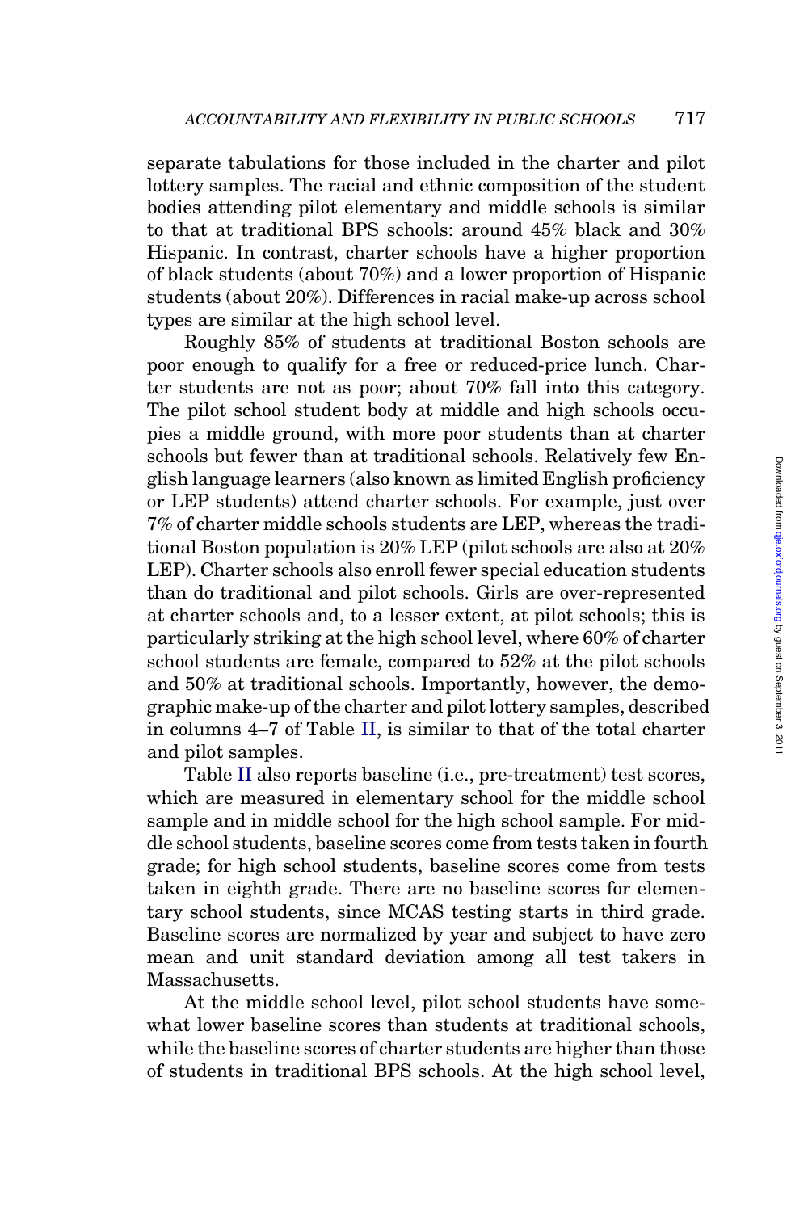separate tabulations for those included in the charter and pilot lottery samples. The racial and ethnic composition of the student bodies attending pilot elementary and middle schools is similar to that at traditional BPS schools: around 45% black and 30% Hispanic. In contrast, charter schools have a higher proportion of black students (about 70%) and a lower proportion of Hispanic students (about 20%). Differences in racial make-up across school types are similar at the high school level.

Roughly 85% of students at traditional Boston schools are poor enough to qualify for a free or reduced-price lunch. Charter students are not as poor; about 70% fall into this category. The pilot school student body at middle and high schools occupies a middle ground, with more poor students than at charter schools but fewer than at traditional schools. Relatively few English language learners (also known as limited English proficiency or LEP students) attend charter schools. For example, just over 7% of charter middle schools students are LEP, whereas the traditional Boston population is 20% LEP (pilot schools are also at 20% LEP). Charter schools also enroll fewer special education students than do traditional and pilot schools. Girls are over-represented at charter schools and, to a lesser extent, at pilot schools; this is particularly striking at the high school level, where 60% of charter school students are female, compared to 52% at the pilot schools and 50% at traditional schools. Importantly, however, the demographic make-up of the charter and pilot lottery samples, described in columns 4–7 of Table II, is similar to that of the total charter and pilot samples.

Table II also reports baseline (i.e., pre-treatment) test scores, which are measured in elementary school for the middle school sample and in middle school for the high school sample. For middle school students, baseline scores come from tests taken in fourth grade; for high school students, baseline scores come from tests taken in eighth grade. There are no baseline scores for elementary school students, since MCAS testing starts in third grade. Baseline scores are normalized by year and subject to have zero mean and unit standard deviation among all test takers in Massachusetts.

At the middle school level, pilot school students have somewhat lower baseline scores than students at traditional schools, while the baseline scores of charter students are higher than those of students in traditional BPS schools. At the high school level,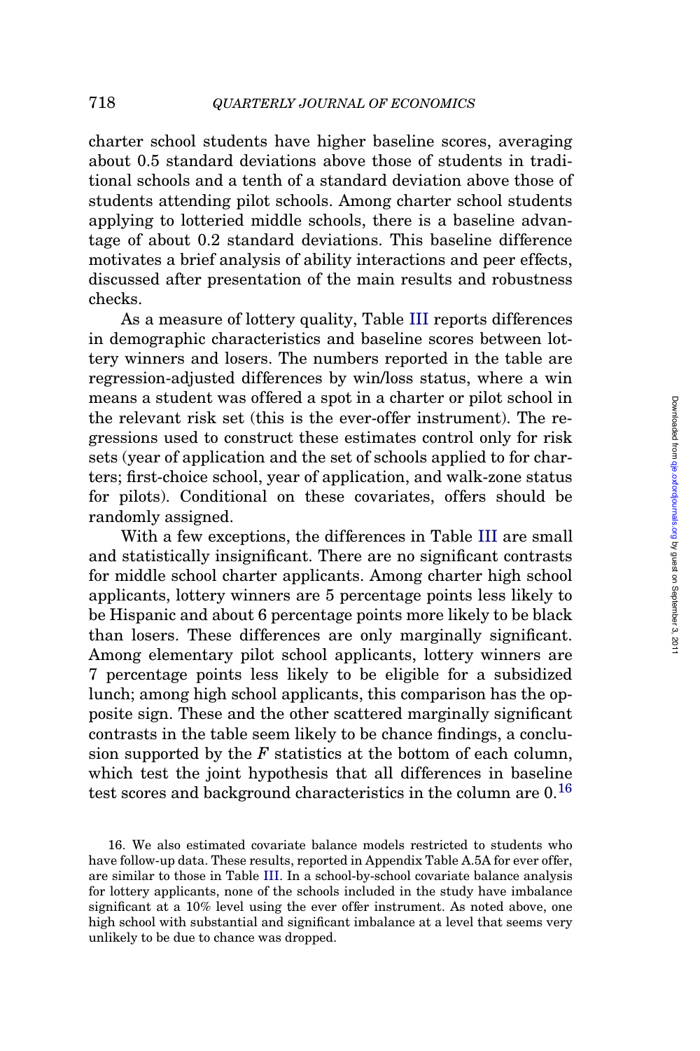charter school students have higher baseline scores, averaging about 0.5 standard deviations above those of students in traditional schools and a tenth of a standard deviation above those of students attending pilot schools. Among charter school students applying to lotteried middle schools, there is a baseline advantage of about 0.2 standard deviations. This baseline difference motivates a brief analysis of ability interactions and peer effects, discussed after presentation of the main results and robustness checks.

As a measure of lottery quality, Table III reports differences in demographic characteristics and baseline scores between lottery winners and losers. The numbers reported in the table are regression-adjusted differences by win/loss status, where a win means a student was offered a spot in a charter or pilot school in the relevant risk set (this is the ever-offer instrument). The regressions used to construct these estimates control only for risk sets (year of application and the set of schools applied to for charters; first-choice school, year of application, and walk-zone status for pilots). Conditional on these covariates, offers should be randomly assigned.

With a few exceptions, the differences in Table III are small and statistically insignificant. There are no significant contrasts for middle school charter applicants. Among charter high school applicants, lottery winners are 5 percentage points less likely to be Hispanic and about 6 percentage points more likely to be black than losers. These differences are only marginally significant. Among elementary pilot school applicants, lottery winners are 7 percentage points less likely to be eligible for a subsidized lunch; among high school applicants, this comparison has the opposite sign. These and the other scattered marginally significant contrasts in the table seem likely to be chance findings, a conclusion supported by the $F$ statistics at the bottom of each column, which test the joint hypothesis that all differences in baseline test scores and background characteristics in the column are 0.[16]

16. We also estimated covariate balance models restricted to students who have follow-up data. These results, reported in Appendix Table A.5A for ever offer, are similar to those in Table III. In a school-by-school covariate balance analysis for lottery applicants, none of the schools included in the study have imbalance significant at a 10% level using the ever offer instrument. As noted above, one high school with substantial and significant imbalance at a level that seems very unlikely to be due to chance was dropped.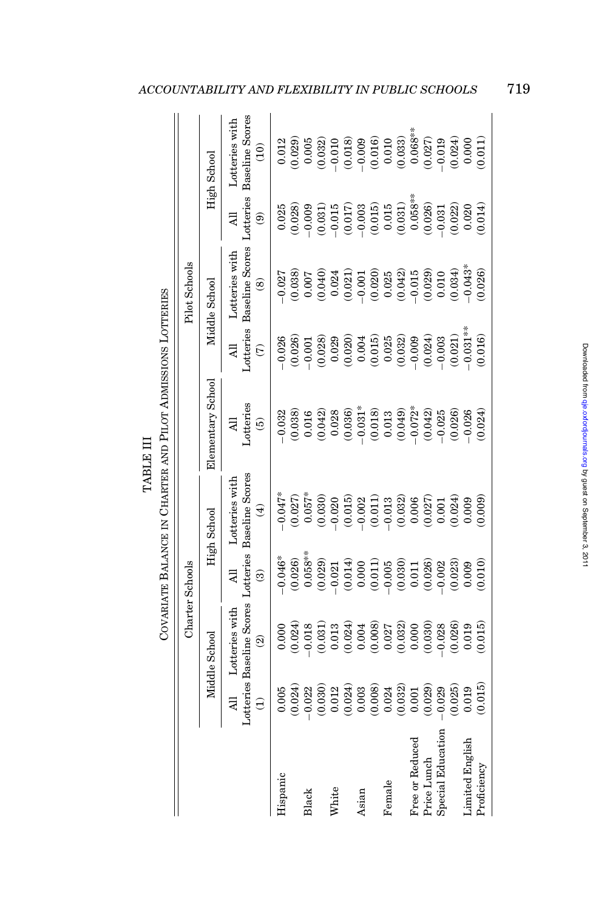# TABLE III

## Covariate Balance in Charter and Pilot Admissions Lotteries

| | Charter Schools | | | | Pilot Schools | | | | | |
|---|---|---|---|---|---|---|---|---|---|---|
| | Middle School | | High School | | Elementary School | Middle School | | High School | | |
| | All Lotteries | Lotteries with Baseline Scores | All Lotteries | Lotteries with Baseline Scores | All Lotteries | All Lotteries | Lotteries with Baseline Scores | All Lotteries | Lotteries with Baseline Scores |
| | (1) | (2) | (3) | (4) | (5) | (7) | (8) | (9) | (10) |
| Hispanic | 0.005 | 0.000 | −0.046* | −0.047* | −0.032 | −0.026 | −0.027 | 0.025 | 0.012 |
| | (0.024) | (0.024) | (0.026) | (0.027) | (0.038) | (0.026) | (0.038) | (0.028) | (0.029) |
| Black | −0.022 | −0.018 | 0.058** | 0.057* | 0.016 | −0.001 | 0.007 | −0.009 | 0.005 |
| | (0.030) | (0.031) | (0.029) | (0.030) | (0.042) | (0.028) | (0.040) | (0.031) | (0.032) |
| White | 0.012 | 0.013 | −0.021 | −0.020 | 0.028 | 0.029 | 0.024 | −0.015 | −0.010 |
| | (0.024) | (0.024) | (0.014) | (0.015) | (0.036) | (0.020) | (0.021) | (0.017) | (0.018) |
| Asian | 0.003 | 0.004 | 0.000 | −0.002 | −0.031* | 0.004 | −0.001 | −0.003 | −0.009 |
| | (0.008) | (0.008) | (0.011) | (0.011) | (0.018) | (0.015) | (0.020) | (0.015) | (0.016) |
| Female | 0.024 | 0.027 | −0.005 | −0.013 | 0.013 | 0.025 | 0.025 | 0.015 | 0.010 |
| | (0.032) | (0.032) | (0.030) | (0.032) | (0.049) | (0.032) | (0.042) | (0.031) | (0.033) |
| Free or Reduced Price Lunch | 0.001 | 0.000 | 0.011 | 0.006 | −0.072* | −0.009 | −0.015 | 0.058** | 0.068** |
| | (0.029) | (0.030) | (0.026) | (0.027) | (0.042) | (0.024) | (0.029) | (0.026) | (0.027) |
| Special Education | −0.029 | −0.028 | −0.002 | 0.001 | −0.025 | −0.003 | 0.010 | −0.031 | −0.019 |
| | (0.025) | (0.026) | (0.023) | (0.024) | (0.026) | (0.021) | (0.034) | (0.022) | (0.024) |
| Limited English Proficiency | 0.019 | 0.019 | 0.009 | 0.009 | −0.026 | −0.031** | −0.043* | 0.020 | 0.000 |
| | (0.015) | (0.015) | (0.010) | (0.009) | (0.024) | (0.016) | (0.026) | (0.014) | (0.011) |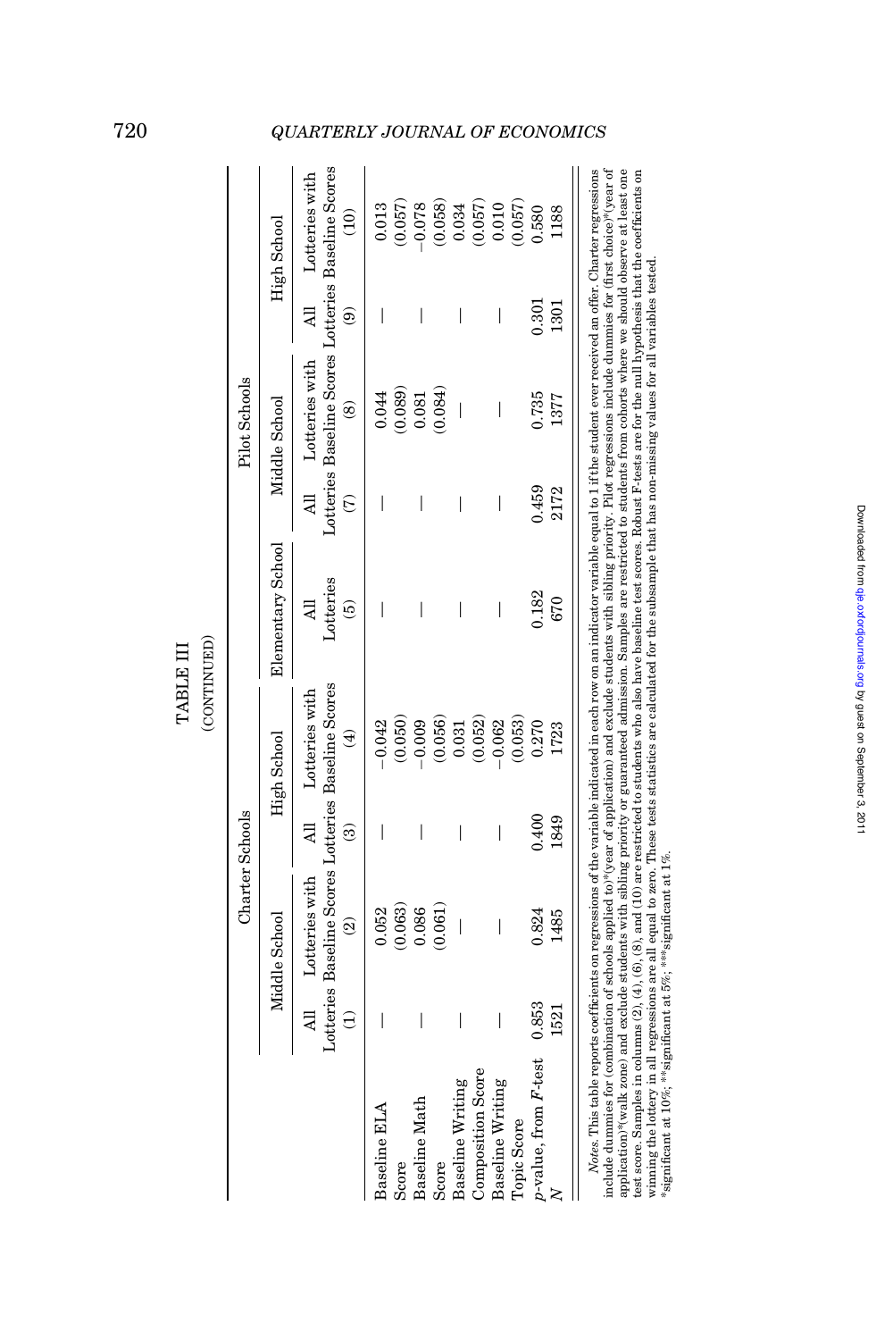TABLE III
(CONTINUED)

| | Charter Schools | | | | Elementary School | Pilot Schools | | | |
|---|---|---|---|---|---|---|---|---|---|
| | Middle School | | High School | | | Middle School | | High School | |
| | All Lotteries | Lotteries with Baseline Scores | All Lotteries | Lotteries with Baseline Scores | All Lotteries | All Lotteries | Lotteries with Baseline Scores | All Lotteries | Lotteries with Baseline Scores |
| | (1) | (2) | (3) | (4) | (5) | (7) | (8) | (9) | (10) |
| Baseline ELA Score | — | 0.052 | — | −0.042 | — | — | 0.044 | — | 0.013 |
| | | (0.063) | | (0.050) | | | (0.089) | | (0.057) |
| Baseline Math Score | — | 0.086 | — | −0.009 | — | — | 0.081 | — | −0.078 |
| | | (0.061) | | (0.056) | | | (0.084) | | (0.058) |
| Baseline Writing Composition Score | — | — | — | 0.031 | — | — | — | — | 0.034 |
| | | | | (0.052) | | | | | (0.057) |
| Baseline Writing Topic Score | — | — | — | −0.062 | — | — | — | — | 0.010 |
| | | | | (0.053) | | | | | (0.057) |
| $p$-value, from $F$-test | 0.853 | 0.824 | 0.400 | 0.270 | 0.182 | 0.459 | 0.735 | 0.301 | 0.580 |
| $N$ | 1521 | 1485 | 1849 | 1723 | 670 | 2172 | 1377 | 1301 | 1188 |

*Notes.* This table reports coefficients on regressions of the variable indicated in each row on an indicator variable equal to 1 if the student ever received an offer. Charter regressions include dummies for (combination of schools applied to)*(year of application) and exclude students with sibling priority. Pilot regressions include dummies for (first choice)*(year of application)*(walk zone) and exclude students with sibling priority or guaranteed admission. Samples are restricted to students from cohorts where we should observe at least one test score. Samples in columns (2), (4), (6), (8), and (10) are restricted to students who also have baseline test scores. Robust F-tests are for the null hypothesis that the coefficients on winning the lottery in all regressions are all equal to zero. These tests statistics are calculated for the subsample that has non-missing values for all variables tested.
*significant at 10%; **significant at 5%; ***significant at 1%.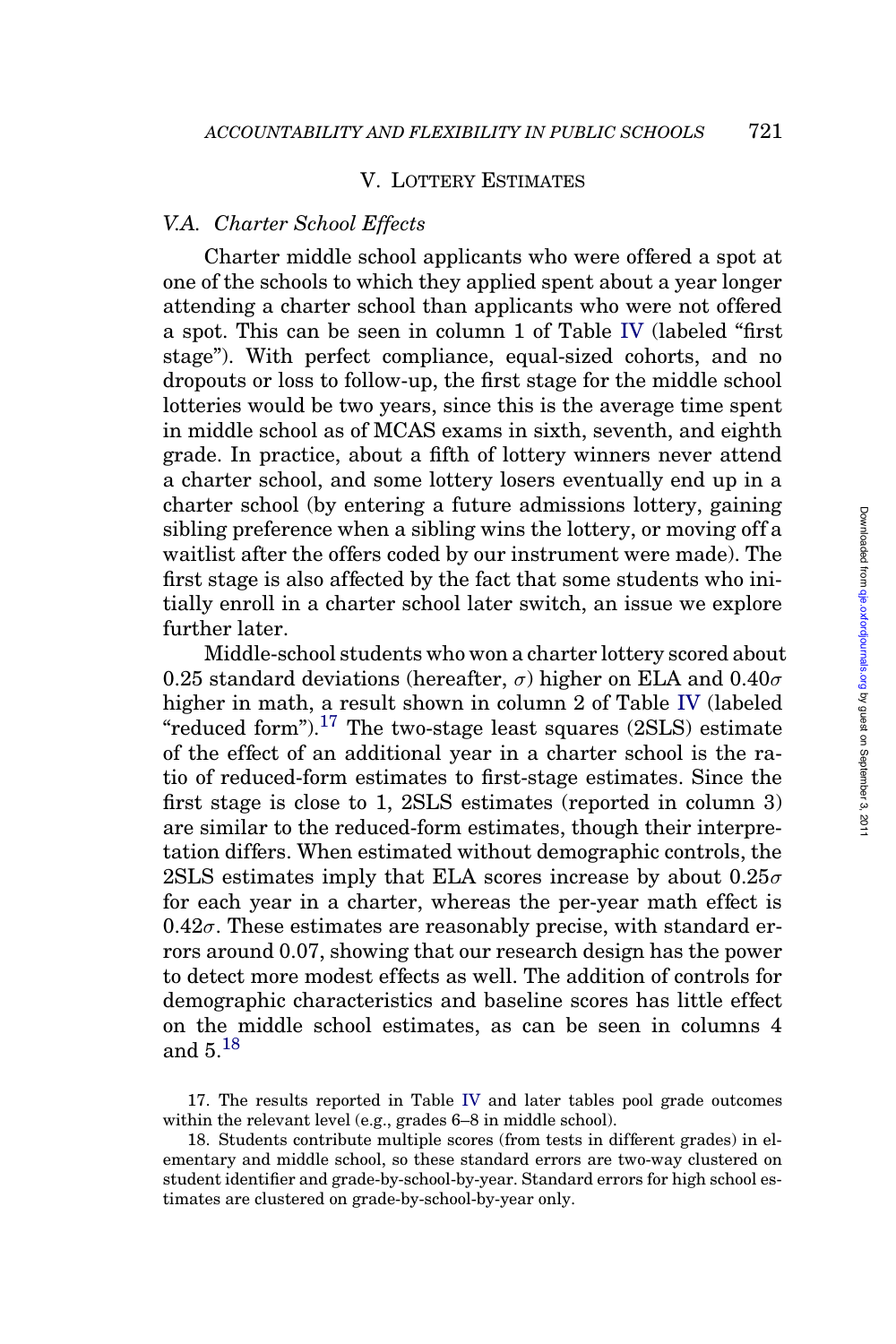## V. Lottery Estimates

### V.A. *Charter School Effects*

Charter middle school applicants who were offered a spot at one of the schools to which they applied spent about a year longer attending a charter school than applicants who were not offered a spot. This can be seen in column 1 of Table IV (labeled "first stage"). With perfect compliance, equal-sized cohorts, and no dropouts or loss to follow-up, the first stage for the middle school lotteries would be two years, since this is the average time spent in middle school as of MCAS exams in sixth, seventh, and eighth grade. In practice, about a fifth of lottery winners never attend a charter school, and some lottery losers eventually end up in a charter school (by entering a future admissions lottery, gaining sibling preference when a sibling wins the lottery, or moving off a waitlist after the offers coded by our instrument were made). The first stage is also affected by the fact that some students who initially enroll in a charter school later switch, an issue we explore further later.

Middle-school students who won a charter lottery scored about 0.25 standard deviations (hereafter, $\sigma$) higher on ELA and $0.40\sigma$ higher in math, a result shown in column 2 of Table IV (labeled "reduced form").[17] The two-stage least squares (2SLS) estimate of the effect of an additional year in a charter school is the ratio of reduced-form estimates to first-stage estimates. Since the first stage is close to 1, 2SLS estimates (reported in column 3) are similar to the reduced-form estimates, though their interpretation differs. When estimated without demographic controls, the 2SLS estimates imply that ELA scores increase by about $0.25\sigma$ for each year in a charter, whereas the per-year math effect is $0.42\sigma$. These estimates are reasonably precise, with standard errors around 0.07, showing that our research design has the power to detect more modest effects as well. The addition of controls for demographic characteristics and baseline scores has little effect on the middle school estimates, as can be seen in columns 4 and 5.[18]

17. The results reported in Table IV and later tables pool grade outcomes within the relevant level (e.g., grades 6–8 in middle school).

18. Students contribute multiple scores (from tests in different grades) in elementary and middle school, so these standard errors are two-way clustered on student identifier and grade-by-school-by-year. Standard errors for high school estimates are clustered on grade-by-school-by-year only.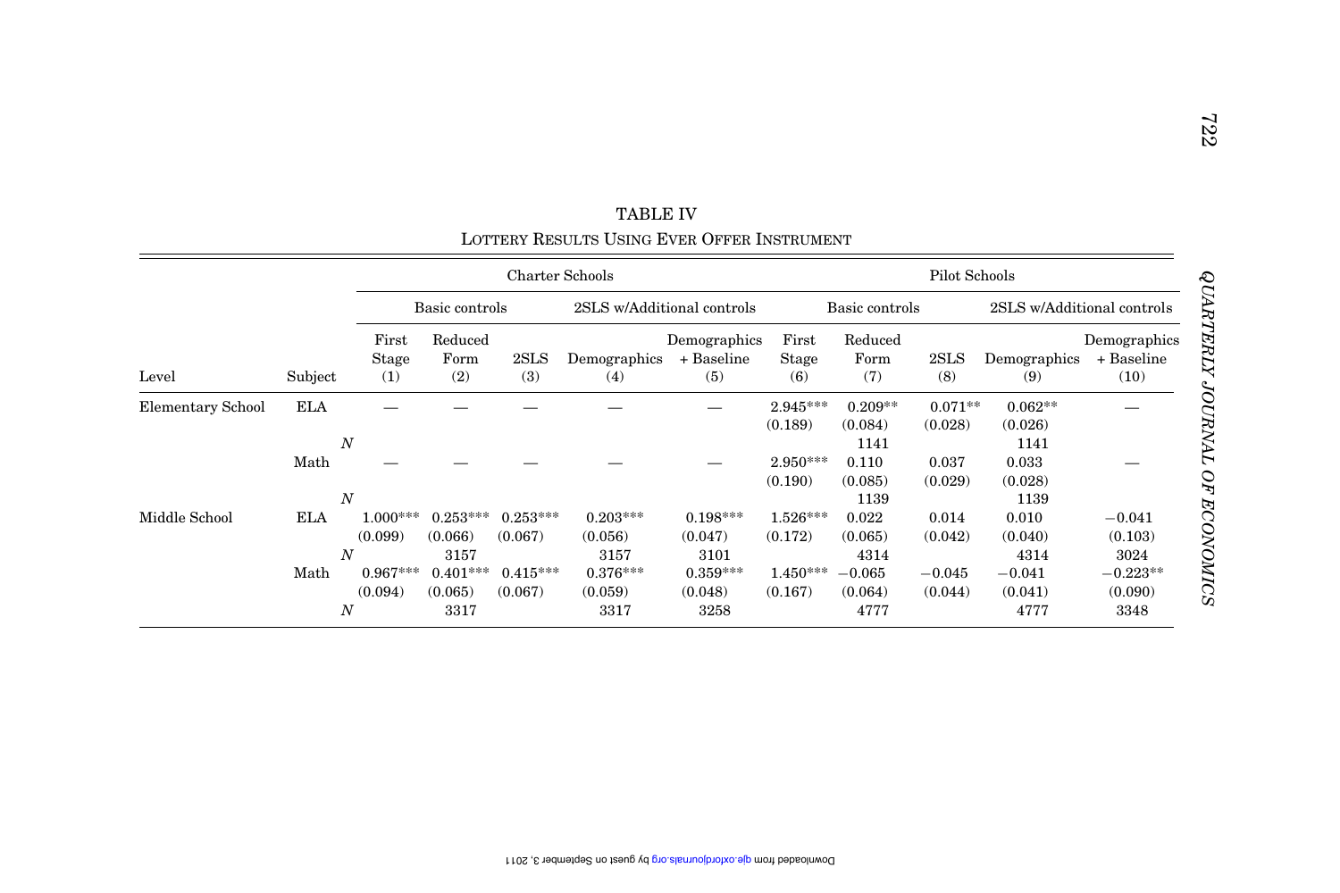TABLE IV

LOTTERY RESULTS USING EVER OFFER INSTRUMENT

| | | | Charter Schools | | | | | Pilot Schools | | | |
|---|---|---|---|---|---|---|---|---|---|---|---|
| | | Basic controls | | | 2SLS w/Additional controls | | Basic controls | | | 2SLS w/Additional controls | |
| Level | Subject | First Stage (1) | Reduced Form (2) | 2SLS (3) | Demographics (4) | Demographics + Baseline (5) | First Stage (6) | Reduced Form (7) | 2SLS (8) | Demographics (9) | Demographics + Baseline (10) |
| Elementary School | ELA | — | — | — | — | — | 2.945*** | 0.209** | 0.071** | 0.062** | — |
| | | | | | | | (0.189) | (0.084) | (0.028) | (0.026) | |
| | $N$ | | | | | | | 1141 | | 1141 | |
| | Math | — | — | — | — | — | 2.950*** | 0.110 | 0.037 | 0.033 | — |
| | | | | | | | (0.190) | (0.085) | (0.029) | (0.028) | |
| | $N$ | | | | | | | 1139 | | 1139 | |
| Middle School | ELA | 1.000*** | 0.253*** | 0.253*** | 0.203*** | 0.198*** | 1.526*** | 0.022 | 0.014 | 0.010 | −0.041 |
| | | (0.099) | (0.066) | (0.067) | (0.056) | (0.047) | (0.172) | (0.065) | (0.042) | (0.040) | (0.103) |
| | $N$ | | 3157 | | 3157 | 3101 | | 4314 | | 4314 | 3024 |
| | Math | 0.967*** | 0.401*** | 0.415*** | 0.376*** | 0.359*** | 1.450*** | −0.065 | −0.045 | −0.041 | −0.223** |
| | | (0.094) | (0.065) | (0.067) | (0.059) | (0.048) | (0.167) | (0.064) | (0.044) | (0.041) | (0.090) |
| | $N$ | | 3317 | | 3317 | 3258 | | 4777 | | 4777 | 3348 |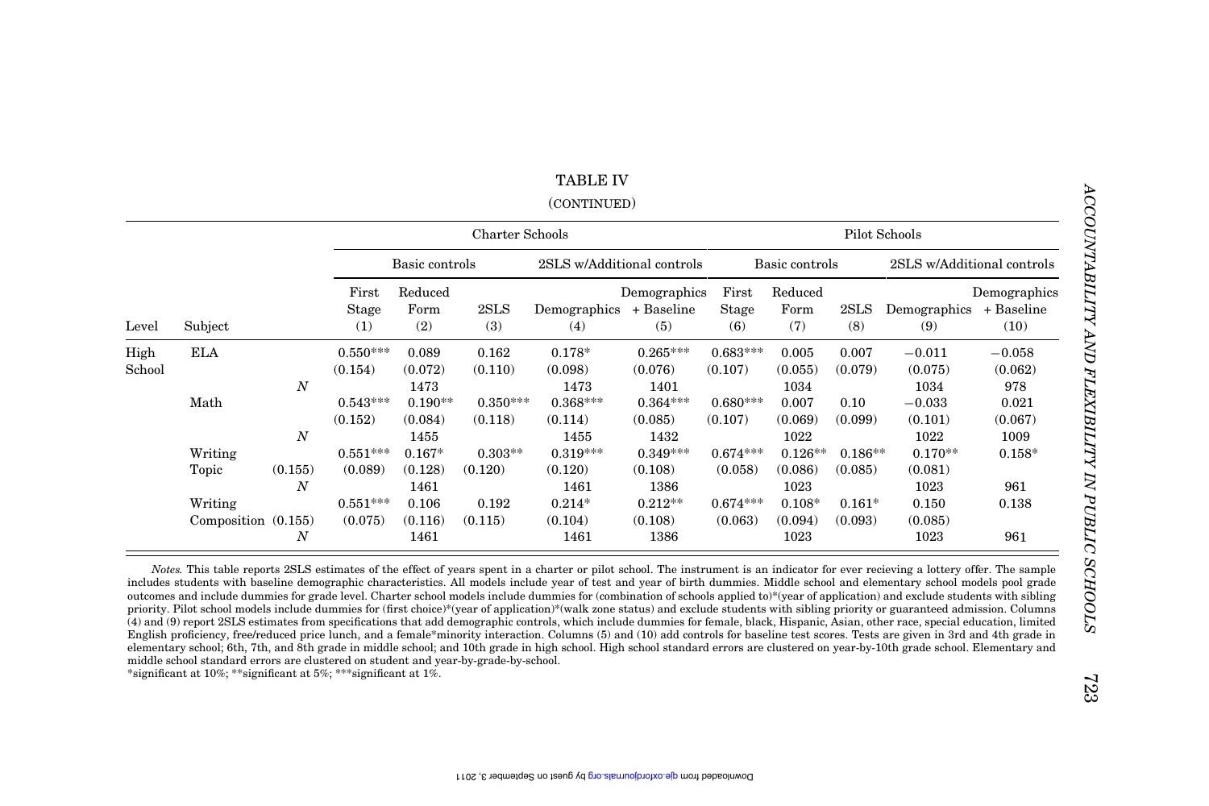TABLE IV

(CONTINUED)

| | | | Charter Schools | | | | | Pilot Schools | | | | |
|---|---|---|---|---|---|---|---|---|---|---|---|---|
| | | | Basic controls | | | 2SLS w/Additional controls | | Basic controls | | | 2SLS w/Additional controls | |
| Level | Subject | | First Stage (1) | Reduced Form (2) | 2SLS (3) | Demographics (4) | Demographics + Baseline (5) | First Stage (6) | Reduced Form (7) | 2SLS (8) | Demographics (9) | Demographics + Baseline (10) |
| High School | ELA | | 0.550*** | 0.089 | 0.162 | 0.178* | 0.265*** | 0.683*** | 0.005 | 0.007 | −0.011 | −0.058 |
| | | | (0.154) | (0.072) | (0.110) | (0.098) | (0.076) | (0.107) | (0.055) | (0.079) | (0.075) | (0.062) |
| | | $N$ | | 1473 | | 1473 | 1401 | | 1034 | | 1034 | 978 |
| | Math | | 0.543*** | 0.190** | 0.350*** | 0.368*** | 0.364*** | 0.680*** | 0.007 | 0.10 | −0.033 | 0.021 |
| | | | (0.152) | (0.084) | (0.118) | (0.114) | (0.085) | (0.107) | (0.069) | (0.099) | (0.101) | (0.067) |
| | | $N$ | | 1455 | | 1455 | 1432 | | 1022 | | 1022 | 1009 |
| | Writing | | 0.551*** | 0.167* | 0.303** | 0.319*** | 0.349*** | 0.674*** | 0.126** | 0.186** | 0.170** | 0.158* |
| | Topic | (0.155) | (0.089) | (0.128) | (0.120) | (0.120) | (0.108) | (0.058) | (0.086) | (0.085) | (0.081) | |
| | | $N$ | | 1461 | | 1461 | 1386 | | 1023 | | 1023 | 961 |
| | Writing | | 0.551*** | 0.106 | 0.192 | 0.214* | 0.212** | 0.674*** | 0.108* | 0.161* | 0.150 | 0.138 |
| | Composition | (0.155) | (0.075) | (0.116) | (0.115) | (0.104) | (0.108) | (0.063) | (0.094) | (0.093) | (0.085) | |
| | | $N$ | | 1461 | | 1461 | 1386 | | 1023 | | 1023 | 961 |

*Notes.* This table reports 2SLS estimates of the effect of years spent in a charter or pilot school. The instrument is an indicator for ever recieving a lottery offer. The sample includes students with baseline demographic characteristics. All models include year of test and year of birth dummies. Middle school and elementary school models pool grade outcomes and include dummies for grade level. Charter school models include dummies for (combination of schools applied to)*(year of application) and exclude students with sibling priority. Pilot school models include dummies for (first choice)*(year of application)*(walk zone status) and exclude students with sibling priority or guaranteed admission. Columns (4) and (9) report 2SLS estimates from specifications that add demographic controls, which include dummies for female, black, Hispanic, Asian, other race, special education, limited English proficiency, free/reduced price lunch, and a female*minority interaction. Columns (5) and (10) add controls for baseline test scores. Tests are given in 3rd and 4th grade in elementary school; 6th, 7th, and 8th grade in middle school; and 10th grade in high school. High school standard errors are clustered on year-by-10th grade school. Elementary and middle school standard errors are clustered on student and year-by-grade-by-school.

*significant at 10%; **significant at 5%; ***significant at 1%.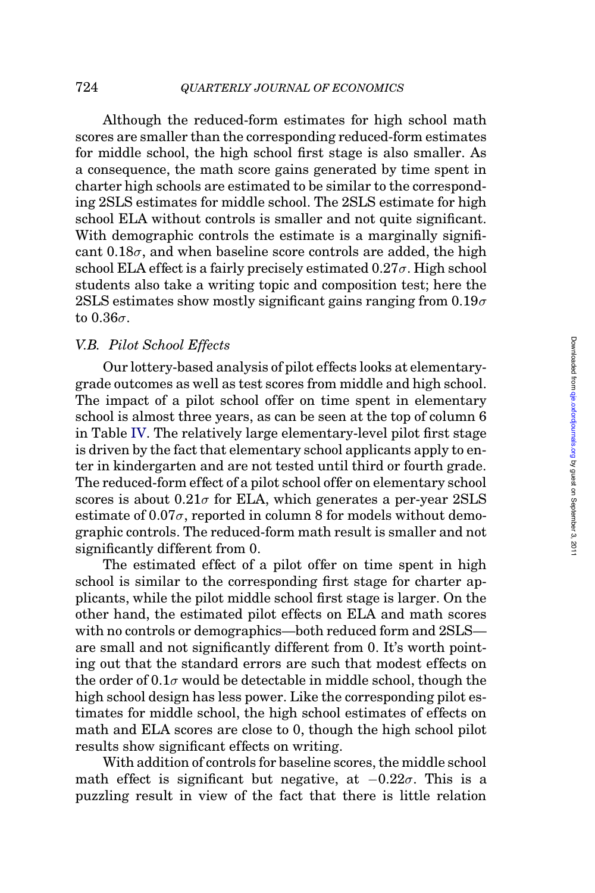Although the reduced-form estimates for high school math scores are smaller than the corresponding reduced-form estimates for middle school, the high school first stage is also smaller. As a consequence, the math score gains generated by time spent in charter high schools are estimated to be similar to the corresponding 2SLS estimates for middle school. The 2SLS estimate for high school ELA without controls is smaller and not quite significant. With demographic controls the estimate is a marginally significant $0.18\sigma$, and when baseline score controls are added, the high school ELA effect is a fairly precisely estimated $0.27\sigma$. High school students also take a writing topic and composition test; here the 2SLS estimates show mostly significant gains ranging from $0.19\sigma$ to $0.36\sigma$.

### V.B. *Pilot School Effects*

Our lottery-based analysis of pilot effects looks at elementary-grade outcomes as well as test scores from middle and high school. The impact of a pilot school offer on time spent in elementary school is almost three years, as can be seen at the top of column 6 in Table IV. The relatively large elementary-level pilot first stage is driven by the fact that elementary school applicants apply to enter in kindergarten and are not tested until third or fourth grade. The reduced-form effect of a pilot school offer on elementary school scores is about $0.21\sigma$ for ELA, which generates a per-year 2SLS estimate of $0.07\sigma$, reported in column 8 for models without demographic controls. The reduced-form math result is smaller and not significantly different from 0.

The estimated effect of a pilot offer on time spent in high school is similar to the corresponding first stage for charter applicants, while the pilot middle school first stage is larger. On the other hand, the estimated pilot effects on ELA and math scores with no controls or demographics—both reduced form and 2SLS—are small and not significantly different from 0. It's worth pointing out that the standard errors are such that modest effects on the order of $0.1\sigma$ would be detectable in middle school, though the high school design has less power. Like the corresponding pilot estimates for middle school, the high school estimates of effects on math and ELA scores are close to 0, though the high school pilot results show significant effects on writing.

With addition of controls for baseline scores, the middle school math effect is significant but negative, at $-0.22\sigma$. This is a puzzling result in view of the fact that there is little relation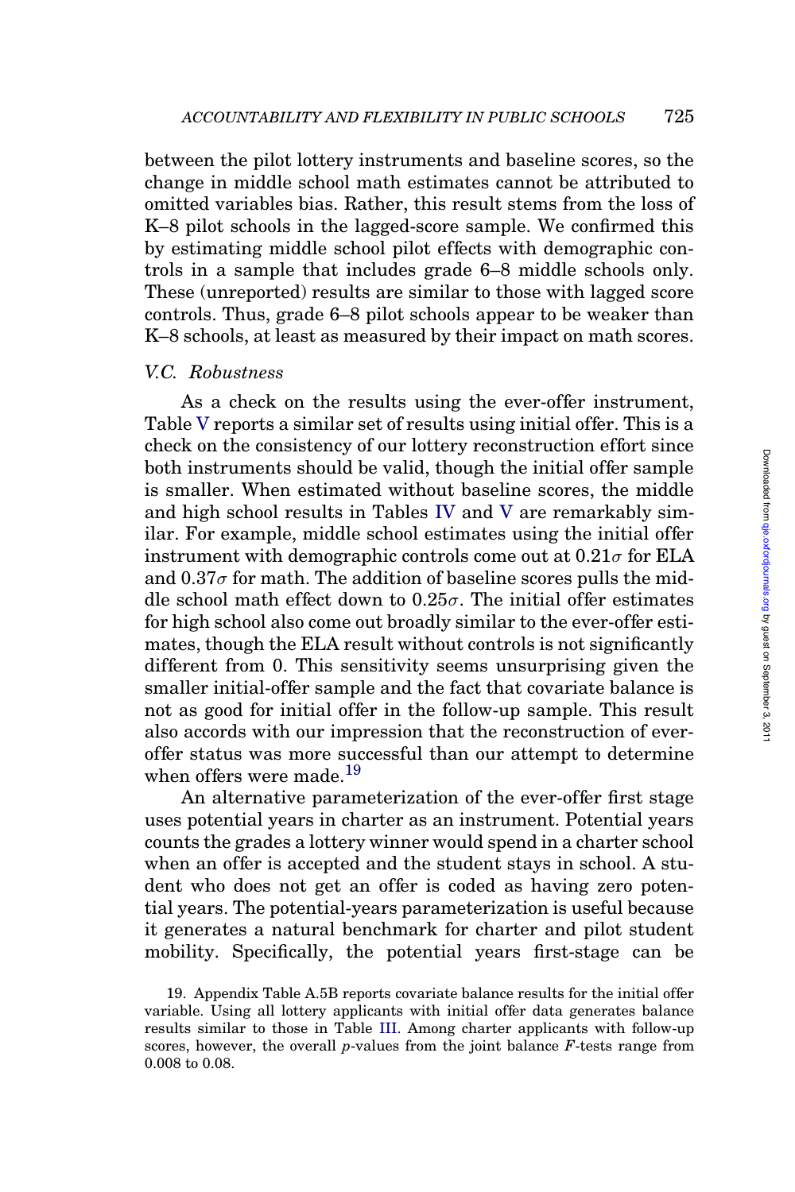between the pilot lottery instruments and baseline scores, so the change in middle school math estimates cannot be attributed to omitted variables bias. Rather, this result stems from the loss of K–8 pilot schools in the lagged-score sample. We confirmed this by estimating middle school pilot effects with demographic controls in a sample that includes grade 6–8 middle schools only. These (unreported) results are similar to those with lagged score controls. Thus, grade 6–8 pilot schools appear to be weaker than K–8 schools, at least as measured by their impact on math scores.

### *V.C. Robustness*

As a check on the results using the ever-offer instrument, Table V reports a similar set of results using initial offer. This is a check on the consistency of our lottery reconstruction effort since both instruments should be valid, though the initial offer sample is smaller. When estimated without baseline scores, the middle and high school results in Tables IV and V are remarkably similar. For example, middle school estimates using the initial offer instrument with demographic controls come out at $0.21\sigma$ for ELA and $0.37\sigma$ for math. The addition of baseline scores pulls the middle school math effect down to $0.25\sigma$. The initial offer estimates for high school also come out broadly similar to the ever-offer estimates, though the ELA result without controls is not significantly different from 0. This sensitivity seems unsurprising given the smaller initial-offer sample and the fact that covariate balance is not as good for initial offer in the follow-up sample. This result also accords with our impression that the reconstruction of ever-offer status was more successful than our attempt to determine when offers were made.[19]

An alternative parameterization of the ever-offer first stage uses potential years in charter as an instrument. Potential years counts the grades a lottery winner would spend in a charter school when an offer is accepted and the student stays in school. A student who does not get an offer is coded as having zero potential years. The potential-years parameterization is useful because it generates a natural benchmark for charter and pilot student mobility. Specifically, the potential years first-stage can be

19. Appendix Table A.5B reports covariate balance results for the initial offer variable. Using all lottery applicants with initial offer data generates balance results similar to those in Table III. Among charter applicants with follow-up scores, however, the overall $p$-values from the joint balance $F$-tests range from 0.008 to 0.08.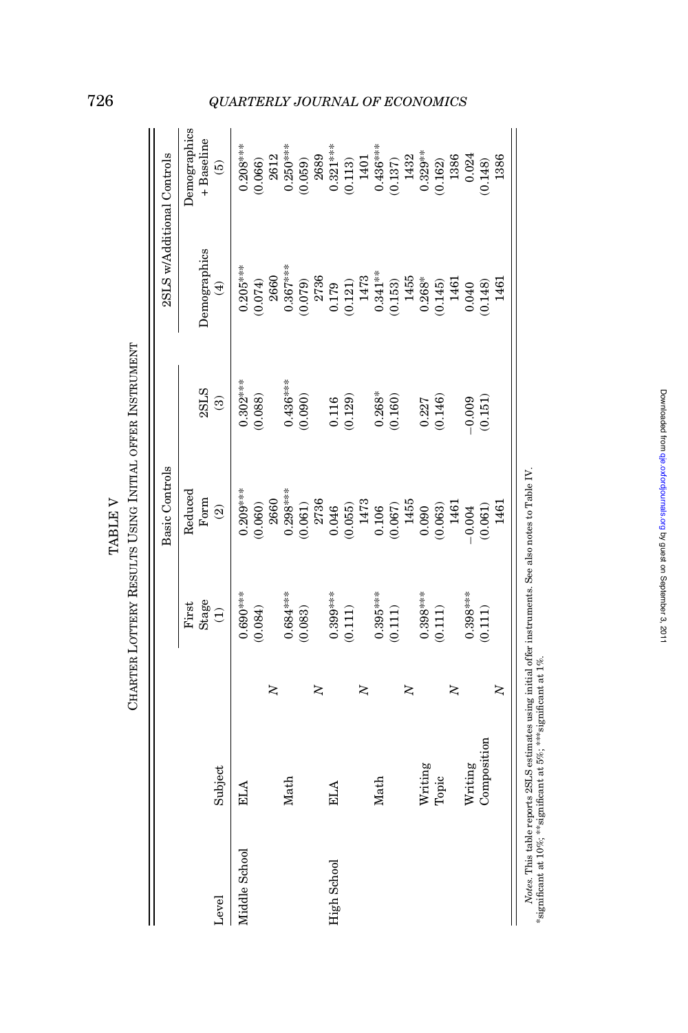TABLE V

CHARTER LOTTERY RESULTS USING INITIAL OFFER INSTRUMENT

| Level | Subject | | Basic Controls | | | 2SLS w/Additional Controls | |
|---|---|---|---|---|---|---|---|
| | | | First Stage | Reduced Form | 2SLS | Demographics | Demographics + Baseline |
| | | | (1) | (2) | (3) | (4) | (5) |
| Middle School | ELA | | 0.690*** | 0.209*** | 0.302*** | 0.205*** | 0.208*** |
| | | | (0.084) | (0.060) | (0.088) | (0.074) | (0.066) |
| | | N | | 2660 | | 2660 | 2612 |
| | Math | | 0.684*** | 0.298*** | 0.436*** | 0.367*** | 0.250*** |
| | | | (0.083) | (0.061) | (0.090) | (0.079) | (0.059) |
| | | N | | 2736 | | 2736 | 2689 |
| High School | ELA | | 0.399*** | 0.046 | 0.116 | 0.179 | 0.321*** |
| | | | (0.111) | (0.055) | (0.129) | (0.121) | (0.113) |
| | | N | | 1473 | | 1473 | 1401 |
| | Math | | 0.395*** | 0.106 | 0.268* | 0.341** | 0.436*** |
| | | | (0.111) | (0.067) | (0.160) | (0.153) | (0.137) |
| | | N | | 1455 | | 1455 | 1432 |
| | Writing Topic | | 0.398*** | 0.090 | 0.227 | 0.268* | 0.329** |
| | | | (0.111) | (0.063) | (0.146) | (0.145) | (0.162) |
| | | N | | 1461 | | 1461 | 1386 |
| | Writing Composition | | 0.398*** | −0.004 | −0.009 | 0.040 | 0.024 |
| | | | (0.111) | (0.061) | (0.151) | (0.148) | (0.148) |
| | | N | | 1461 | | 1461 | 1386 |

*Notes.* This table reports 2SLS estimates using initial offer instruments. See also notes to Table IV.
*significant at 10%; **significant at 5%; ***significant at 1%.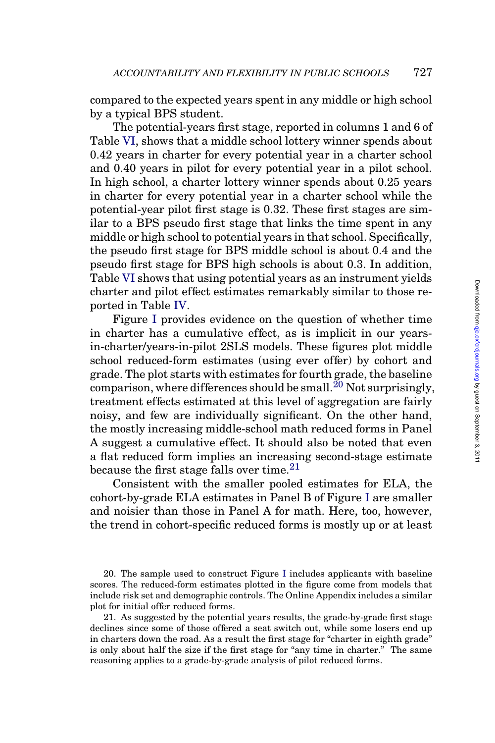compared to the expected years spent in any middle or high school by a typical BPS student.

The potential-years first stage, reported in columns 1 and 6 of Table VI, shows that a middle school lottery winner spends about 0.42 years in charter for every potential year in a charter school and 0.40 years in pilot for every potential year in a pilot school. In high school, a charter lottery winner spends about 0.25 years in charter for every potential year in a charter school while the potential-year pilot first stage is 0.32. These first stages are similar to a BPS pseudo first stage that links the time spent in any middle or high school to potential years in that school. Specifically, the pseudo first stage for BPS middle school is about 0.4 and the pseudo first stage for BPS high schools is about 0.3. In addition, Table VI shows that using potential years as an instrument yields charter and pilot effect estimates remarkably similar to those reported in Table IV.

Figure I provides evidence on the question of whether time in charter has a cumulative effect, as is implicit in our years-in-charter/years-in-pilot 2SLS models. These figures plot middle school reduced-form estimates (using ever offer) by cohort and grade. The plot starts with estimates for fourth grade, the baseline comparison, where differences should be small.[20] Not surprisingly, treatment effects estimated at this level of aggregation are fairly noisy, and few are individually significant. On the other hand, the mostly increasing middle-school math reduced forms in Panel A suggest a cumulative effect. It should also be noted that even a flat reduced form implies an increasing second-stage estimate because the first stage falls over time.[21]

Consistent with the smaller pooled estimates for ELA, the cohort-by-grade ELA estimates in Panel B of Figure I are smaller and noisier than those in Panel A for math. Here, too, however, the trend in cohort-specific reduced forms is mostly up or at least

20. The sample used to construct Figure I includes applicants with baseline scores. The reduced-form estimates plotted in the figure come from models that include risk set and demographic controls. The Online Appendix includes a similar plot for initial offer reduced forms.

21. As suggested by the potential years results, the grade-by-grade first stage declines since some of those offered a seat switch out, while some losers end up in charters down the road. As a result the first stage for "charter in eighth grade" is only about half the size if the first stage for "any time in charter." The same reasoning applies to a grade-by-grade analysis of pilot reduced forms.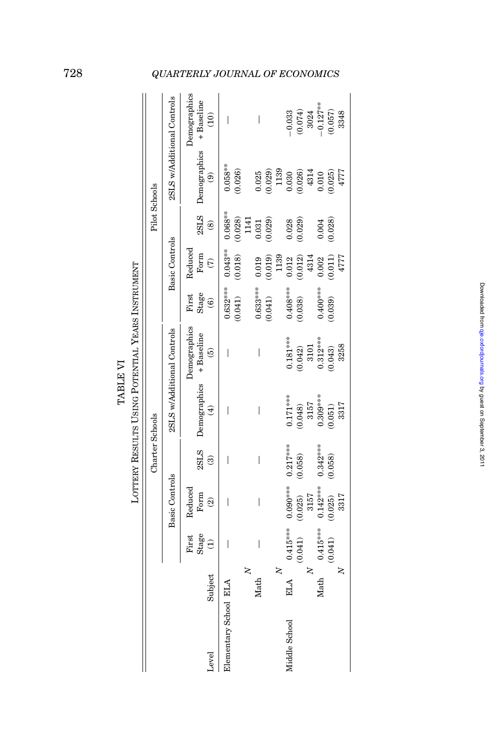TABLE VI

LOTTERY RESULTS USING POTENTIAL YEARS INSTRUMENT

| Level | Subject | Charter Schools | | | | | Pilot Schools | | | | |
|---|---|---|---|---|---|---|---|---|---|---|---|
| | | Basic Controls | | | 2SLS w/Additional Controls | | Basic Controls | | | 2SLS w/Additional Controls | |
| | | First Stage (1) | Reduced Form (2) | 2SLS (3) | Demographics (4) | Demographics + Baseline (5) | First Stage (6) | Reduced Form (7) | 2SLS (8) | Demographics (9) | Demographics + Baseline (10) |
| Elementary School | ELA | — | — | — | — | — | 0.632*** | 0.043** | 0.068** | 0.058** | — |
| | | | | | | | (0.041) | (0.018) | (0.028) | (0.026) | |
| | *N* | | | | | | | | 1141 | | |
| | Math | — | — | — | — | — | 0.633*** | 0.019 | 0.031 | 0.025 | — |
| | | | | | | | (0.041) | (0.019) | (0.029) | (0.029) | |
| | *N* | | | | | | | 1139 | | 1139 | |
| Middle School | ELA | 0.415*** | 0.090*** | 0.217*** | 0.171*** | 0.181*** | 0.408*** | 0.012 | 0.028 | 0.030 | −0.033 |
| | | (0.041) | (0.025) | (0.058) | (0.048) | (0.042) | (0.038) | (0.012) | (0.029) | (0.026) | (0.074) |
| | *N* | | 3157 | | 3157 | 3101 | | 4314 | | 4314 | 3024 |
| | Math | 0.415*** | 0.142*** | 0.342*** | 0.309*** | 0.312*** | 0.400*** | 0.002 | 0.004 | 0.010 | −0.127** |
| | | (0.041) | (0.025) | (0.058) | (0.051) | (0.043) | (0.039) | (0.011) | (0.028) | (0.025) | (0.057) |
| | *N* | | 3317 | | 3317 | 3258 | | 4777 | | 4777 | 3348 |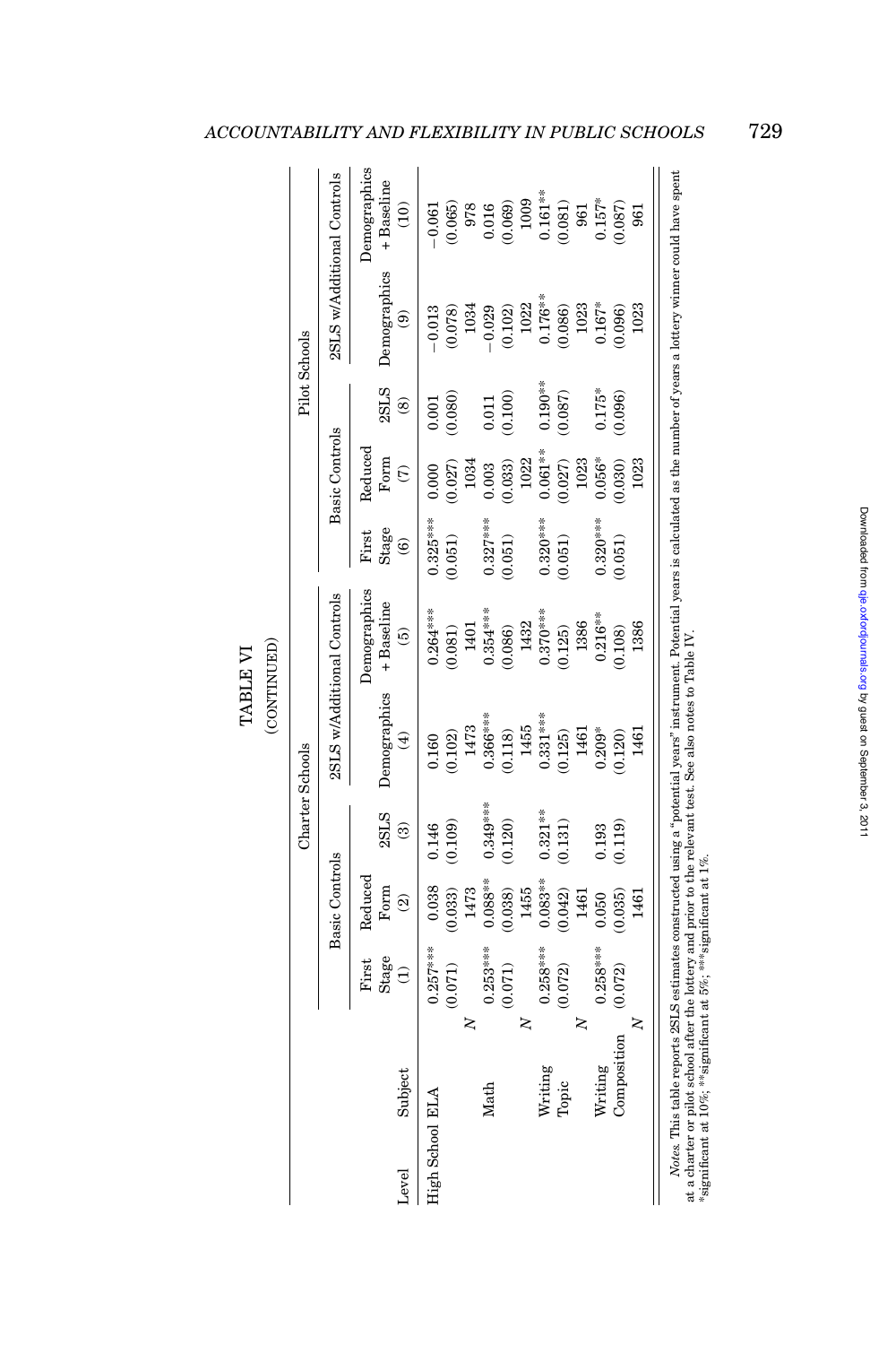TABLE VI
(CONTINUED)

| Level | Subject | | Charter Schools | | | | | Pilot Schools | | | | |
|---|---|---|---|---|---|---|---|---|---|---|---|---|
| | | | Basic Controls | | | 2SLS w/Additional Controls | | Basic Controls | | | 2SLS w/Additional Controls | |
| | | | First Stage | Reduced Form | 2SLS | Demographics | Demographics + Baseline | First Stage | Reduced Form | 2SLS | Demographics | Demographics + Baseline |
| | | | (1) | (2) | (3) | (4) | (5) | (6) | (7) | (8) | (9) | (10) |
| High School | ELA | | 0.257*** | 0.038 | 0.146 | 0.160 | 0.264*** | 0.325*** | 0.000 | 0.001 | −0.013 | −0.061 |
| | | | (0.071) | (0.033) | (0.109) | (0.102) | (0.081) | (0.051) | (0.027) | (0.080) | (0.078) | (0.065) |
| | | N | | 1473 | | 1473 | 1401 | | 1034 | | 1034 | 978 |
| | Math | | 0.253*** | 0.088** | 0.349*** | 0.366*** | 0.354*** | 0.327*** | 0.003 | 0.011 | −0.029 | 0.016 |
| | | | (0.071) | (0.038) | (0.120) | (0.118) | (0.086) | (0.051) | (0.033) | (0.100) | (0.102) | (0.069) |
| | | N | | 1455 | | 1455 | 1432 | | 1022 | | 1022 | 1009 |
| | Writing Topic | | 0.258*** | 0.083** | 0.321** | 0.331*** | 0.370*** | 0.320*** | 0.061** | 0.190** | 0.176** | 0.161** |
| | | | (0.072) | (0.042) | (0.131) | (0.125) | (0.125) | (0.051) | (0.027) | (0.087) | (0.086) | (0.081) |
| | | N | | 1461 | | 1461 | 1386 | | 1023 | | 1023 | 961 |
| | Writing Composition | | 0.258*** | 0.050 | 0.193 | 0.209* | 0.216** | 0.320*** | 0.056* | 0.175* | 0.167* | 0.157* |
| | | | (0.072) | (0.035) | (0.119) | (0.120) | (0.108) | (0.051) | (0.030) | (0.096) | (0.096) | (0.087) |
| | | N | | 1461 | | 1461 | 1386 | | 1023 | | 1023 | 961 |

*Notes.* This table reports 2SLS estimates constructed using a "potential years" instrument. Potential years is calculated as the number of years a lottery winner could have spent at a charter or pilot school after the lottery and prior to the relevant test. See also notes to Table IV.
*significant at 10%; **significant at 5%; ***significant at 1%.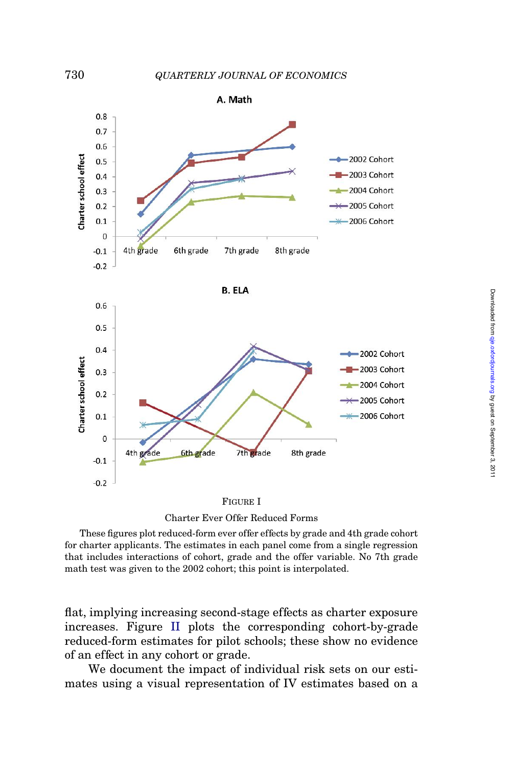FIGURE I

Charter Ever Offer Reduced Forms

These figures plot reduced-form ever offer effects by grade and 4th grade cohort for charter applicants. The estimates in each panel come from a single regression that includes interactions of cohort, grade and the offer variable. No 7th grade math test was given to the 2002 cohort; this point is interpolated.

flat, implying increasing second-stage effects as charter exposure increases. Figure II plots the corresponding cohort-by-grade reduced-form estimates for pilot schools; these show no evidence of an effect in any cohort or grade.

We document the impact of individual risk sets on our estimates using a visual representation of IV estimates based on a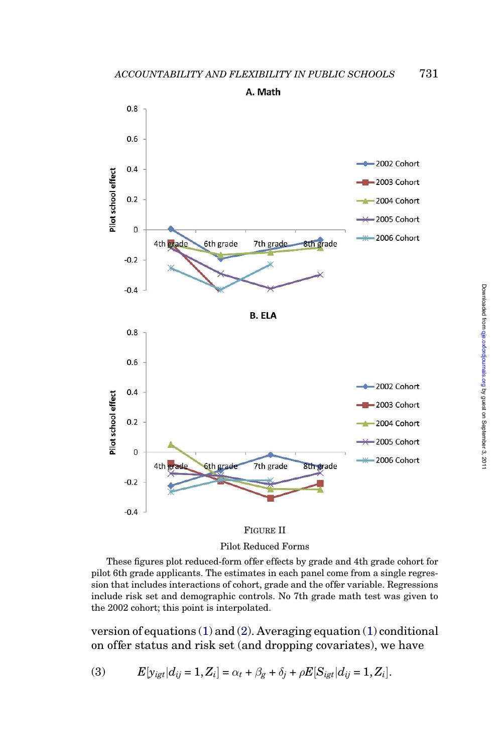FIGURE II

Pilot Reduced Forms

These figures plot reduced-form offer effects by grade and 4th grade cohort for pilot 6th grade applicants. The estimates in each panel come from a single regression that includes interactions of cohort, grade and the offer variable. Regressions include risk set and demographic controls. No 7th grade math test was given to the 2002 cohort; this point is interpolated.

version of equations (1) and (2). Averaging equation (1) conditional on offer status and risk set (and dropping covariates), we have

$$E[y_{igt}|d_{ij} = 1, Z_i] = \alpha_t + \beta_g + \delta_j + \rho E[S_{igt}|d_{ij} = 1, Z_i]. \tag{3}$$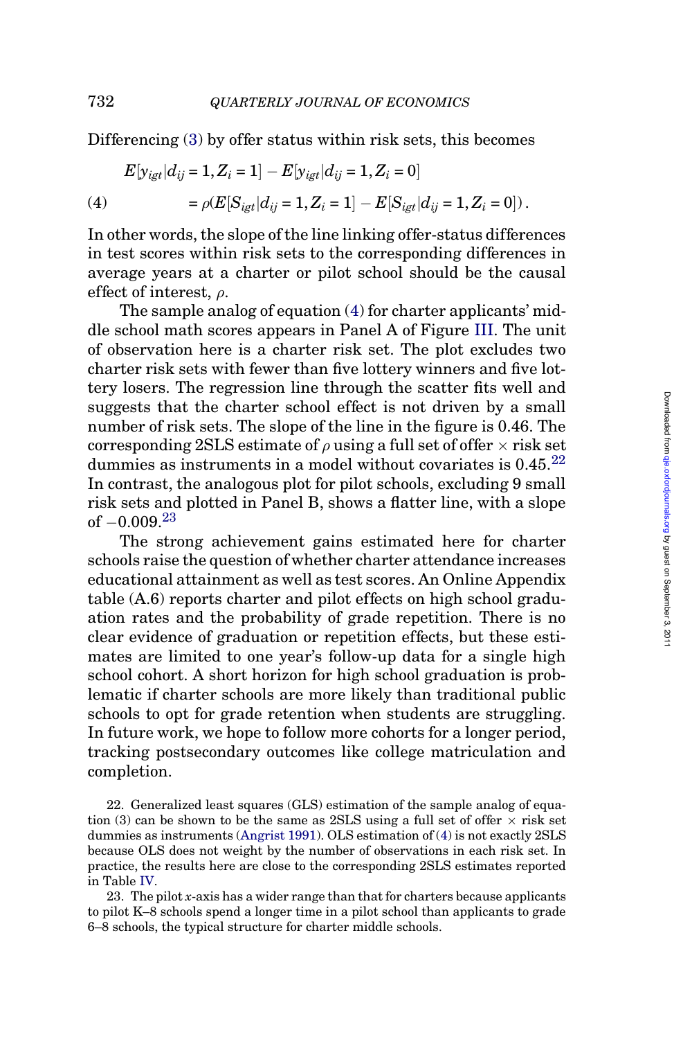Differencing (3) by offer status within risk sets, this becomes

$$E[y_{igt}|d_{ij}=1,Z_i=1]-E[y_{igt}|d_{ij}=1,Z_i=0]$$
$$=\rho(E[S_{igt}|d_{ij}=1,Z_i=1]-E[S_{igt}|d_{ij}=1,Z_i=0]). \tag{4}$$

In other words, the slope of the line linking offer-status differences in test scores within risk sets to the corresponding differences in average years at a charter or pilot school should be the causal effect of interest, $\rho$.

The sample analog of equation (4) for charter applicants' middle school math scores appears in Panel A of Figure III. The unit of observation here is a charter risk set. The plot excludes two charter risk sets with fewer than five lottery winners and five lottery losers. The regression line through the scatter fits well and suggests that the charter school effect is not driven by a small number of risk sets. The slope of the line in the figure is 0.46. The corresponding 2SLS estimate of $\rho$ using a full set of offer $\times$ risk set dummies as instruments in a model without covariates is 0.45.[22] In contrast, the analogous plot for pilot schools, excluding 9 small risk sets and plotted in Panel B, shows a flatter line, with a slope of $-0.009$.[23]

The strong achievement gains estimated here for charter schools raise the question of whether charter attendance increases educational attainment as well as test scores. An Online Appendix table (A.6) reports charter and pilot effects on high school graduation rates and the probability of grade repetition. There is no clear evidence of graduation or repetition effects, but these estimates are limited to one year's follow-up data for a single high school cohort. A short horizon for high school graduation is problematic if charter schools are more likely than traditional public schools to opt for grade retention when students are struggling. In future work, we hope to follow more cohorts for a longer period, tracking postsecondary outcomes like college matriculation and completion.

22. Generalized least squares (GLS) estimation of the sample analog of equation (3) can be shown to be the same as 2SLS using a full set of offer $\times$ risk set dummies as instruments (Angrist 1991). OLS estimation of (4) is not exactly 2SLS because OLS does not weight by the number of observations in each risk set. In practice, the results here are close to the corresponding 2SLS estimates reported in Table IV.

23. The pilot $x$-axis has a wider range than that for charters because applicants to pilot K–8 schools spend a longer time in a pilot school than applicants to grade 6–8 schools, the typical structure for charter middle schools.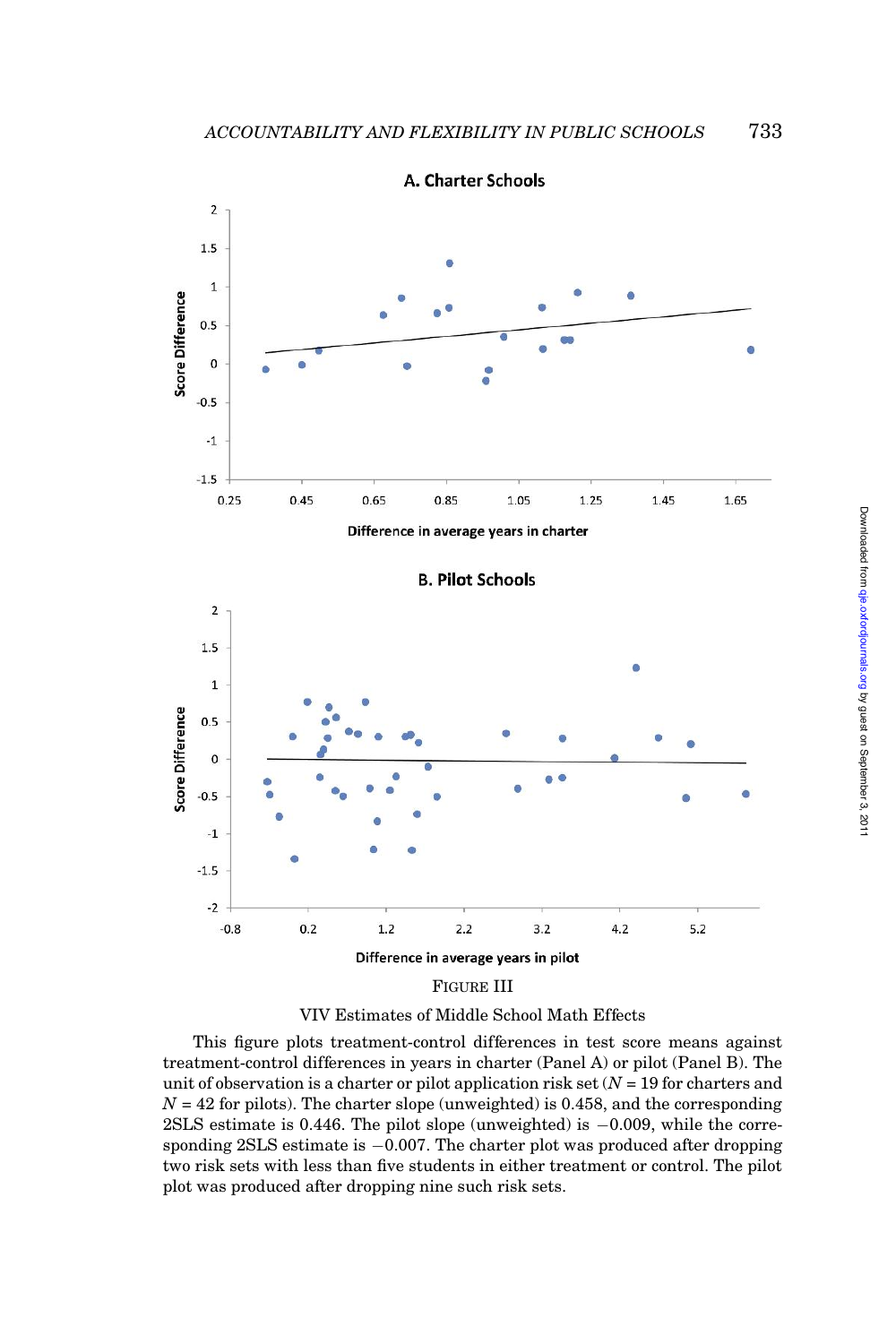FIGURE III

VIV Estimates of Middle School Math Effects

This figure plots treatment-control differences in test score means against treatment-control differences in years in charter (Panel A) or pilot (Panel B). The unit of observation is a charter or pilot application risk set ($N$ = 19 for charters and $N$ = 42 for pilots). The charter slope (unweighted) is 0.458, and the corresponding 2SLS estimate is 0.446. The pilot slope (unweighted) is −0.009, while the corresponding 2SLS estimate is −0.007. The charter plot was produced after dropping two risk sets with less than five students in either treatment or control. The pilot plot was produced after dropping nine such risk sets.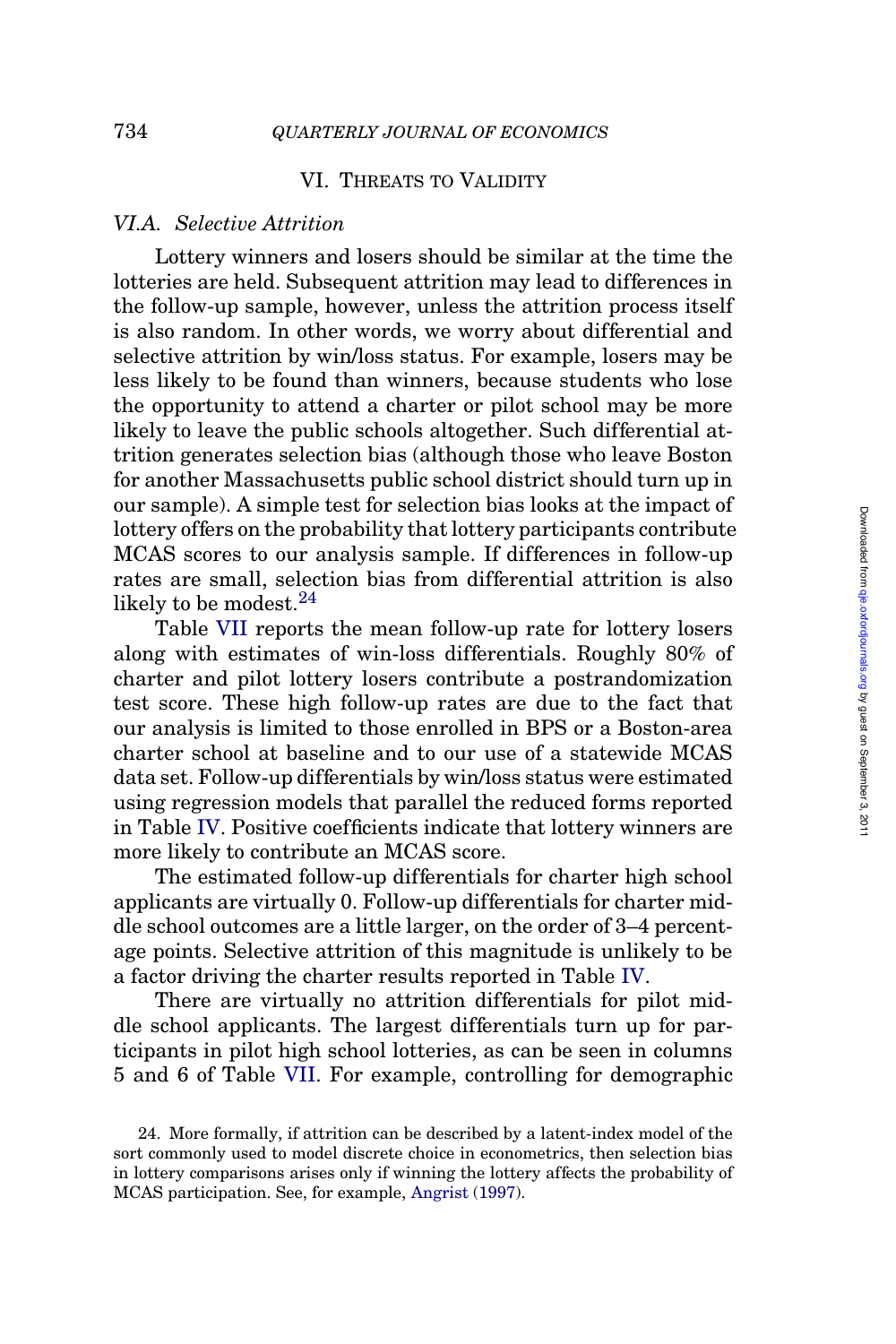## VI. Threats to Validity

### VI.A. *Selective Attrition*

Lottery winners and losers should be similar at the time the lotteries are held. Subsequent attrition may lead to differences in the follow-up sample, however, unless the attrition process itself is also random. In other words, we worry about differential and selective attrition by win/loss status. For example, losers may be less likely to be found than winners, because students who lose the opportunity to attend a charter or pilot school may be more likely to leave the public schools altogether. Such differential attrition generates selection bias (although those who leave Boston for another Massachusetts public school district should turn up in our sample). A simple test for selection bias looks at the impact of lottery offers on the probability that lottery participants contribute MCAS scores to our analysis sample. If differences in follow-up rates are small, selection bias from differential attrition is also likely to be modest.[24]

Table VII reports the mean follow-up rate for lottery losers along with estimates of win-loss differentials. Roughly 80% of charter and pilot lottery losers contribute a postrandomization test score. These high follow-up rates are due to the fact that our analysis is limited to those enrolled in BPS or a Boston-area charter school at baseline and to our use of a statewide MCAS data set. Follow-up differentials by win/loss status were estimated using regression models that parallel the reduced forms reported in Table IV. Positive coefficients indicate that lottery winners are more likely to contribute an MCAS score.

The estimated follow-up differentials for charter high school applicants are virtually 0. Follow-up differentials for charter middle school outcomes are a little larger, on the order of 3–4 percentage points. Selective attrition of this magnitude is unlikely to be a factor driving the charter results reported in Table IV.

There are virtually no attrition differentials for pilot middle school applicants. The largest differentials turn up for participants in pilot high school lotteries, as can be seen in columns 5 and 6 of Table VII. For example, controlling for demographic

24. More formally, if attrition can be described by a latent-index model of the sort commonly used to model discrete choice in econometrics, then selection bias in lottery comparisons arises only if winning the lottery affects the probability of MCAS participation. See, for example, Angrist (1997).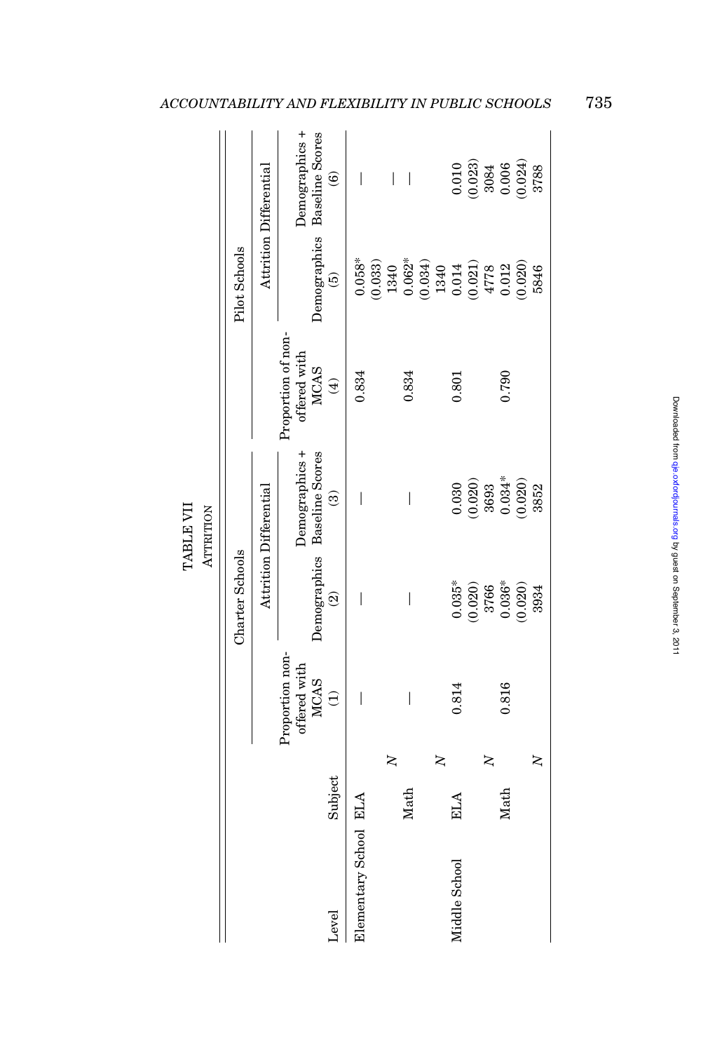TABLE VII

ATTRITION

| Level | Subject | | Charter Schools | | | Pilot Schools | | |
|---|---|---|---|---|---|---|---|---|
| | | | Proportion non-offered with MCAS | Attrition Differential | | Proportion of non-offered with MCAS | Attrition Differential | |
| | | | | Demographics | Demographics + Baseline Scores | | Demographics | Demographics + Baseline Scores |
| | | | (1) | (2) | (3) | (4) | (5) | (6) |
| Elementary School | ELA | | — | — | — | 0.834 | 0.058* | — |
| | | | | | | | (0.033) | |
| | | N | | | | | 1340 | — |
| | Math | | — | — | — | 0.834 | 0.062* | — |
| | | | | | | | (0.034) | |
| | | N | | | | | 1340 | |
| Middle School | ELA | | 0.814 | 0.035* | 0.030 | 0.801 | 0.014 | 0.010 |
| | | | | (0.020) | (0.020) | | (0.021) | (0.023) |
| | | N | | 3766 | 3693 | | 4778 | 3084 |
| | Math | | 0.816 | 0.036* | 0.034* | 0.790 | 0.012 | 0.006 |
| | | | | (0.020) | (0.020) | | (0.020) | (0.024) |
| | | N | | 3934 | 3852 | | 5846 | 3788 |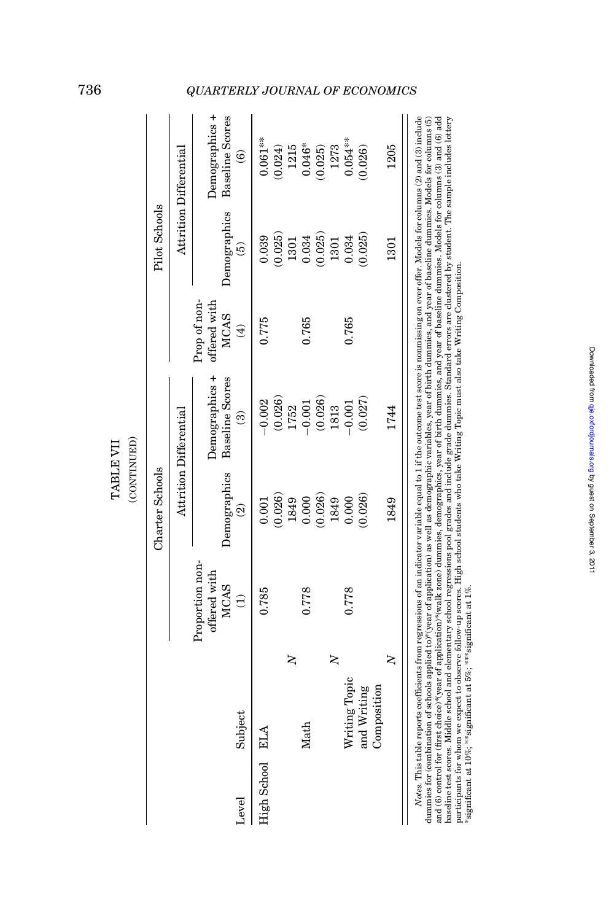TABLE VII
(CONTINUED)

| Level | Subject | | Charter Schools | | | Pilot Schools | | |
|---|---|---|---|---|---|---|---|---|
| | | | Proportion non-offered with MCAS | Attrition Differential | | Prop of non-offered with MCAS | Attrition Differential | |
| | | | | Demographics | Demographics + Baseline Scores | | Demographics | Demographics + Baseline Scores |
| | | | (1) | (2) | (3) | (4) | (5) | (6) |
| High School | ELA | | 0.785 | 0.001 | −0.002 | 0.775 | 0.039 | 0.061** |
| | | | | (0.026) | (0.026) | | (0.025) | (0.024) |
| | | N | | 1849 | 1752 | | 1301 | 1215 |
| | Math | | 0.778 | 0.000 | −0.001 | 0.765 | 0.034 | 0.046* |
| | | | | (0.026) | (0.026) | | (0.025) | (0.025) |
| | | N | | 1849 | 1813 | | 1301 | 1273 |
| | Writing Topic and Writing Composition | | 0.778 | 0.000 | −0.001 | 0.765 | 0.034 | 0.054** |
| | | | | (0.026) | (0.027) | | (0.025) | (0.026) |
| | | N | | 1849 | 1744 | | 1301 | 1205 |

*Notes.* This table reports coefficients from regressions of an indicator variable equal to 1 if the outcome test score is nonmissing on ever offer. Models for columns (2) and (3) include dummies for (combination of schools applied to)*(year of application) as well as demographic variables, year of birth dummies, and year of baseline dummies. Models for columns (5) and (6) control for (first choice)*(year of application)*(walk zone) dummies, demographics, year of birth dummies, and year of baseline dummies. Models for columns (3) and (6) add baseline test scores. Middle school and elementary school regressions pool grades and include grade dummies. Standard errors are clustered by student. The sample includes lottery participants for whom we expect to observe follow-up scores. High school students who take Writing Topic must also take Writing Composition.
*significant at 10%; **significant at 5%; ***significant at 1%.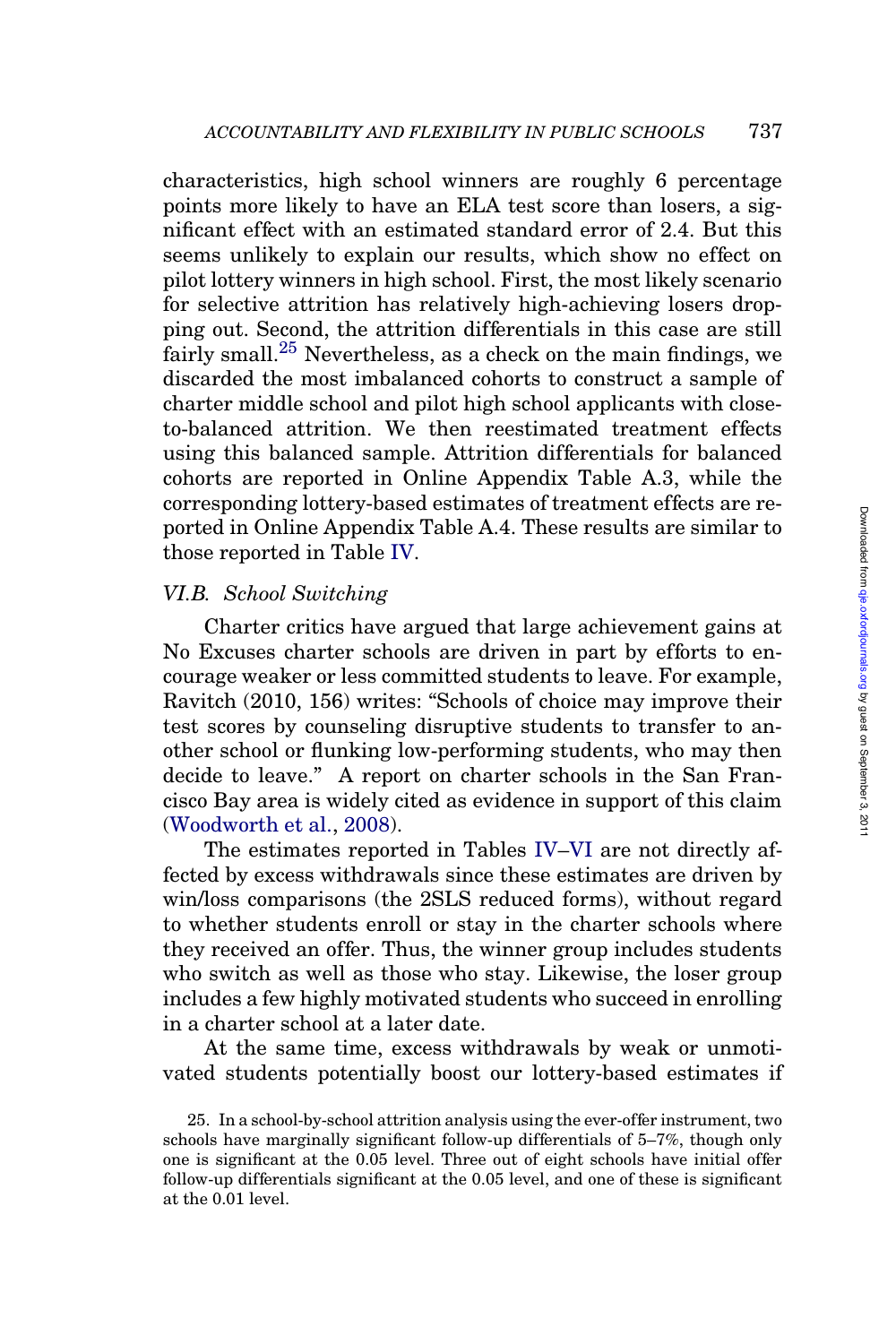characteristics, high school winners are roughly 6 percentage points more likely to have an ELA test score than losers, a significant effect with an estimated standard error of 2.4. But this seems unlikely to explain our results, which show no effect on pilot lottery winners in high school. First, the most likely scenario for selective attrition has relatively high-achieving losers dropping out. Second, the attrition differentials in this case are still fairly small.[25] Nevertheless, as a check on the main findings, we discarded the most imbalanced cohorts to construct a sample of charter middle school and pilot high school applicants with close-to-balanced attrition. We then reestimated treatment effects using this balanced sample. Attrition differentials for balanced cohorts are reported in Online Appendix Table A.3, while the corresponding lottery-based estimates of treatment effects are reported in Online Appendix Table A.4. These results are similar to those reported in Table IV.

### *VI.B. School Switching*

Charter critics have argued that large achievement gains at No Excuses charter schools are driven in part by efforts to encourage weaker or less committed students to leave. For example, Ravitch (2010, 156) writes: "Schools of choice may improve their test scores by counseling disruptive students to transfer to another school or flunking low-performing students, who may then decide to leave." A report on charter schools in the San Francisco Bay area is widely cited as evidence in support of this claim (Woodworth et al., 2008).

The estimates reported in Tables IV–VI are not directly affected by excess withdrawals since these estimates are driven by win/loss comparisons (the 2SLS reduced forms), without regard to whether students enroll or stay in the charter schools where they received an offer. Thus, the winner group includes students who switch as well as those who stay. Likewise, the loser group includes a few highly motivated students who succeed in enrolling in a charter school at a later date.

At the same time, excess withdrawals by weak or unmotivated students potentially boost our lottery-based estimates if

25. In a school-by-school attrition analysis using the ever-offer instrument, two schools have marginally significant follow-up differentials of 5–7%, though only one is significant at the 0.05 level. Three out of eight schools have initial offer follow-up differentials significant at the 0.05 level, and one of these is significant at the 0.01 level.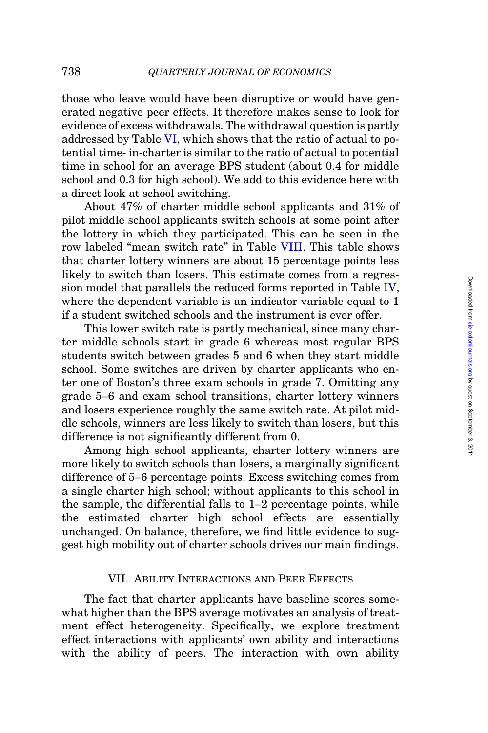those who leave would have been disruptive or would have generated negative peer effects. It therefore makes sense to look for evidence of excess withdrawals. The withdrawal question is partly addressed by Table VI, which shows that the ratio of actual to potential time- in-charter is similar to the ratio of actual to potential time in school for an average BPS student (about 0.4 for middle school and 0.3 for high school). We add to this evidence here with a direct look at school switching.

About 47% of charter middle school applicants and 31% of pilot middle school applicants switch schools at some point after the lottery in which they participated. This can be seen in the row labeled "mean switch rate" in Table VIII. This table shows that charter lottery winners are about 15 percentage points less likely to switch than losers. This estimate comes from a regression model that parallels the reduced forms reported in Table IV, where the dependent variable is an indicator variable equal to 1 if a student switched schools and the instrument is ever offer.

This lower switch rate is partly mechanical, since many charter middle schools start in grade 6 whereas most regular BPS students switch between grades 5 and 6 when they start middle school. Some switches are driven by charter applicants who enter one of Boston's three exam schools in grade 7. Omitting any grade 5–6 and exam school transitions, charter lottery winners and losers experience roughly the same switch rate. At pilot middle schools, winners are less likely to switch than losers, but this difference is not significantly different from 0.

Among high school applicants, charter lottery winners are more likely to switch schools than losers, a marginally significant difference of 5–6 percentage points. Excess switching comes from a single charter high school; without applicants to this school in the sample, the differential falls to 1–2 percentage points, while the estimated charter high school effects are essentially unchanged. On balance, therefore, we find little evidence to suggest high mobility out of charter schools drives our main findings.

## VII. Ability Interactions and Peer Effects

The fact that charter applicants have baseline scores somewhat higher than the BPS average motivates an analysis of treatment effect heterogeneity. Specifically, we explore treatment effect interactions with applicants' own ability and interactions with the ability of peers. The interaction with own ability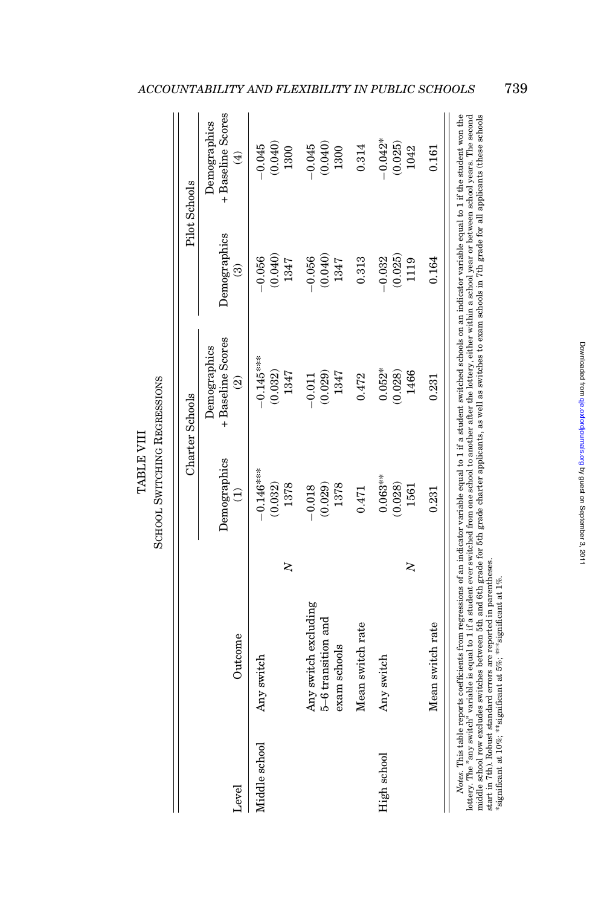TABLE VIII

SCHOOL SWITCHING REGRESSIONS

| Level | Outcome | | Charter Schools | | Pilot Schools | |
|---|---|---|---|---|---|---|
| | | | Demographics | Demographics + Baseline Scores | Demographics | Demographics + Baseline Scores |
| | | | (1) | (2) | (3) | (4) |
| Middle school | Any switch | | −0.146*** | −0.145*** | −0.056 | −0.045 |
| | | | (0.032) | (0.032) | (0.040) | (0.040) |
| | | N | 1378 | 1347 | 1347 | 1300 |
| | Any switch excluding 5–6 transition and exam schools | | −0.018 | −0.011 | −0.056 | −0.045 |
| | | | (0.029) | (0.029) | (0.040) | (0.040) |
| | | | 1378 | 1347 | 1347 | 1300 |
| | Mean switch rate | | 0.471 | 0.472 | 0.313 | 0.314 |
| High school | Any switch | | 0.063** | 0.052* | −0.032 | −0.042* |
| | | | (0.028) | (0.028) | (0.025) | (0.025) |
| | | N | 1561 | 1466 | 1119 | 1042 |
| | Mean switch rate | | 0.231 | 0.231 | 0.164 | 0.161 |

*Notes.* This table reports coefficients from regressions of an indicator variable equal to 1 if a student switched schools on an indicator variable equal to 1 if the student won the lottery. The "any switch" variable is equal to 1 if a student ever switched from one school to another after the lottery, either within a school year or between school years. The second middle school row excludes switches between 5th and 6th grade for 5th grade charter applicants, as well as switches to exam schools in 7th grade for all applicants (these schools start in 7th). Robust standard errors are reported in parentheses.
*significant at 10%; **significant at 5%; ***significant at 1%.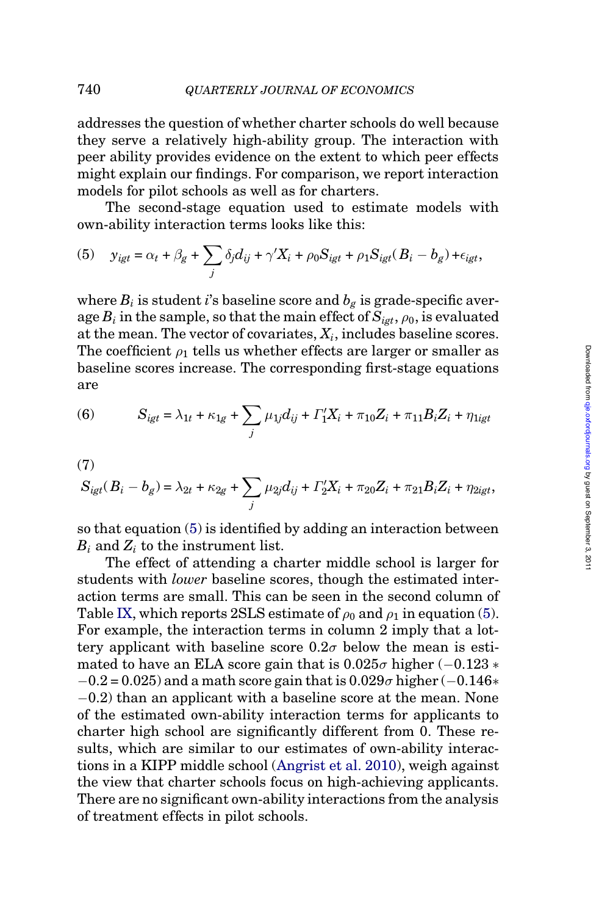addresses the question of whether charter schools do well because they serve a relatively high-ability group. The interaction with peer ability provides evidence on the extent to which peer effects might explain our findings. For comparison, we report interaction models for pilot schools as well as for charters.

The second-stage equation used to estimate models with own-ability interaction terms looks like this:

$$(5) \quad y_{igt} = \alpha_t + \beta_g + \sum_j \delta_j d_{ij} + \gamma' X_i + \rho_0 S_{igt} + \rho_1 S_{igt}(B_i - b_g) + \epsilon_{igt},$$

where $B_i$ is student $i$'s baseline score and $b_g$ is grade-specific average $B_i$ in the sample, so that the main effect of $S_{igt}$, $\rho_0$, is evaluated at the mean. The vector of covariates, $X_i$, includes baseline scores. The coefficient $\rho_1$ tells us whether effects are larger or smaller as baseline scores increase. The corresponding first-stage equations are

$$(6) \quad S_{igt} = \lambda_{1t} + \kappa_{1g} + \sum_j \mu_{1j} d_{ij} + \Gamma_1' X_i + \pi_{10} Z_i + \pi_{11} B_i Z_i + \eta_{1igt}$$

$$(7) \quad S_{igt}(B_i - b_g) = \lambda_{2t} + \kappa_{2g} + \sum_j \mu_{2j} d_{ij} + \Gamma_2' X_i + \pi_{20} Z_i + \pi_{21} B_i Z_i + \eta_{2igt},$$

so that equation (5) is identified by adding an interaction between $B_i$ and $Z_i$ to the instrument list.

The effect of attending a charter middle school is larger for students with *lower* baseline scores, though the estimated interaction terms are small. This can be seen in the second column of Table IX, which reports 2SLS estimate of $\rho_0$ and $\rho_1$ in equation (5). For example, the interaction terms in column 2 imply that a lottery applicant with baseline score $0.2\sigma$ below the mean is estimated to have an ELA score gain that is $0.025\sigma$ higher $(-0.123 * -0.2 = 0.025)$ and a math score gain that is $0.029\sigma$ higher $(-0.146 * -0.2)$ than an applicant with a baseline score at the mean. None of the estimated own-ability interaction terms for applicants to charter high school are significantly different from 0. These results, which are similar to our estimates of own-ability interactions in a KIPP middle school (Angrist et al. 2010), weigh against the view that charter schools focus on high-achieving applicants. There are no significant own-ability interactions from the analysis of treatment effects in pilot schools.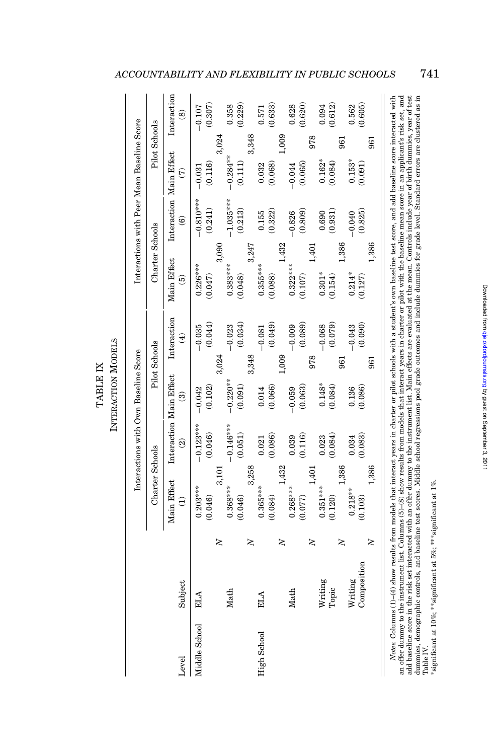# TABLE IX

## INTERACTION MODELS

| Level | Subject | | Interactions with Own Baseline Score | | | | Interactions with Peer Mean Baseline Score | | | |
|---|---|---|---|---|---|---|---|---|---|---|
| | | | Charter Schools | | Pilot Schools | | Charter Schools | | Pilot Schools | |
| | | | Main Effect (1) | Interaction (2) | Main Effect (3) | Interaction (4) | Main Effect (5) | Interaction (6) | Main Effect (7) | Interaction (8) |
| Middle School | ELA | | 0.203*** | −0.123*** | −0.042 | −0.035 | 0.226*** | −0.810*** | −0.031 | −0.107 |
| | | | (0.046) | (0.046) | (0.102) | (0.044) | (0.047) | (0.241) | (0.116) | (0.307) |
| | | N | 3,101 | | 3,024 | | 3,090 | | 3,024 | |
| | Math | | 0.368*** | −0.146*** | −0.220** | −0.023 | 0.383*** | −1.035*** | −0.284** | 0.358 |
| | | | (0.046) | (0.051) | (0.091) | (0.034) | (0.048) | (0.213) | (0.111) | (0.229) |
| | | N | 3,258 | | 3,348 | | 3,247 | | 3,348 | |
| High School | ELA | | 0.365*** | 0.021 | 0.014 | −0.081 | 0.355*** | 0.155 | 0.032 | 0.571 |
| | | | (0.084) | (0.086) | (0.066) | (0.049) | (0.088) | (0.322) | (0.068) | (0.633) |
| | | N | 1,432 | | 1,009 | | 1,432 | | 1,009 | |
| | Math | | 0.268*** | 0.039 | −0.059 | −0.009 | 0.322*** | −0.826 | −0.044 | 0.628 |
| | | | (0.077) | (0.116) | (0.063) | (0.089) | (0.107) | (0.809) | (0.065) | (0.620) |
| | | N | 1,401 | | 978 | | 1,401 | | 978 | |
| | Writing Topic | | 0.351*** | 0.023 | 0.148* | −0.068 | 0.301* | 0.690 | 0.162* | 0.094 |
| | | | (0.120) | (0.084) | (0.084) | (0.079) | (0.154) | (0.931) | (0.084) | (0.612) |
| | | N | 1,386 | | 961 | | 1,386 | | 961 | |
| | Writing Composition | | 0.218** | 0.034 | 0.136 | −0.043 | 0.214* | −0.040 | 0.153* | 0.562 |
| | | | (0.103) | (0.083) | (0.086) | (0.090) | (0.127) | (0.825) | (0.091) | (0.605) |
| | | N | 1,386 | | 961 | | 1,386 | | 961 | |

*Notes.* Columns (1)–(4) show results from models that interact years in charter or pilot schools with a student's own baseline test score, and add baseline score interacted with an offer dummy to the instrument list. Columns (5)–(8) show results from models that interact years in charter or pilot with the baseline mean score in an applicant's risk set, and add baseline score in the risk set interacted with an offer dummy to the instrument list. Main effects are evaluated at the mean. Controls include year of birth dummies, year of test dummies, demographic controls, and baseline test scores. Middle school regressions pool grade outcomes and include dummies for grade level. Standard errors are clustered as in Table IV.

*significant at 10%; **significant at 5%; ***significant at 1%.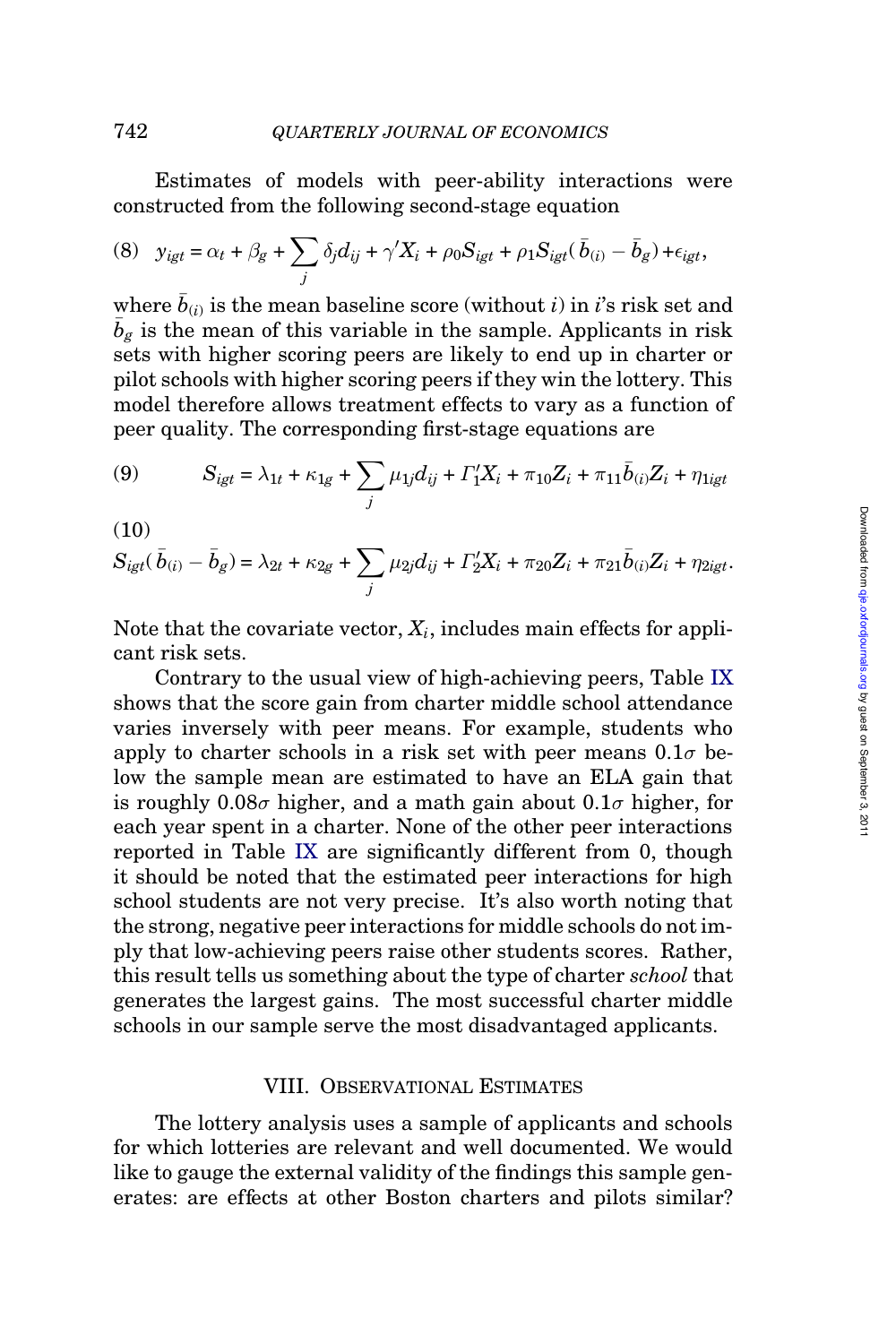Estimates of models with peer-ability interactions were constructed from the following second-stage equation

$$(8) \quad y_{igt} = \alpha_t + \beta_g + \sum_j \delta_j d_{ij} + \gamma' X_i + \rho_0 S_{igt} + \rho_1 S_{igt}(\bar{b}_{(i)} - \bar{b}_g) + \epsilon_{igt},$$

where $\bar{b}_{(i)}$ is the mean baseline score (without $i$) in $i$'s risk set and $\bar{b}_g$ is the mean of this variable in the sample. Applicants in risk sets with higher scoring peers are likely to end up in charter or pilot schools with higher scoring peers if they win the lottery. This model therefore allows treatment effects to vary as a function of peer quality. The corresponding first-stage equations are

$$(9) \qquad S_{igt} = \lambda_{1t} + \kappa_{1g} + \sum_j \mu_{1j} d_{ij} + \Gamma_1' X_i + \pi_{10} Z_i + \pi_{11} \bar{b}_{(i)} Z_i + \eta_{1igt}$$

$$(10) \quad S_{igt}(\bar{b}_{(i)} - \bar{b}_g) = \lambda_{2t} + \kappa_{2g} + \sum_j \mu_{2j} d_{ij} + \Gamma_2' X_i + \pi_{20} Z_i + \pi_{21} \bar{b}_{(i)} Z_i + \eta_{2igt}.$$

Note that the covariate vector, $X_i$, includes main effects for applicant risk sets.

Contrary to the usual view of high-achieving peers, Table IX shows that the score gain from charter middle school attendance varies inversely with peer means. For example, students who apply to charter schools in a risk set with peer means $0.1\sigma$ below the sample mean are estimated to have an ELA gain that is roughly $0.08\sigma$ higher, and a math gain about $0.1\sigma$ higher, for each year spent in a charter. None of the other peer interactions reported in Table IX are significantly different from 0, though it should be noted that the estimated peer interactions for high school students are not very precise. It's also worth noting that the strong, negative peer interactions for middle schools do not imply that low-achieving peers raise other students scores. Rather, this result tells us something about the type of charter *school* that generates the largest gains. The most successful charter middle schools in our sample serve the most disadvantaged applicants.

## VIII. Observational Estimates

The lottery analysis uses a sample of applicants and schools for which lotteries are relevant and well documented. We would like to gauge the external validity of the findings this sample generates: are effects at other Boston charters and pilots similar?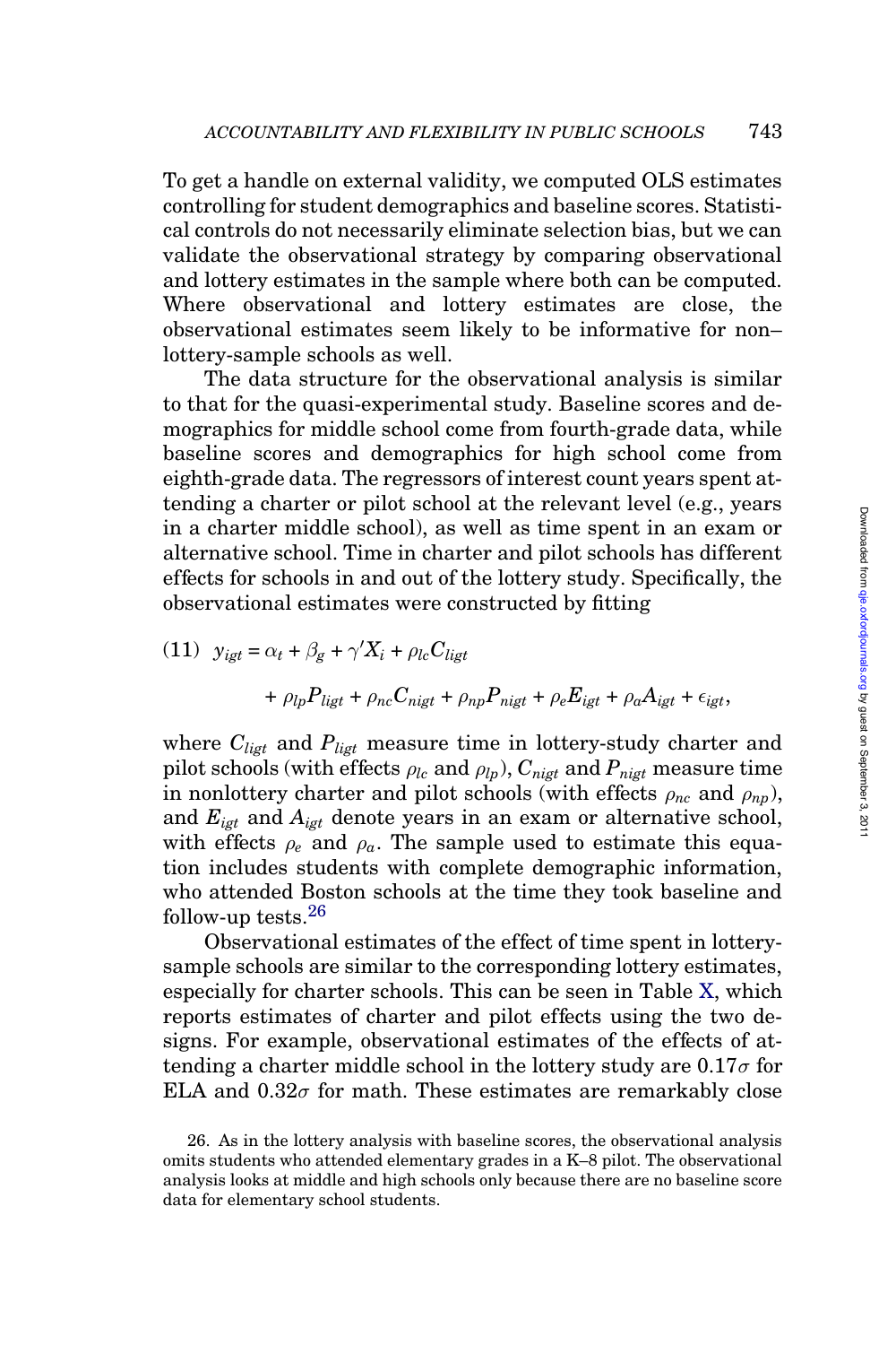To get a handle on external validity, we computed OLS estimates controlling for student demographics and baseline scores. Statistical controls do not necessarily eliminate selection bias, but we can validate the observational strategy by comparing observational and lottery estimates in the sample where both can be computed. Where observational and lottery estimates are close, the observational estimates seem likely to be informative for non–lottery-sample schools as well.

The data structure for the observational analysis is similar to that for the quasi-experimental study. Baseline scores and demographics for middle school come from fourth-grade data, while baseline scores and demographics for high school come from eighth-grade data. The regressors of interest count years spent attending a charter or pilot school at the relevant level (e.g., years in a charter middle school), as well as time spent in an exam or alternative school. Time in charter and pilot schools has different effects for schools in and out of the lottery study. Specifically, the observational estimates were constructed by fitting

$$(11)\quad y_{igt} = \alpha_t + \beta_g + \gamma' X_i + \rho_{lc} C_{ligt} + \rho_{lp} P_{ligt} + \rho_{nc} C_{nigt} + \rho_{np} P_{nigt} + \rho_e E_{igt} + \rho_a A_{igt} + \epsilon_{igt},$$

where $C_{ligt}$ and $P_{ligt}$ measure time in lottery-study charter and pilot schools (with effects $\rho_{lc}$ and $\rho_{lp}$), $C_{nigt}$ and $P_{nigt}$ measure time in nonlottery charter and pilot schools (with effects $\rho_{nc}$ and $\rho_{np}$), and $E_{igt}$ and $A_{igt}$ denote years in an exam or alternative school, with effects $\rho_e$ and $\rho_a$. The sample used to estimate this equation includes students with complete demographic information, who attended Boston schools at the time they took baseline and follow-up tests.[26]

Observational estimates of the effect of time spent in lottery-sample schools are similar to the corresponding lottery estimates, especially for charter schools. This can be seen in Table X, which reports estimates of charter and pilot effects using the two designs. For example, observational estimates of the effects of attending a charter middle school in the lottery study are $0.17\sigma$ for ELA and $0.32\sigma$ for math. These estimates are remarkably close

26. As in the lottery analysis with baseline scores, the observational analysis omits students who attended elementary grades in a K–8 pilot. The observational analysis looks at middle and high schools only because there are no baseline score data for elementary school students.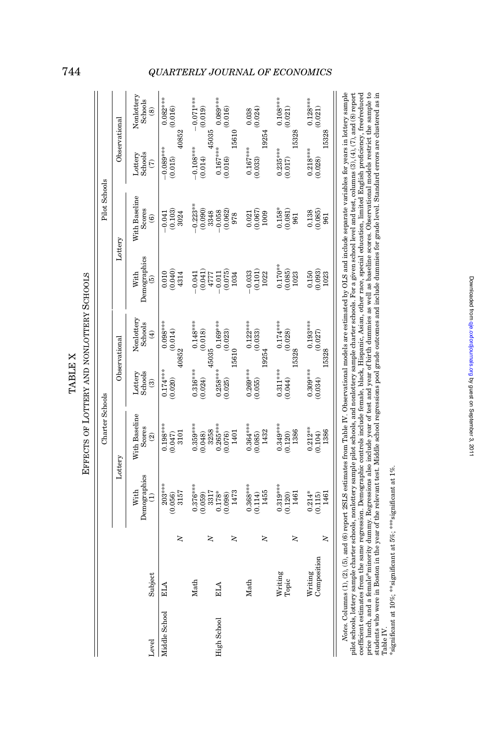TABLE X

EFFECTS OF LOTTERY AND NONLOTTERY SCHOOLS

| Level | Subject | | Charter Schools | | | | Pilot Schools | | | |
|---|---|---|---|---|---|---|---|---|---|---|
| | | | Lottery | | Observational | | Lottery | | Observational | |
| | | | With Demographics (1) | With Baseline Scores (2) | Lottery Schools (3) | Nonlottery Schools (4) | With Demographics (5) | With Baseline Scores (6) | Lottery Schools (7) | Nonlottery Schools (8) |
| Middle School | ELA | | 203*** | 0.198*** | 0.174*** | 0.098*** | 0.010 | −0.041 | −0.089*** | 0.082*** |
| | | | (0.056) | (0.047) | (0.020) | (0.014) | (0.040) | (0.103) | (0.015) | (0.016) |
| | | N | 3157 | 3101 | 40852 | | 4314 | 3024 | 40852 | |
| | Math | | 0.376*** | 0.359*** | 0.316*** | 0.148*** | −0.041 | −0.223** | −0.108*** | −0.071*** |
| | | | (0.059) | (0.048) | (0.024) | (0.018) | (0.041) | (0.090) | (0.014) | (0.019) |
| | | N | 3317 | 3258 | 45035 | | 4777 | 3348 | 45035 | |
| High School | ELA | | 0.178* | 0.265*** | 0.258*** | 0.169*** | −0.011 | −0.058 | 0.167*** | 0.089*** |
| | | | (0.098) | (0.076) | (0.025) | (0.023) | (0.075) | (0.062) | (0.016) | (0.016) |
| | | N | 1473 | 1401 | 15610 | | 1034 | 978 | 15610 | |
| | Math | | 0.368*** | 0.364*** | 0.269*** | 0.122*** | −0.033 | 0.021 | 0.167*** | 0.038 |
| | | | (0.114) | (0.085) | (0.055) | (0.033) | (0.101) | (0.067) | (0.033) | (0.024) |
| | | N | 1455 | 1432 | 19254 | | 1022 | 1009 | 19254 | |
| | Writing Topic | | 0.319*** | 0.349*** | 0.311*** | 0.174*** | 0.170** | 0.158* | 0.235*** | 0.108*** |
| | | | (0.120) | (0.120) | (0.044) | (0.028) | (0.085) | (0.081) | (0.017) | (0.021) |
| | | N | 1461 | 1386 | 15328 | | 1023 | 961 | 15328 | |
| | Writing Composition | | 0.214* | 0.212** | 0.309*** | 0.193*** | 0.150 | 0.138 | 0.218*** | 0.128*** |
| | | | (0.115) | (0.104) | (0.034) | (0.027) | (0.093) | (0.085) | (0.028) | (0.021) |
| | | N | 1461 | 1386 | 15328 | | 1023 | 961 | 15328 | |

*Notes.* Columns (1), (2), (5), and (6) report 2SLS estimates from Table IV. Observational models are estimated by OLS and include separate variables for years in lottery sample pilot schools, lottery sample charter schools, nonlottery sample pilot schools, and nonlottery sample charter schools. For a given school level and test, columns (3), (4), (7), and (8) report coefficient estimates from the same regression. Demographic controls include female, black, Hispanic, Asian, other race, special education, limited English proficiency, free/reduced price lunch, and a female*minority dummy. Regressions also include year of test and year of birth dummies as well as baseline scores. Observational models restrict the sample to students who were in Boston in the year of the relevant test. Middle school regressions pool grade outcomes and include dummies for grade level. Standard errors are clustered as in Table IV.

*significant at 10%; **significant at 5%; ***significant at 1%.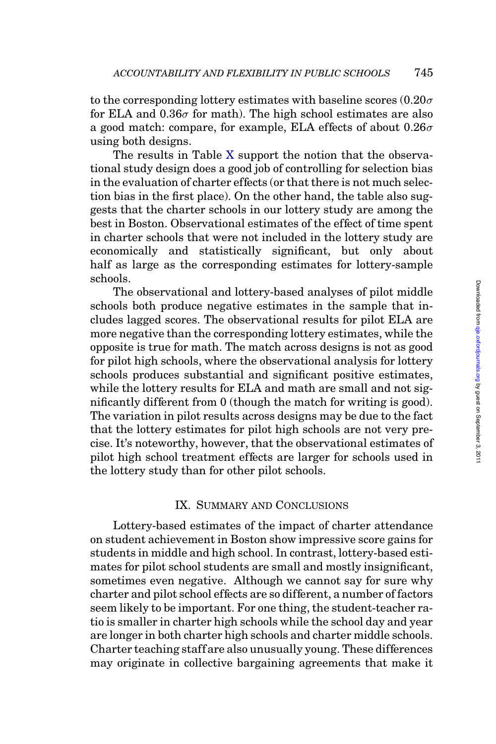to the corresponding lottery estimates with baseline scores ($0.20\sigma$ for ELA and $0.36\sigma$ for math). The high school estimates are also a good match: compare, for example, ELA effects of about $0.26\sigma$ using both designs.

The results in Table X support the notion that the observational study design does a good job of controlling for selection bias in the evaluation of charter effects (or that there is not much selection bias in the first place). On the other hand, the table also suggests that the charter schools in our lottery study are among the best in Boston. Observational estimates of the effect of time spent in charter schools that were not included in the lottery study are economically and statistically significant, but only about half as large as the corresponding estimates for lottery-sample schools.

The observational and lottery-based analyses of pilot middle schools both produce negative estimates in the sample that includes lagged scores. The observational results for pilot ELA are more negative than the corresponding lottery estimates, while the opposite is true for math. The match across designs is not as good for pilot high schools, where the observational analysis for lottery schools produces substantial and significant positive estimates, while the lottery results for ELA and math are small and not significantly different from 0 (though the match for writing is good). The variation in pilot results across designs may be due to the fact that the lottery estimates for pilot high schools are not very precise. It's noteworthy, however, that the observational estimates of pilot high school treatment effects are larger for schools used in the lottery study than for other pilot schools.

## IX. Summary and Conclusions

Lottery-based estimates of the impact of charter attendance on student achievement in Boston show impressive score gains for students in middle and high school. In contrast, lottery-based estimates for pilot school students are small and mostly insignificant, sometimes even negative. Although we cannot say for sure why charter and pilot school effects are so different, a number of factors seem likely to be important. For one thing, the student-teacher ratio is smaller in charter high schools while the school day and year are longer in both charter high schools and charter middle schools. Charter teaching staff are also unusually young. These differences may originate in collective bargaining agreements that make it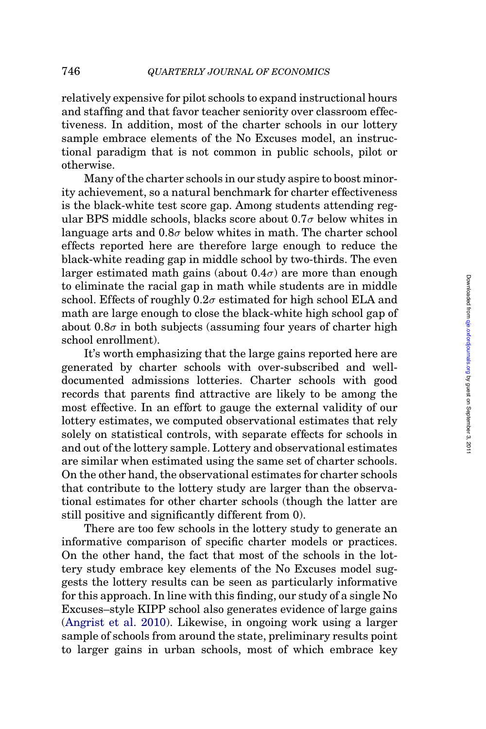relatively expensive for pilot schools to expand instructional hours and staffing and that favor teacher seniority over classroom effectiveness. In addition, most of the charter schools in our lottery sample embrace elements of the No Excuses model, an instructional paradigm that is not common in public schools, pilot or otherwise.

Many of the charter schools in our study aspire to boost minority achievement, so a natural benchmark for charter effectiveness is the black-white test score gap. Among students attending regular BPS middle schools, blacks score about $0.7\sigma$ below whites in language arts and $0.8\sigma$ below whites in math. The charter school effects reported here are therefore large enough to reduce the black-white reading gap in middle school by two-thirds. The even larger estimated math gains (about $0.4\sigma$) are more than enough to eliminate the racial gap in math while students are in middle school. Effects of roughly $0.2\sigma$ estimated for high school ELA and math are large enough to close the black-white high school gap of about $0.8\sigma$ in both subjects (assuming four years of charter high school enrollment).

It's worth emphasizing that the large gains reported here are generated by charter schools with over-subscribed and well-documented admissions lotteries. Charter schools with good records that parents find attractive are likely to be among the most effective. In an effort to gauge the external validity of our lottery estimates, we computed observational estimates that rely solely on statistical controls, with separate effects for schools in and out of the lottery sample. Lottery and observational estimates are similar when estimated using the same set of charter schools. On the other hand, the observational estimates for charter schools that contribute to the lottery study are larger than the observational estimates for other charter schools (though the latter are still positive and significantly different from 0).

There are too few schools in the lottery study to generate an informative comparison of specific charter models or practices. On the other hand, the fact that most of the schools in the lottery study embrace key elements of the No Excuses model suggests the lottery results can be seen as particularly informative for this approach. In line with this finding, our study of a single No Excuses–style KIPP school also generates evidence of large gains (Angrist et al. 2010). Likewise, in ongoing work using a larger sample of schools from around the state, preliminary results point to larger gains in urban schools, most of which embrace key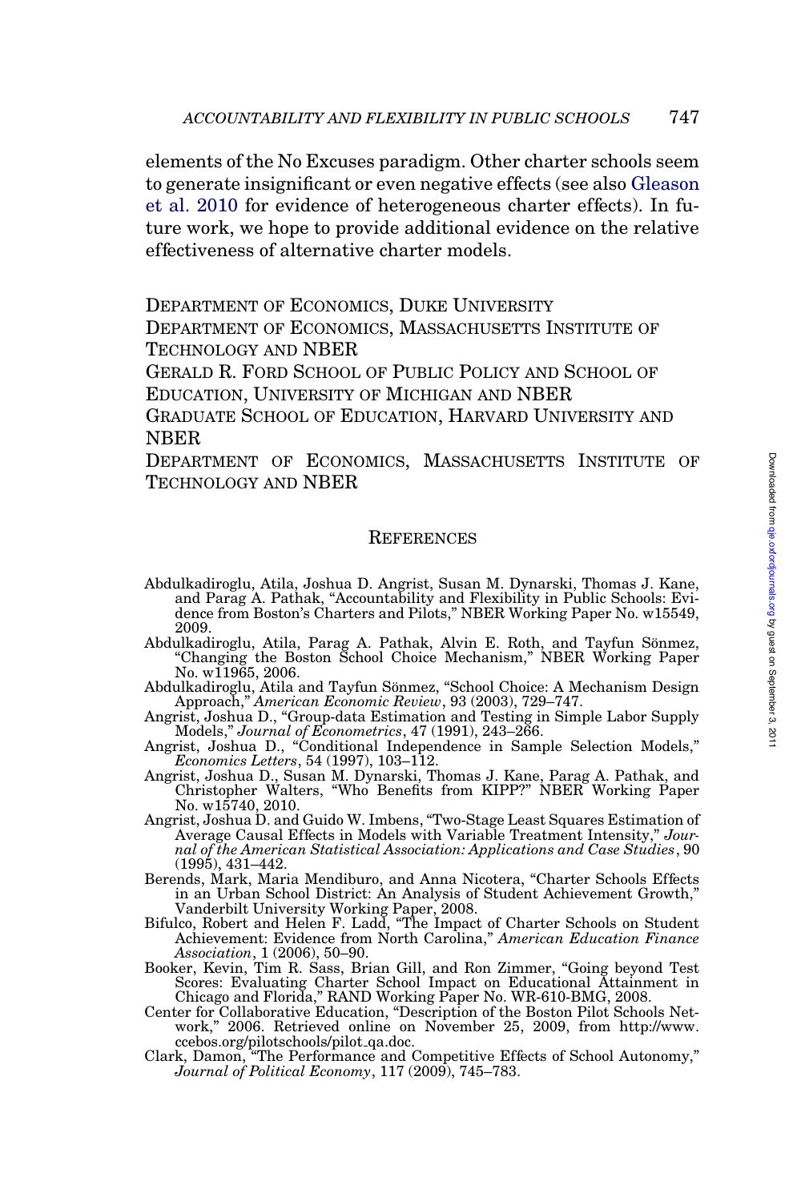elements of the No Excuses paradigm. Other charter schools seem to generate insignificant or even negative effects (see also Gleason et al. 2010 for evidence of heterogeneous charter effects). In future work, we hope to provide additional evidence on the relative effectiveness of alternative charter models.

DEPARTMENT OF ECONOMICS, DUKE UNIVERSITY
DEPARTMENT OF ECONOMICS, MASSACHUSETTS INSTITUTE OF TECHNOLOGY AND NBER
GERALD R. FORD SCHOOL OF PUBLIC POLICY AND SCHOOL OF EDUCATION, UNIVERSITY OF MICHIGAN AND NBER
GRADUATE SCHOOL OF EDUCATION, HARVARD UNIVERSITY AND NBER
DEPARTMENT OF ECONOMICS, MASSACHUSETTS INSTITUTE OF TECHNOLOGY AND NBER

## REFERENCES

Abdulkadiroglu, Atila, Joshua D. Angrist, Susan M. Dynarski, Thomas J. Kane, and Parag A. Pathak, "Accountability and Flexibility in Public Schools: Evidence from Boston's Charters and Pilots," NBER Working Paper No. w15549, 2009.

Abdulkadiroglu, Atila, Parag A. Pathak, Alvin E. Roth, and Tayfun Sönmez, "Changing the Boston School Choice Mechanism," NBER Working Paper No. w11965, 2006.

Abdulkadiroglu, Atila and Tayfun Sönmez, "School Choice: A Mechanism Design Approach," *American Economic Review*, 93 (2003), 729–747.

Angrist, Joshua D., "Group-data Estimation and Testing in Simple Labor Supply Models," *Journal of Econometrics*, 47 (1991), 243–266.

Angrist, Joshua D., "Conditional Independence in Sample Selection Models," *Economics Letters*, 54 (1997), 103–112.

Angrist, Joshua D., Susan M. Dynarski, Thomas J. Kane, Parag A. Pathak, and Christopher Walters, "Who Benefits from KIPP?" NBER Working Paper No. w15740, 2010.

Angrist, Joshua D. and Guido W. Imbens, "Two-Stage Least Squares Estimation of Average Causal Effects in Models with Variable Treatment Intensity," *Journal of the American Statistical Association: Applications and Case Studies*, 90 (1995), 431–442.

Berends, Mark, Maria Mendiburo, and Anna Nicotera, "Charter Schools Effects in an Urban School District: An Analysis of Student Achievement Growth," Vanderbilt University Working Paper, 2008.

Bifulco, Robert and Helen F. Ladd, "The Impact of Charter Schools on Student Achievement: Evidence from North Carolina," *American Education Finance Association*, 1 (2006), 50–90.

Booker, Kevin, Tim R. Sass, Brian Gill, and Ron Zimmer, "Going beyond Test Scores: Evaluating Charter School Impact on Educational Attainment in Chicago and Florida," RAND Working Paper No. WR-610-BMG, 2008.

Center for Collaborative Education, "Description of the Boston Pilot Schools Network," 2006. Retrieved online on November 25, 2009, from http://www.ccebos.org/pilotschools/pilot_qa.doc.

Clark, Damon, "The Performance and Competitive Effects of School Autonomy," *Journal of Political Economy*, 117 (2009), 745–783.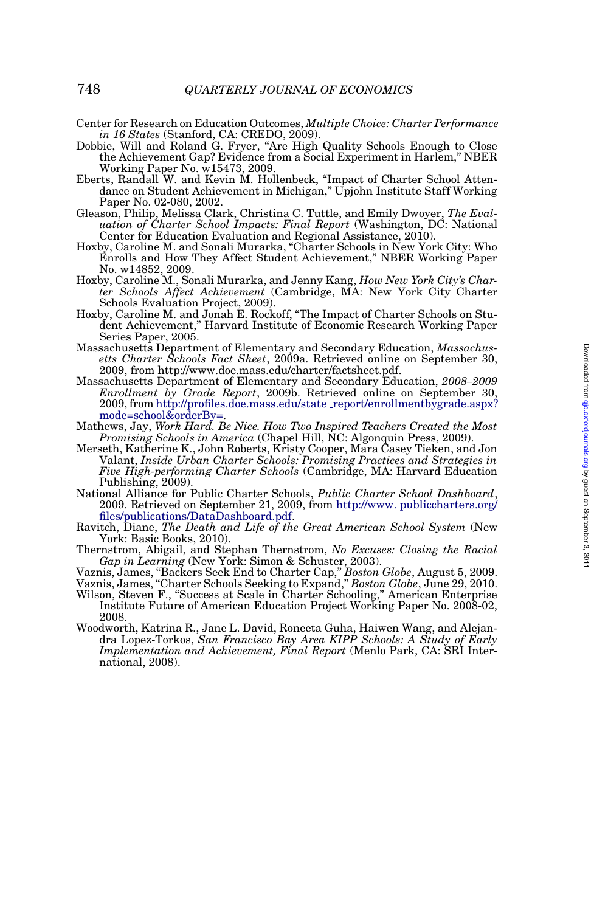Center for Research on Education Outcomes, *Multiple Choice: Charter Performance in 16 States* (Stanford, CA: CREDO, 2009).

Dobbie, Will and Roland G. Fryer, "Are High Quality Schools Enough to Close the Achievement Gap? Evidence from a Social Experiment in Harlem," NBER Working Paper No. w15473, 2009.

Eberts, Randall W. and Kevin M. Hollenbeck, "Impact of Charter School Attendance on Student Achievement in Michigan," Upjohn Institute Staff Working Paper No. 02-080, 2002.

Gleason, Philip, Melissa Clark, Christina C. Tuttle, and Emily Dwoyer, *The Evaluation of Charter School Impacts: Final Report* (Washington, DC: National Center for Education Evaluation and Regional Assistance, 2010).

Hoxby, Caroline M. and Sonali Murarka, "Charter Schools in New York City: Who Enrolls and How They Affect Student Achievement," NBER Working Paper No. w14852, 2009.

Hoxby, Caroline M., Sonali Murarka, and Jenny Kang, *How New York City's Charter Schools Affect Achievement* (Cambridge, MA: New York City Charter Schools Evaluation Project, 2009).

Hoxby, Caroline M. and Jonah E. Rockoff, "The Impact of Charter Schools on Student Achievement," Harvard Institute of Economic Research Working Paper Series Paper, 2005.

Massachusetts Department of Elementary and Secondary Education, *Massachusetts Charter Schools Fact Sheet*, 2009a. Retrieved online on September 30, 2009, from http://www.doe.mass.edu/charter/factsheet.pdf.

Massachusetts Department of Elementary and Secondary Education, *2008–2009 Enrollment by Grade Report*, 2009b. Retrieved online on September 30, 2009, from http://profiles.doe.mass.edu/state_report/enrollmentbygrade.aspx?mode=school&orderBy=.

Mathews, Jay, *Work Hard. Be Nice. How Two Inspired Teachers Created the Most Promising Schools in America* (Chapel Hill, NC: Algonquin Press, 2009).

Merseth, Katherine K., John Roberts, Kristy Cooper, Mara Casey Tieken, and Jon Valant, *Inside Urban Charter Schools: Promising Practices and Strategies in Five High-performing Charter Schools* (Cambridge, MA: Harvard Education Publishing, 2009).

National Alliance for Public Charter Schools, *Public Charter School Dashboard*, 2009. Retrieved on September 21, 2009, from http://www. publiccharters.org/files/publications/DataDashboard.pdf.

Ravitch, Diane, *The Death and Life of the Great American School System* (New York: Basic Books, 2010).

Thernstrom, Abigail, and Stephan Thernstrom, *No Excuses: Closing the Racial Gap in Learning* (New York: Simon & Schuster, 2003).

Vaznis, James, "Backers Seek End to Charter Cap," *Boston Globe*, August 5, 2009.

Vaznis, James, "Charter Schools Seeking to Expand," *Boston Globe*, June 29, 2010.

Wilson, Steven F., "Success at Scale in Charter Schooling," American Enterprise Institute Future of American Education Project Working Paper No. 2008-02, 2008.

Woodworth, Katrina R., Jane L. David, Roneeta Guha, Haiwen Wang, and Alejandra Lopez-Torkos, *San Francisco Bay Area KIPP Schools: A Study of Early Implementation and Achievement, Final Report* (Menlo Park, CA: SRI International, 2008).